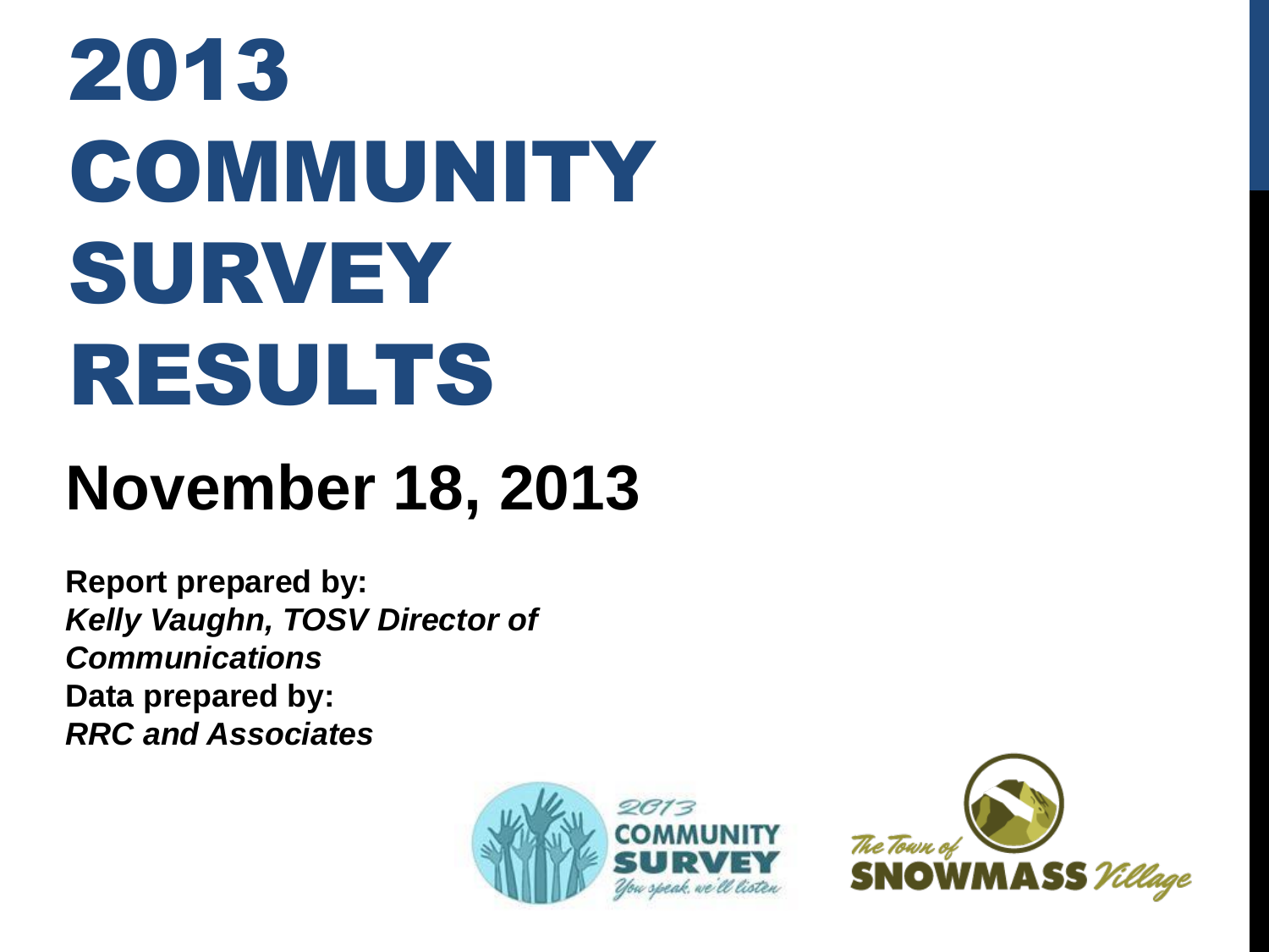# 2013 COMMUNITY SURVEY RESULTS

## November 18, 2013

**Report prepared by:**
***Kelly Vaughn, TOSV Director of Communications***
**Data prepared by:**
***RRC and Associates***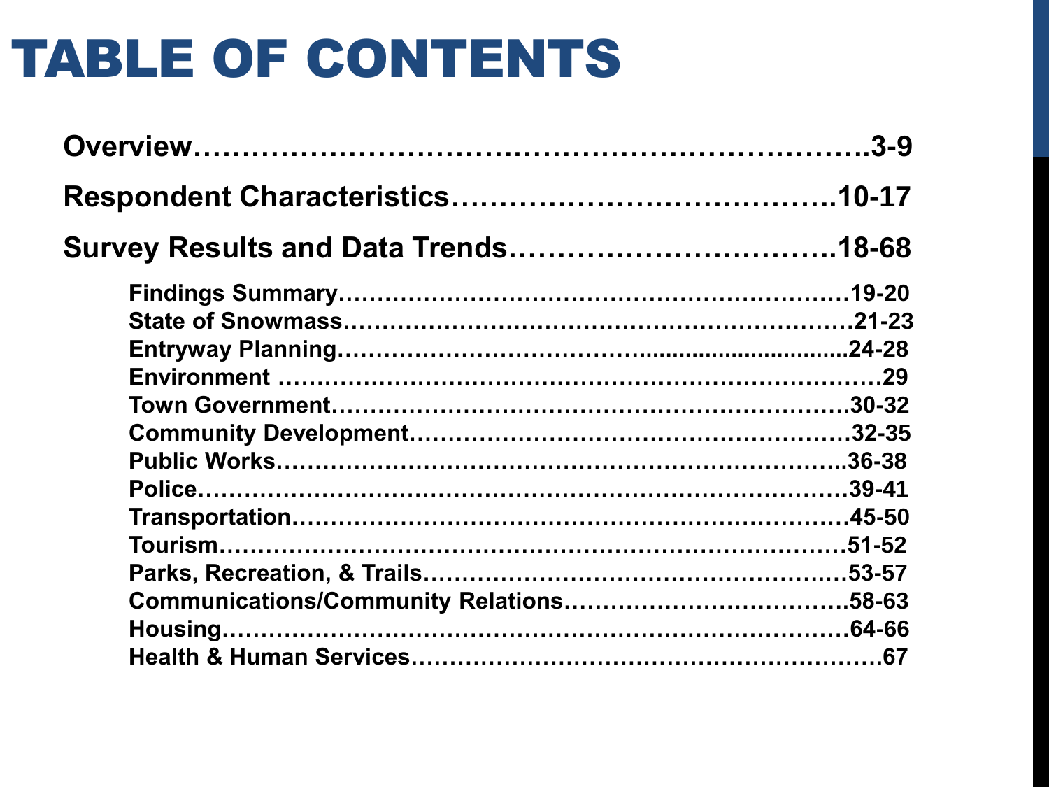# TABLE OF CONTENTS

**Overview……………………………………………………………….3-9**

**Respondent Characteristics………………………………….10-17**

**Survey Results and Data Trends…………………………….18-68**

- **Findings Summary……………………………………………………………19-20**
- **State of Snowmass……………………………………………………………21-23**
- **Entryway Planning………………………………….............................24-28**
- **Environment ……………………………………………………………………29**
- **Town Government……………………………………………………………30-32**
- **Community Development…………………………………………………32-35**
- **Public Works…………………………………………………………………..36-38**
- **Police……………………………………………………………………………39-41**
- **Transportation…………………………………………………………………45-50**
- **Tourism…………………………………………………………………………51-52**
- **Parks, Recreation, & Trails……………………………………………..…53-57**
- **Communications/Community Relations……………………………….58-63**
- **Housing…………………………………………………………………………64-66**
- **Health & Human Services……………………………………………………67**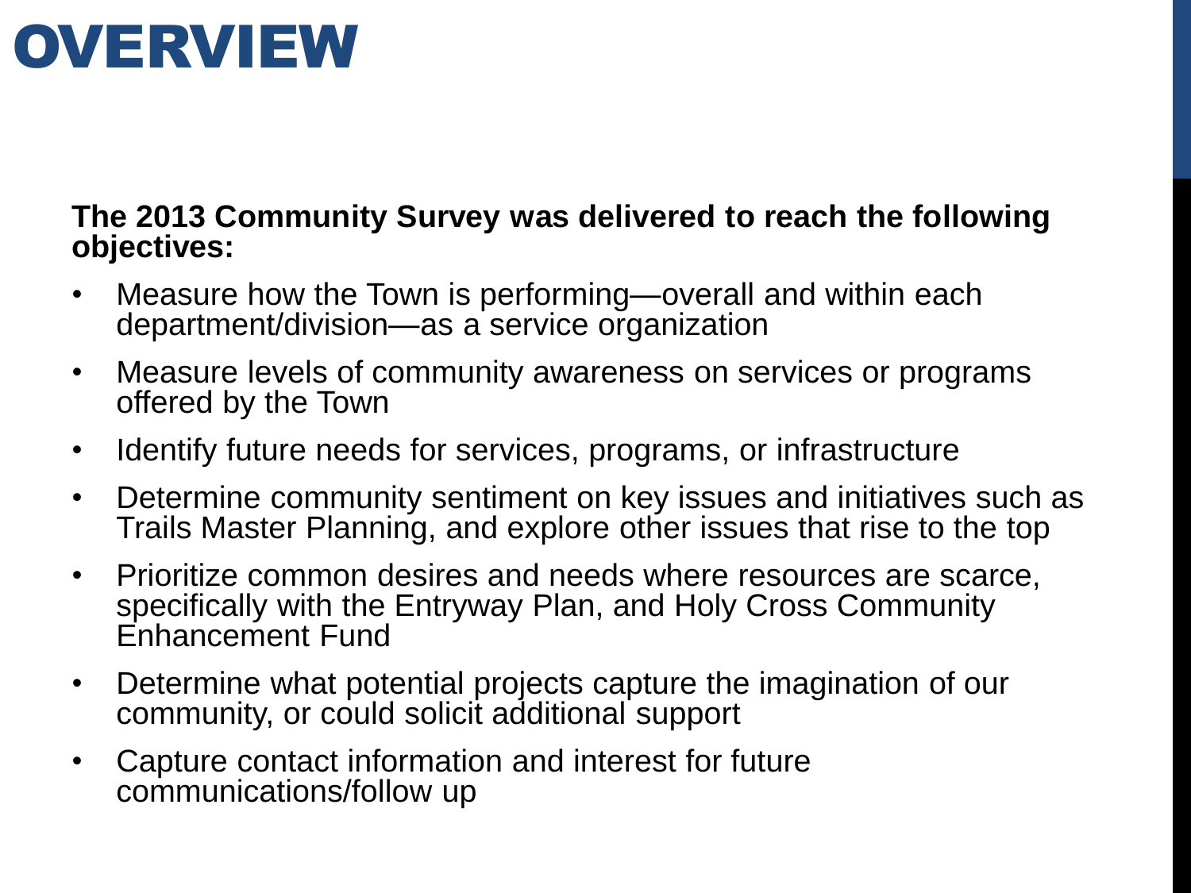# OVERVIEW

**The 2013 Community Survey was delivered to reach the following objectives:**

- Measure how the Town is performing—overall and within each department/division—as a service organization
- Measure levels of community awareness on services or programs offered by the Town
- Identify future needs for services, programs, or infrastructure
- Determine community sentiment on key issues and initiatives such as Trails Master Planning, and explore other issues that rise to the top
- Prioritize common desires and needs where resources are scarce, specifically with the Entryway Plan, and Holy Cross Community Enhancement Fund
- Determine what potential projects capture the imagination of our community, or could solicit additional support
- Capture contact information and interest for future communications/follow up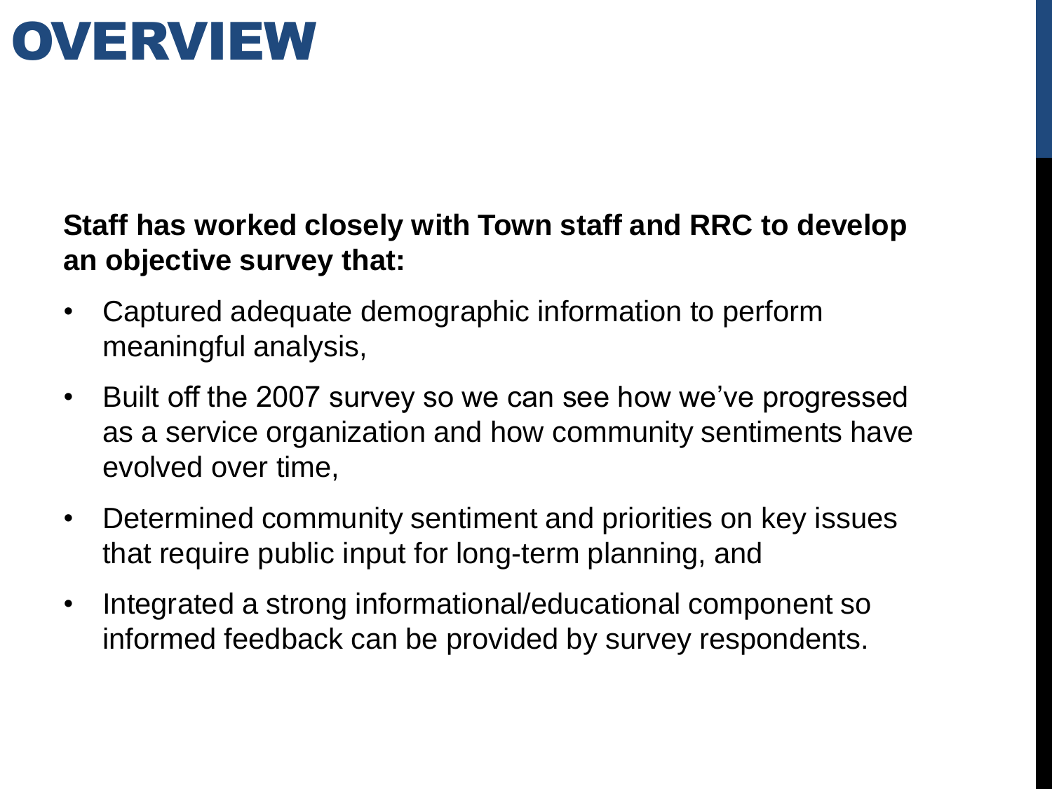# OVERVIEW

**Staff has worked closely with Town staff and RRC to develop an objective survey that:**

- Captured adequate demographic information to perform meaningful analysis,
- Built off the 2007 survey so we can see how we've progressed as a service organization and how community sentiments have evolved over time,
- Determined community sentiment and priorities on key issues that require public input for long-term planning, and
- Integrated a strong informational/educational component so informed feedback can be provided by survey respondents.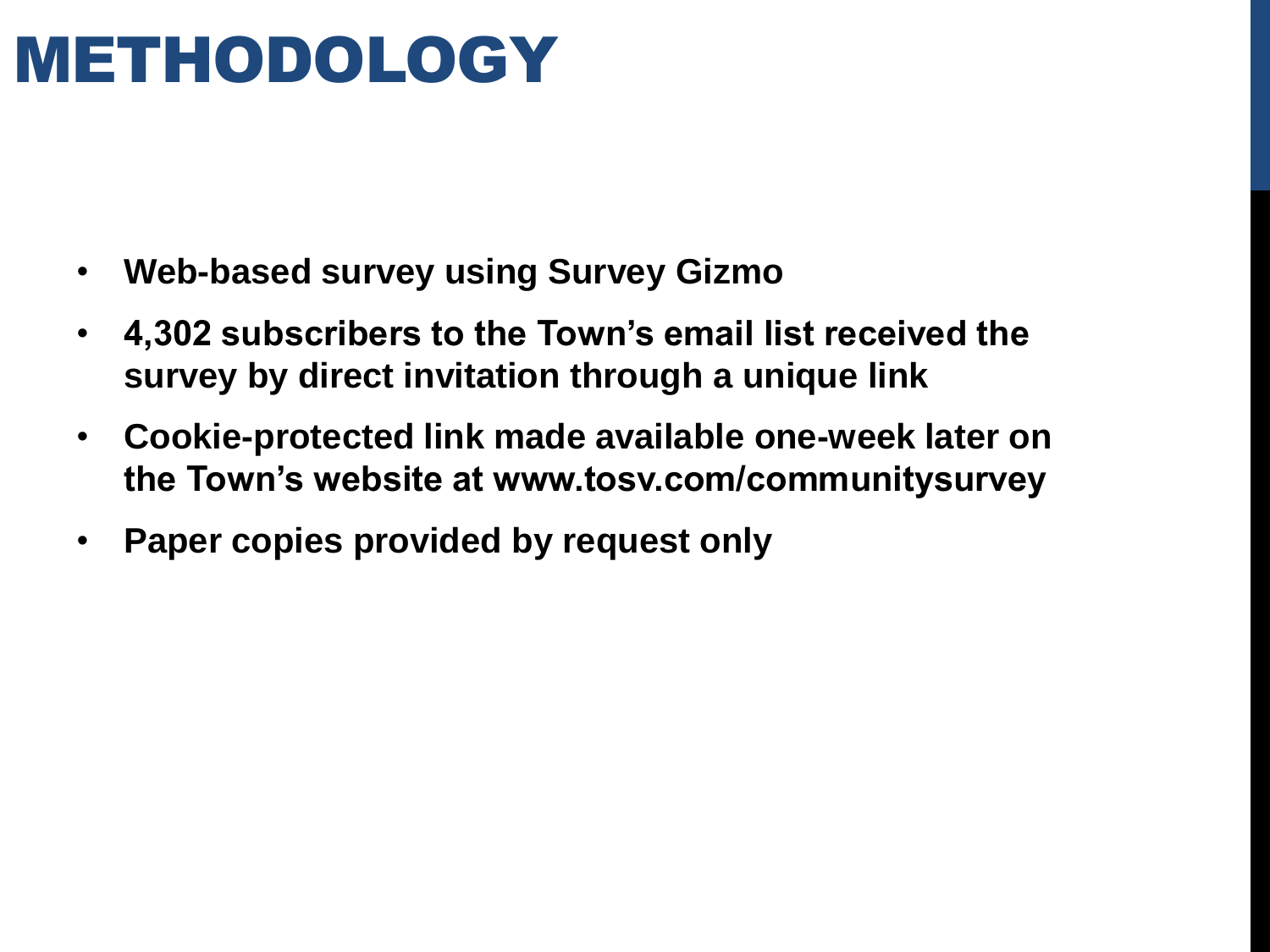# METHODOLOGY

- **Web-based survey using Survey Gizmo**
- **4,302 subscribers to the Town's email list received the survey by direct invitation through a unique link**
- **Cookie-protected link made available one-week later on the Town's website at www.tosv.com/communitysurvey**
- **Paper copies provided by request only**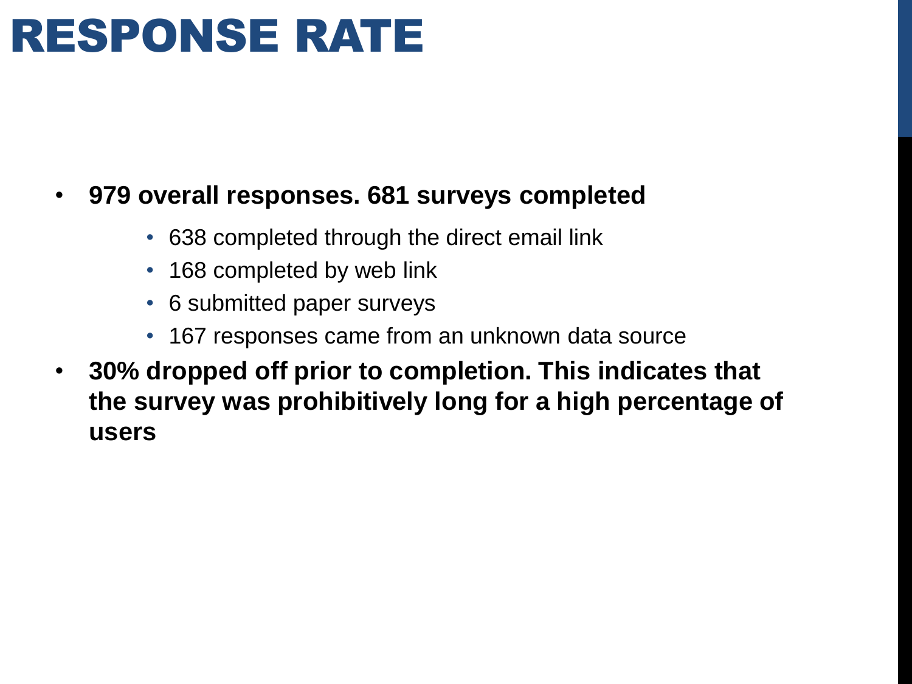# RESPONSE RATE

- **979 overall responses. 681 surveys completed**
  - 638 completed through the direct email link
  - 168 completed by web link
  - 6 submitted paper surveys
  - 167 responses came from an unknown data source
- **30% dropped off prior to completion. This indicates that the survey was prohibitively long for a high percentage of users**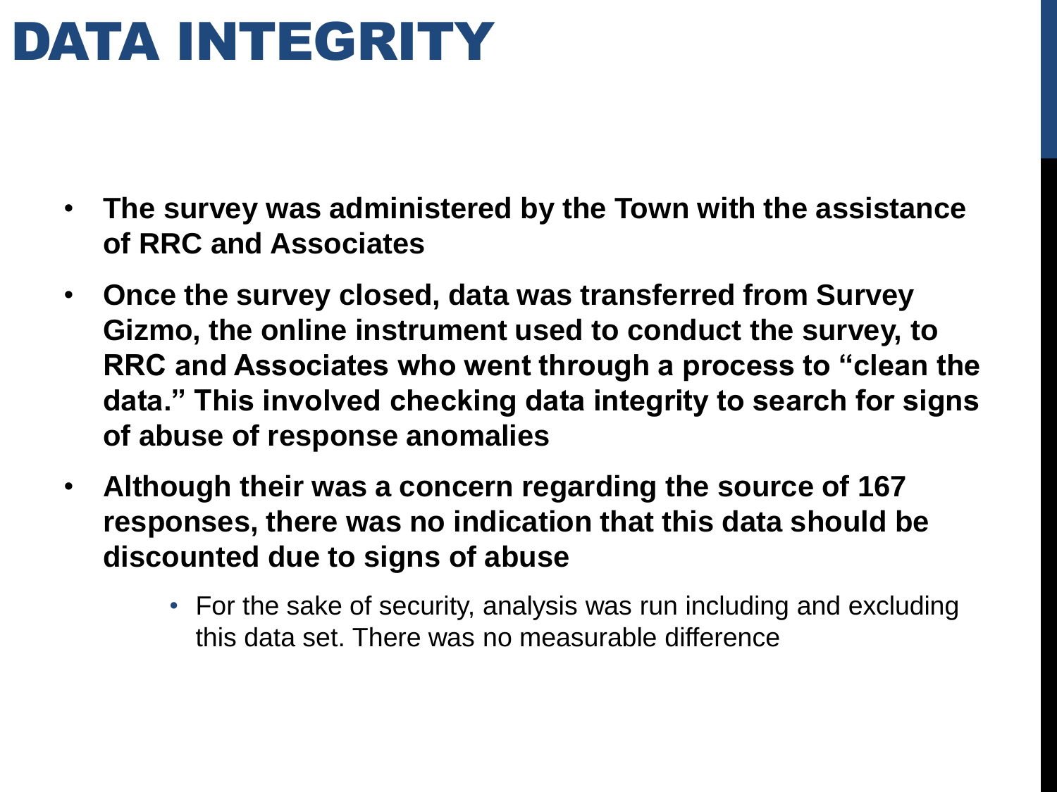# DATA INTEGRITY

- **The survey was administered by the Town with the assistance of RRC and Associates**
- **Once the survey closed, data was transferred from Survey Gizmo, the online instrument used to conduct the survey, to RRC and Associates who went through a process to "clean the data." This involved checking data integrity to search for signs of abuse of response anomalies**
- **Although their was a concern regarding the source of 167 responses, there was no indication that this data should be discounted due to signs of abuse**
  - For the sake of security, analysis was run including and excluding this data set. There was no measurable difference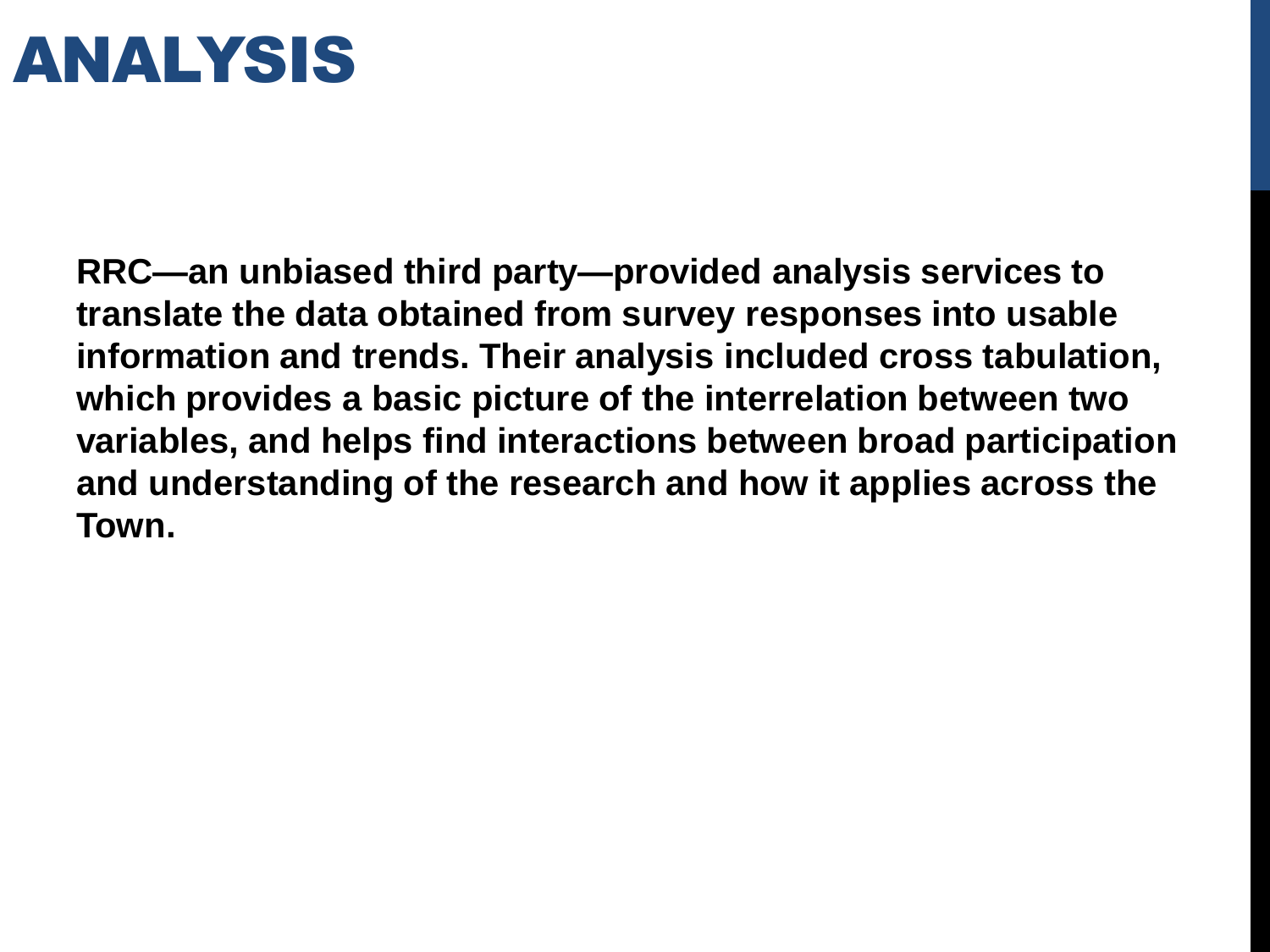# ANALYSIS

**RRC—an unbiased third party—provided analysis services to translate the data obtained from survey responses into usable information and trends. Their analysis included cross tabulation, which provides a basic picture of the interrelation between two variables, and helps find interactions between broad participation and understanding of the research and how it applies across the Town.**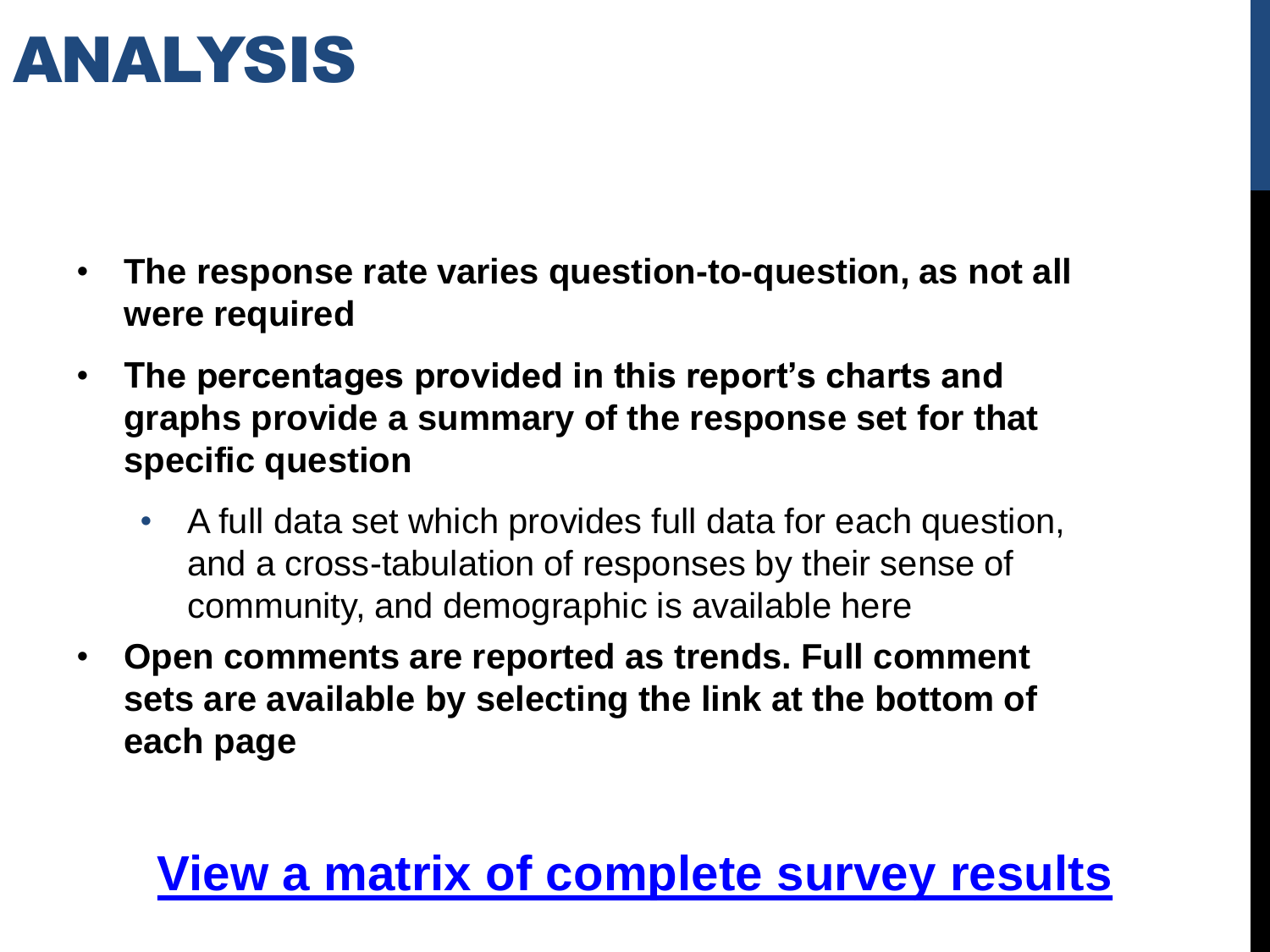# ANALYSIS

- **The response rate varies question-to-question, as not all were required**
- **The percentages provided in this report's charts and graphs provide a summary of the response set for that specific question**
  - A full data set which provides full data for each question, and a cross-tabulation of responses by their sense of community, and demographic is available here
- **Open comments are reported as trends. Full comment sets are available by selecting the link at the bottom of each page**

**View a matrix of complete survey results**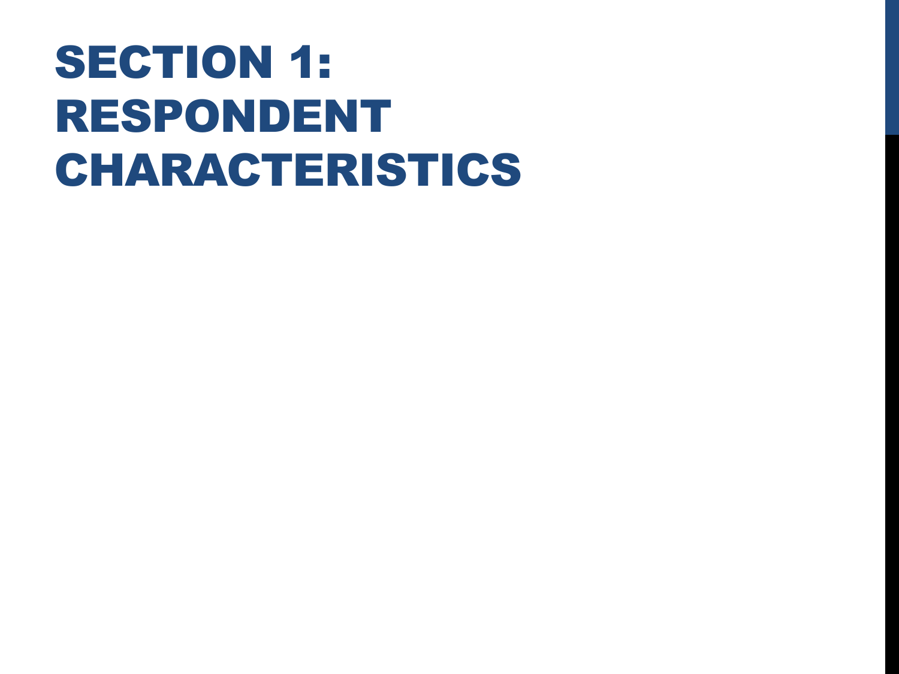# SECTION 1: RESPONDENT CHARACTERISTICS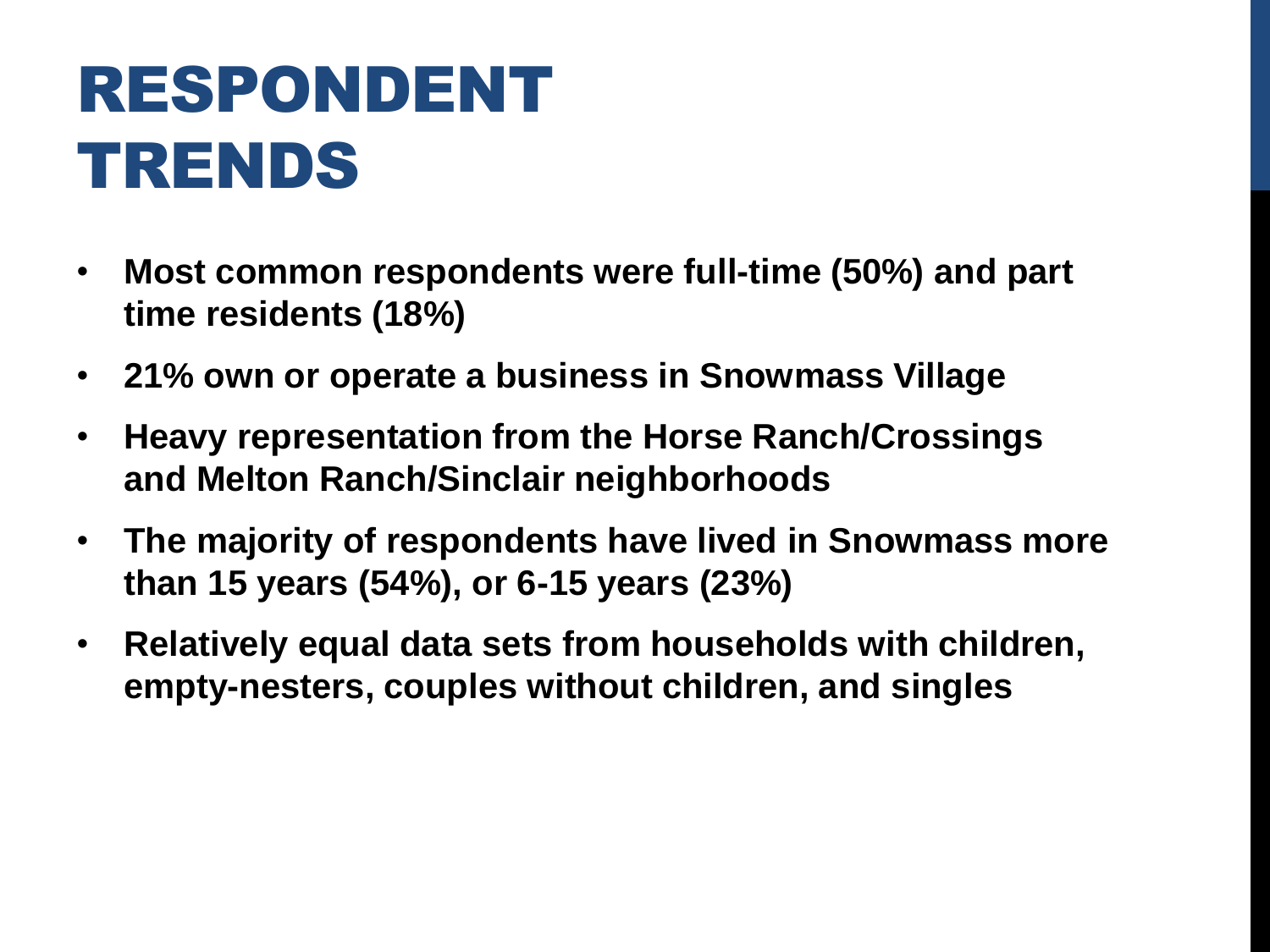# RESPONDENT TRENDS

- **Most common respondents were full-time (50%) and part time residents (18%)**
- **21% own or operate a business in Snowmass Village**
- **Heavy representation from the Horse Ranch/Crossings and Melton Ranch/Sinclair neighborhoods**
- **The majority of respondents have lived in Snowmass more than 15 years (54%), or 6-15 years (23%)**
- **Relatively equal data sets from households with children, empty-nesters, couples without children, and singles**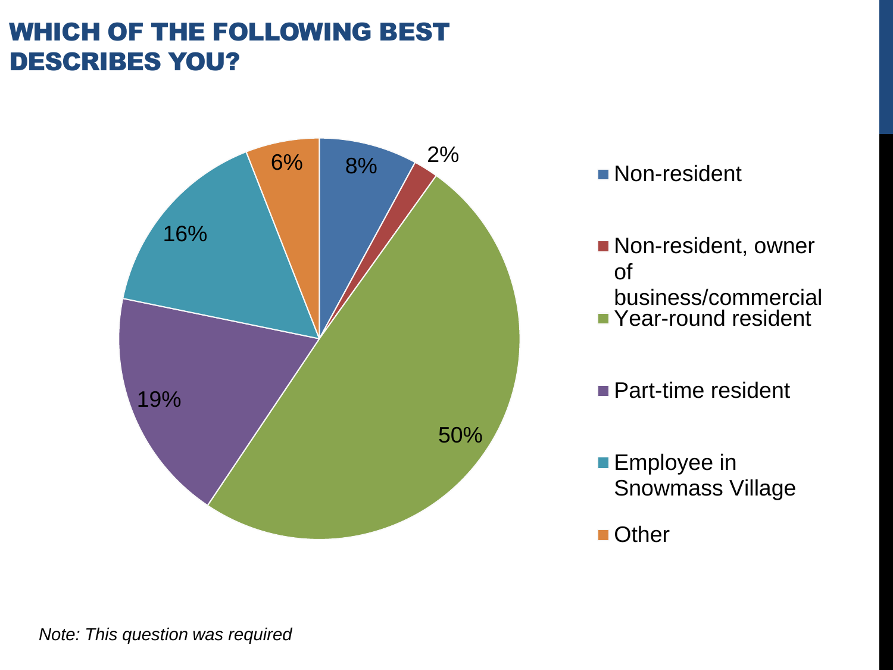# WHICH OF THE FOLLOWING BEST DESCRIBES YOU?

| Response | Percent |
|---|---|
| Non-resident | 8% |
| Non-resident, owner of business/commercial | 2% |
| Year-round resident | 50% |
| Part-time resident | 19% |
| Employee in Snowmass Village | 16% |
| Other | 6% |

*Note: This question was required*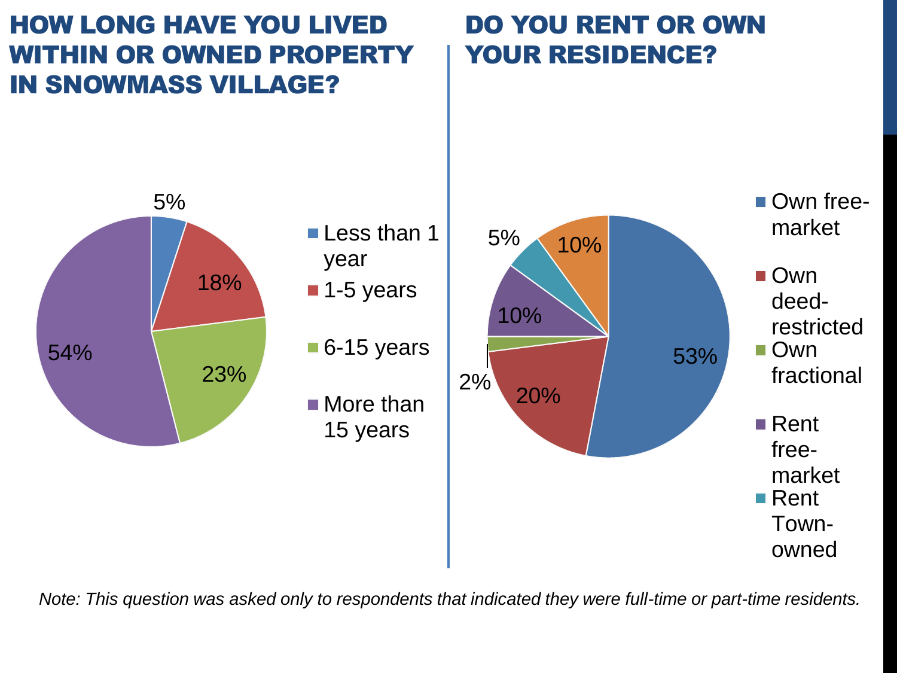## HOW LONG HAVE YOU LIVED WITHIN OR OWNED PROPERTY IN SNOWMASS VILLAGE?

| Response | Percent |
| --- | --- |
| Less than 1 year | 5% |
| 1-5 years | 18% |
| 6-15 years | 23% |
| More than 15 years | 54% |

## DO YOU RENT OR OWN YOUR RESIDENCE?

| Response | Percent |
| --- | --- |
| Own free-market | 53% |
| Own deed-restricted | 20% |
| Own fractional | 2% |
| Rent free-market | 10% |
| Rent Town-owned | 5% |
| (not labeled in legend) | 10% |

*Note: This question was asked only to respondents that indicated they were full-time or part-time residents.*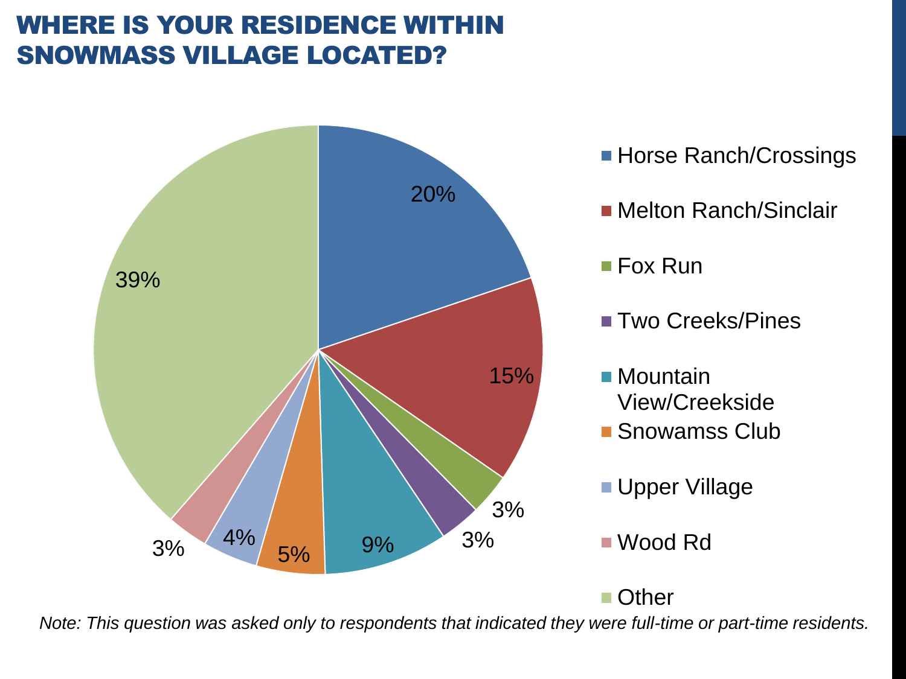# WHERE IS YOUR RESIDENCE WITHIN SNOWMASS VILLAGE LOCATED?

| Location | Percent |
|---|---|
| Horse Ranch/Crossings | 20% |
| Melton Ranch/Sinclair | 15% |
| Fox Run | 3% |
| Two Creeks/Pines | 3% |
| Mountain View/Creekside | 9% |
| Snowamss Club | 5% |
| Upper Village | 4% |
| Wood Rd | 3% |
| Other | 39% |

*Note: This question was asked only to respondents that indicated they were full-time or part-time residents.*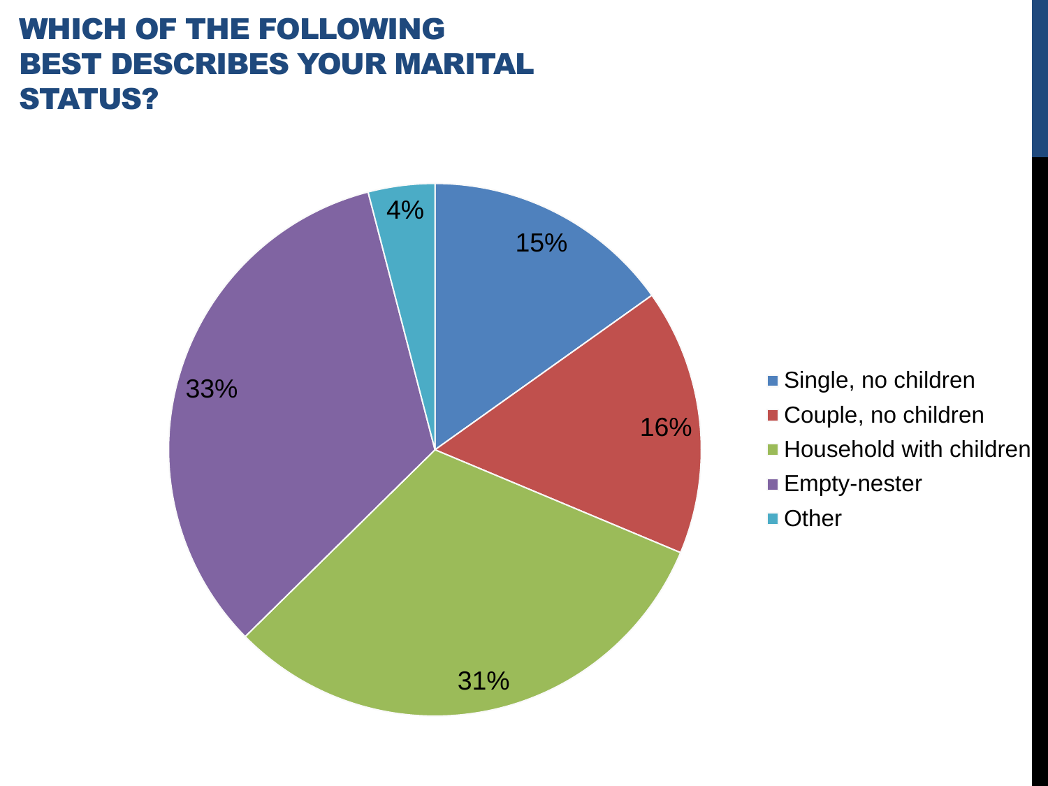# WHICH OF THE FOLLOWING BEST DESCRIBES YOUR MARITAL STATUS?

| Marital status | Percentage |
| --- | --- |
| Single, no children | 15% |
| Couple, no children | 16% |
| Household with children | 31% |
| Empty-nester | 33% |
| Other | 4% |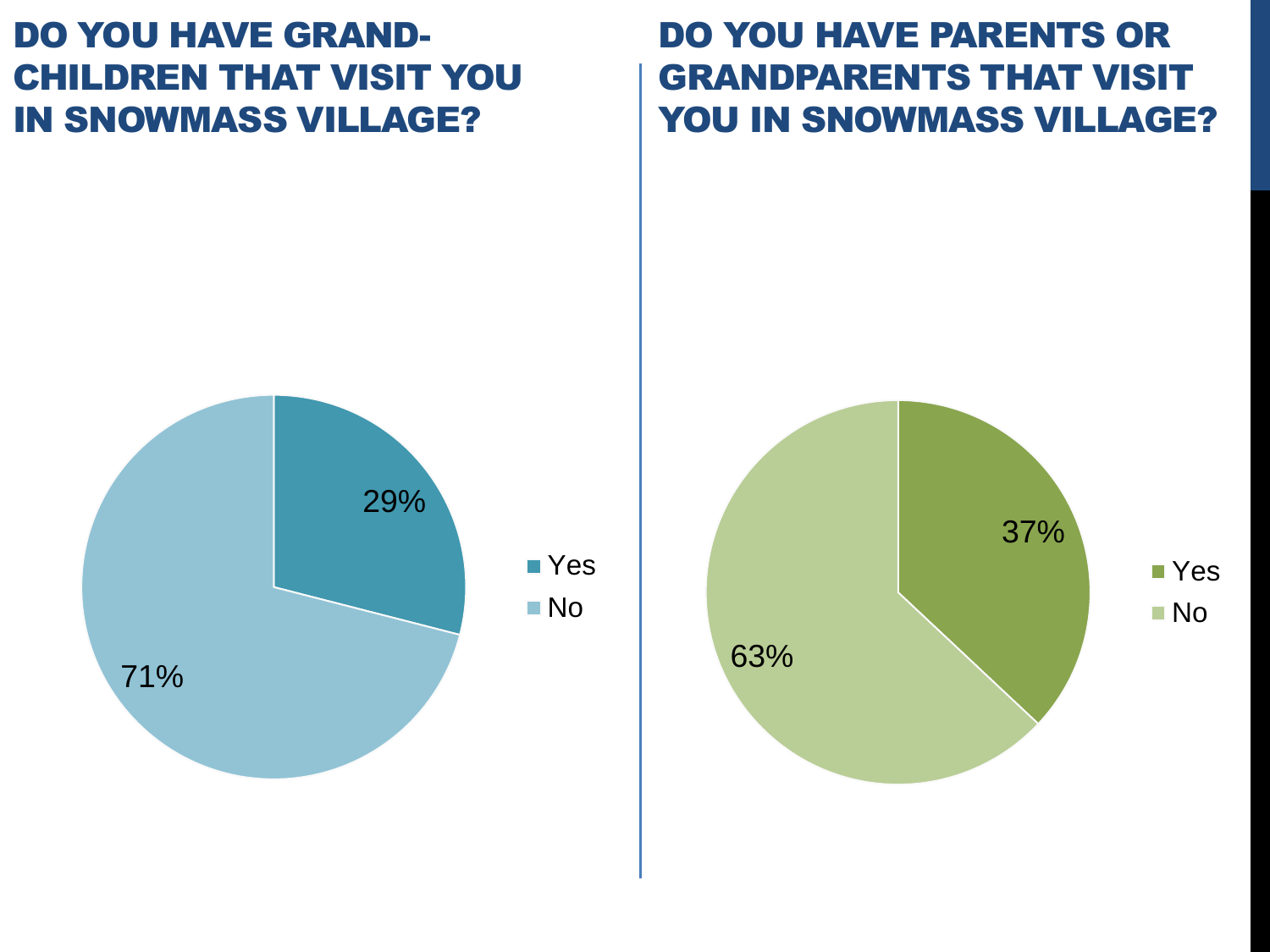## DO YOU HAVE GRAND-CHILDREN THAT VISIT YOU IN SNOWMASS VILLAGE?

| Response | Percent |
| --- | --- |
| Yes | 29% |
| No | 71% |

## DO YOU HAVE PARENTS OR GRANDPARENTS THAT VISIT YOU IN SNOWMASS VILLAGE?

| Response | Percent |
| --- | --- |
| Yes | 37% |
| No | 63% |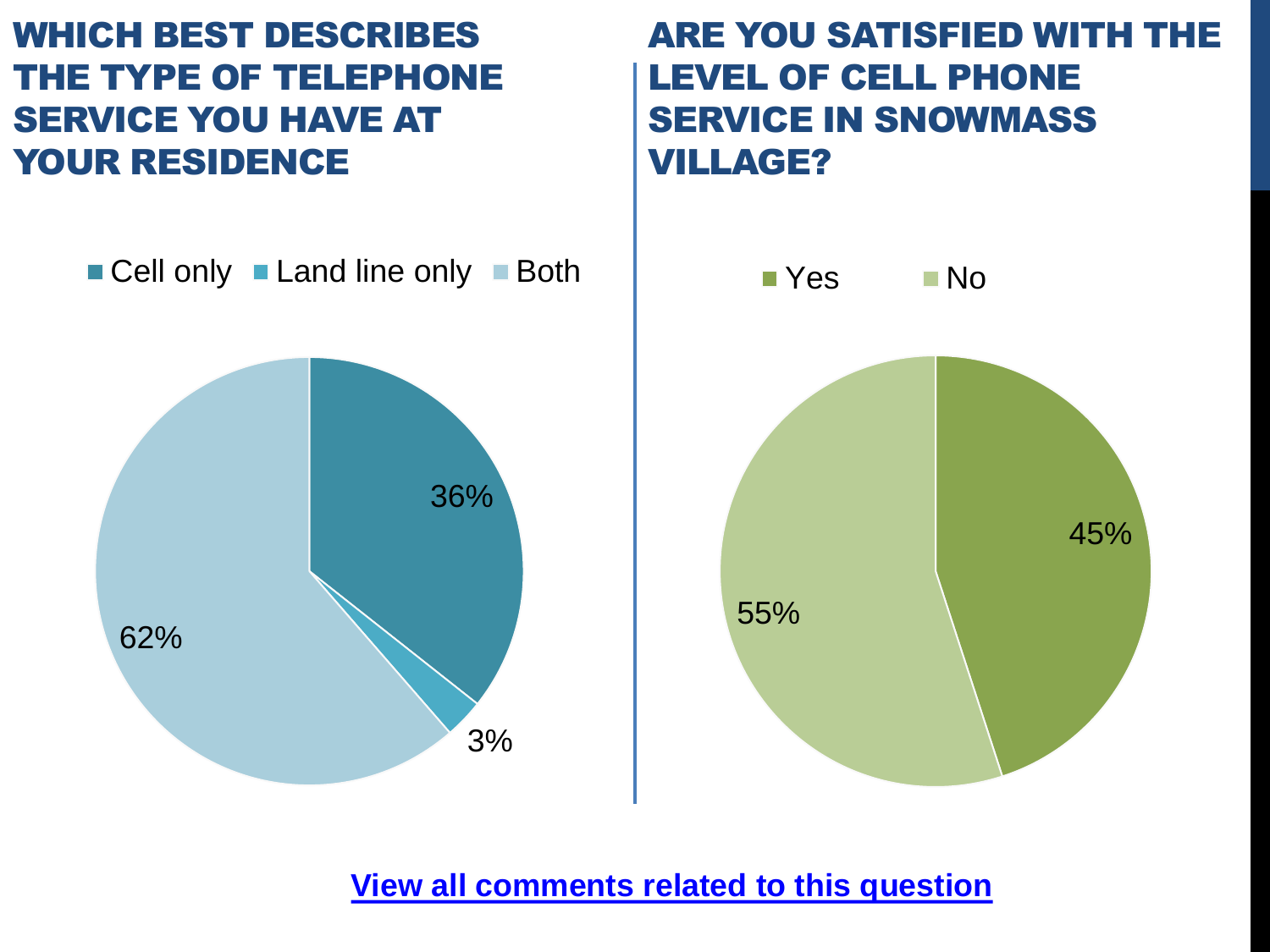## WHICH BEST DESCRIBES THE TYPE OF TELEPHONE SERVICE YOU HAVE AT YOUR RESIDENCE

| Response | Percent |
| --- | --- |
| Cell only | 36% |
| Land line only | 3% |
| Both | 62% |

## ARE YOU SATISFIED WITH THE LEVEL OF CELL PHONE SERVICE IN SNOWMASS VILLAGE?

| Response | Percent |
| --- | --- |
| Yes | 45% |
| No | 55% |

**View all comments related to this question**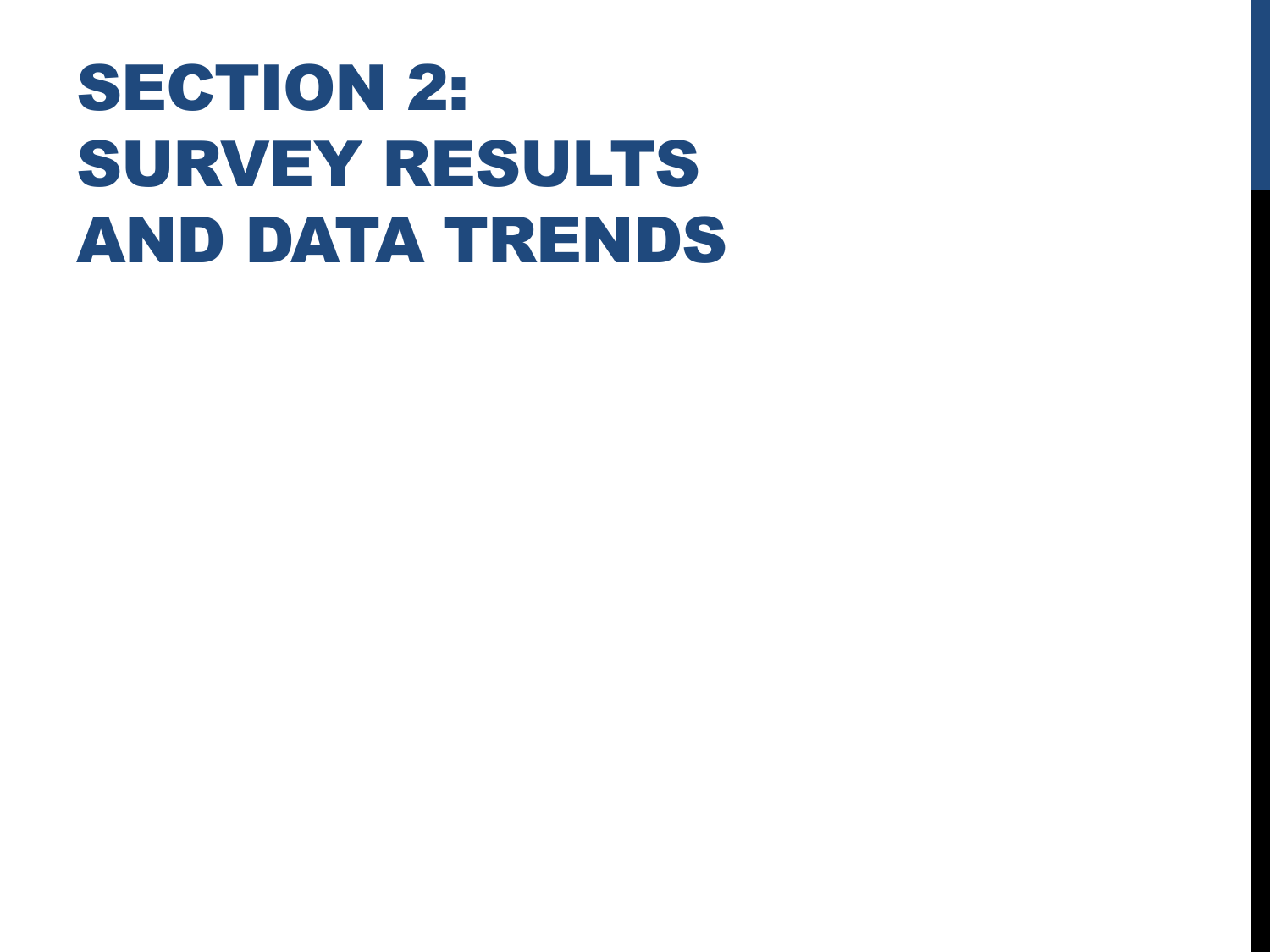# SECTION 2: SURVEY RESULTS AND DATA TRENDS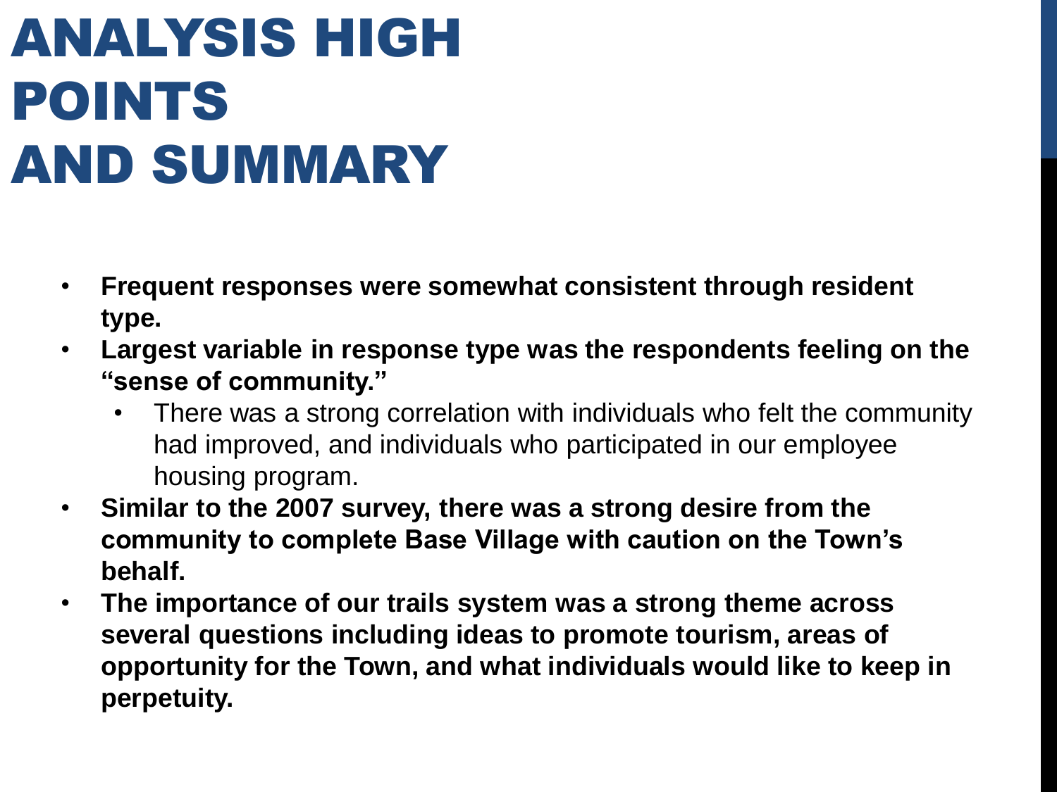# ANALYSIS HIGH POINTS AND SUMMARY

- **Frequent responses were somewhat consistent through resident type.**
- **Largest variable in response type was the respondents feeling on the "sense of community."**
  - There was a strong correlation with individuals who felt the community had improved, and individuals who participated in our employee housing program.
- **Similar to the 2007 survey, there was a strong desire from the community to complete Base Village with caution on the Town's behalf.**
- **The importance of our trails system was a strong theme across several questions including ideas to promote tourism, areas of opportunity for the Town, and what individuals would like to keep in perpetuity.**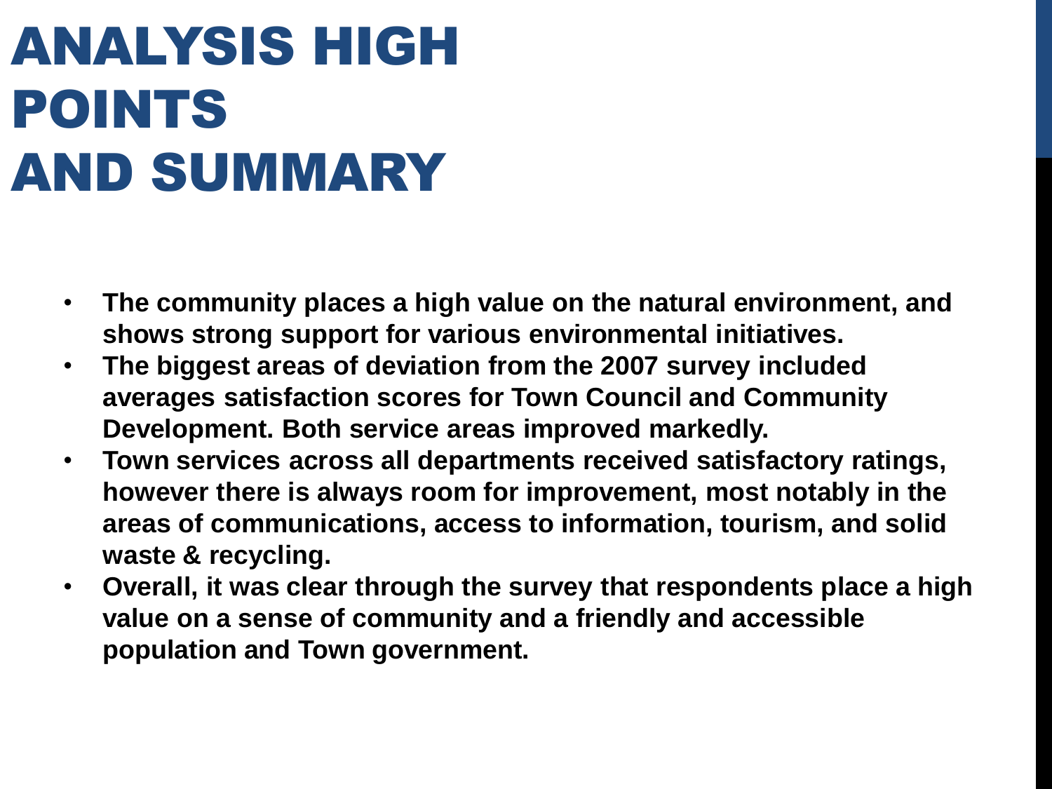# ANALYSIS HIGH POINTS AND SUMMARY

- **The community places a high value on the natural environment, and shows strong support for various environmental initiatives.**
- **The biggest areas of deviation from the 2007 survey included averages satisfaction scores for Town Council and Community Development. Both service areas improved markedly.**
- **Town services across all departments received satisfactory ratings, however there is always room for improvement, most notably in the areas of communications, access to information, tourism, and solid waste & recycling.**
- **Overall, it was clear through the survey that respondents place a high value on a sense of community and a friendly and accessible population and Town government.**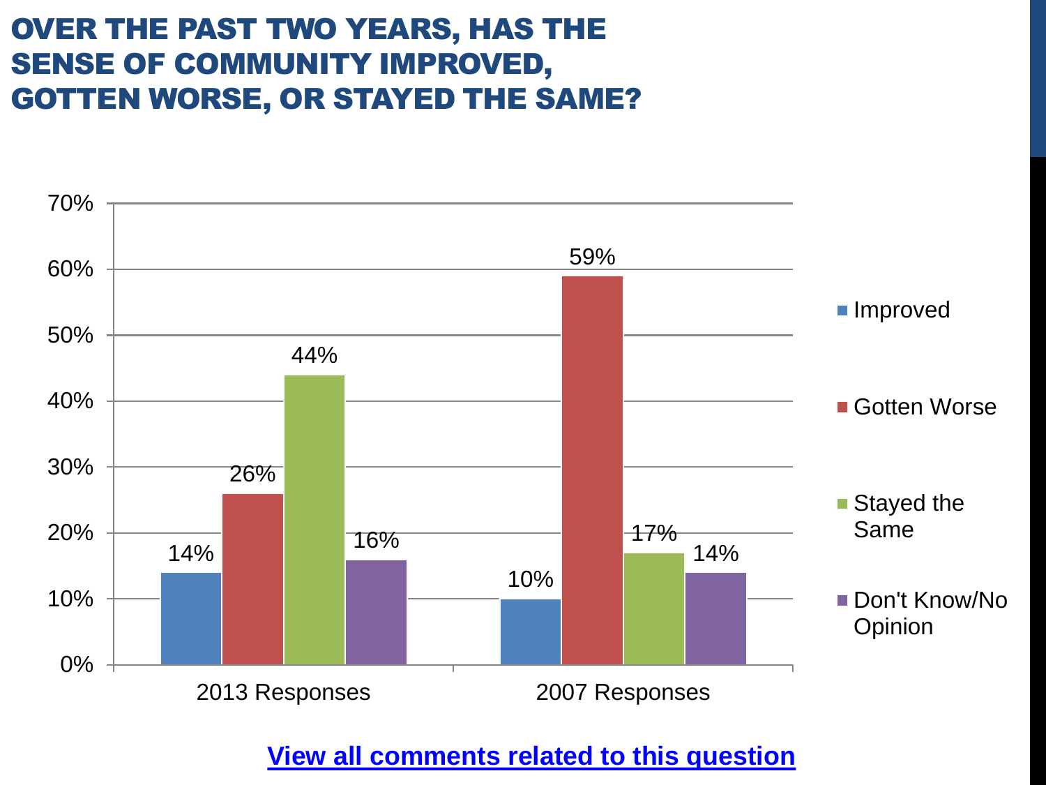# OVER THE PAST TWO YEARS, HAS THE SENSE OF COMMUNITY IMPROVED, GOTTEN WORSE, OR STAYED THE SAME?

| | Improved | Gotten Worse | Stayed the Same | Don't Know/No Opinion |
|---|---|---|---|---|
| 2013 Responses | 14% | 26% | 44% | 16% |
| 2007 Responses | 10% | 59% | 17% | 14% |

**View all comments related to this question**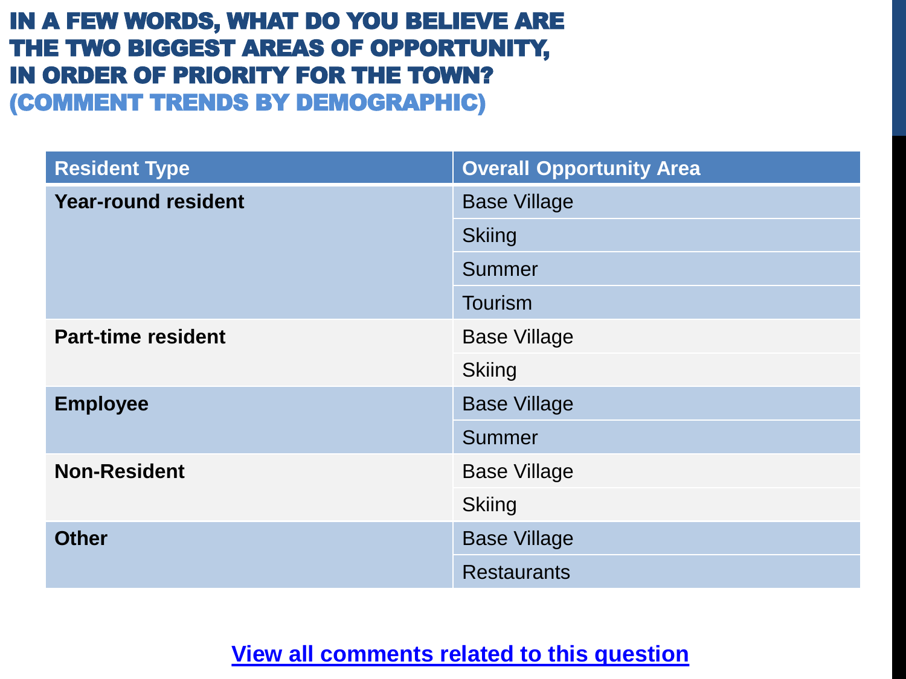# IN A FEW WORDS, WHAT DO YOU BELIEVE ARE THE TWO BIGGEST AREAS OF OPPORTUNITY, IN ORDER OF PRIORITY FOR THE TOWN? (COMMENT TRENDS BY DEMOGRAPHIC)

| Resident Type | Overall Opportunity Area |
| --- | --- |
| **Year-round resident** | Base Village |
| | Skiing |
| | Summer |
| | Tourism |
| **Part-time resident** | Base Village |
| | Skiing |
| **Employee** | Base Village |
| | Summer |
| **Non-Resident** | Base Village |
| | Skiing |
| **Other** | Base Village |
| | Restaurants |

View all comments related to this question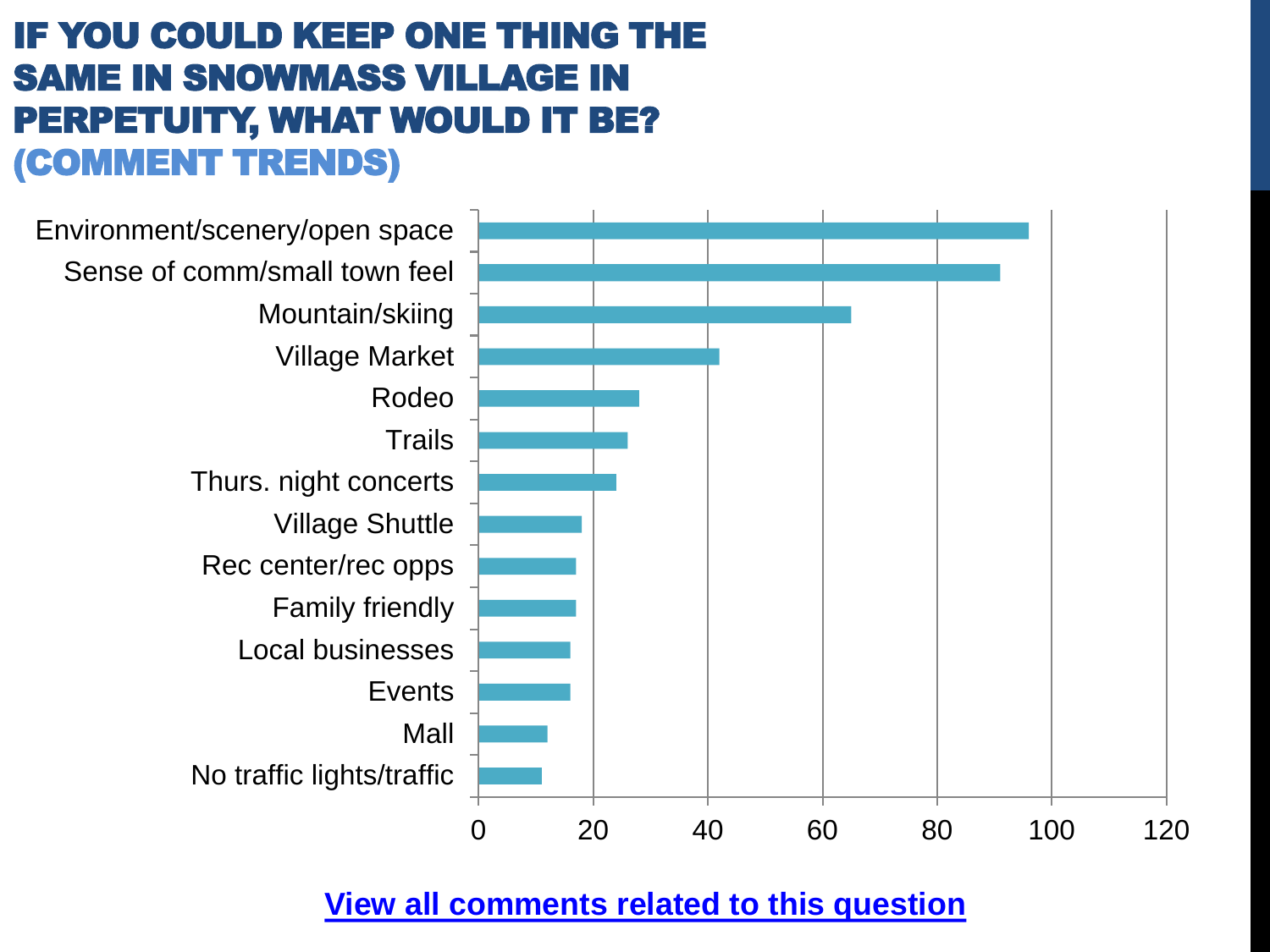# IF YOU COULD KEEP ONE THING THE SAME IN SNOWMASS VILLAGE IN PERPETUITY, WHAT WOULD IT BE? (COMMENT TRENDS)

| Category | Approximate count |
|---|---|
| Environment/scenery/open space | 96 |
| Sense of comm/small town feel | 91 |
| Mountain/skiing | 65 |
| Village Market | 42 |
| Rodeo | 28 |
| Trails | 26 |
| Thurs. night concerts | 24 |
| Village Shuttle | 18 |
| Rec center/rec opps | 17 |
| Family friendly | 17 |
| Local businesses | 16 |
| Events | 16 |
| Mall | 12 |
| No traffic lights/traffic | 11 |

[View all comments related to this question]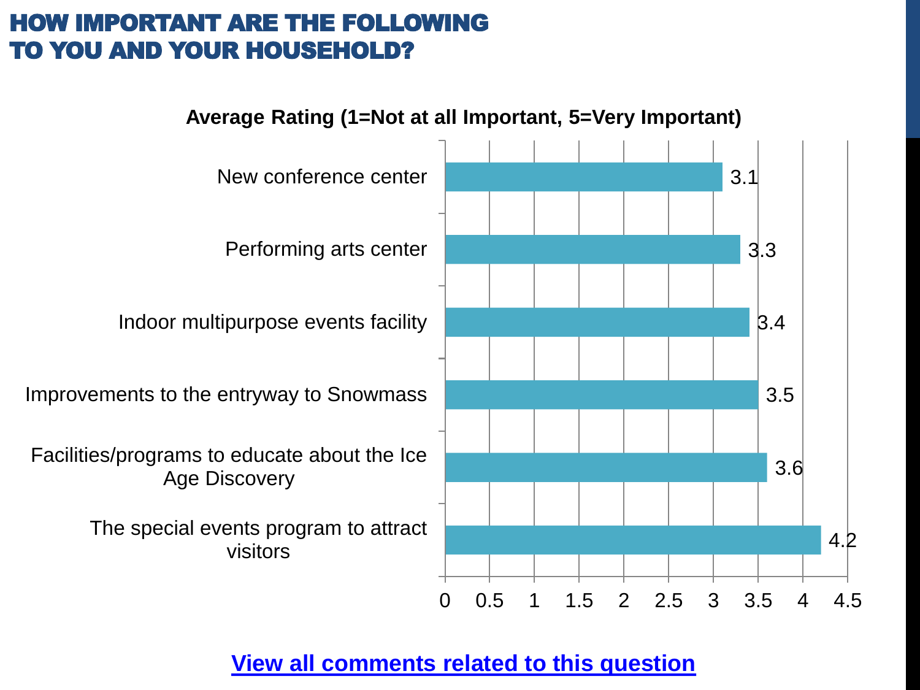# HOW IMPORTANT ARE THE FOLLOWING TO YOU AND YOUR HOUSEHOLD?

**Average Rating (1=Not at all Important, 5=Very Important)**

| Item | Average Rating |
|---|---|
| New conference center | 3.1 |
| Performing arts center | 3.3 |
| Indoor multipurpose events facility | 3.4 |
| Improvements to the entryway to Snowmass | 3.5 |
| Facilities/programs to educate about the Ice Age Discovery | 3.6 |
| The special events program to attract visitors | 4.2 |

[View all comments related to this question]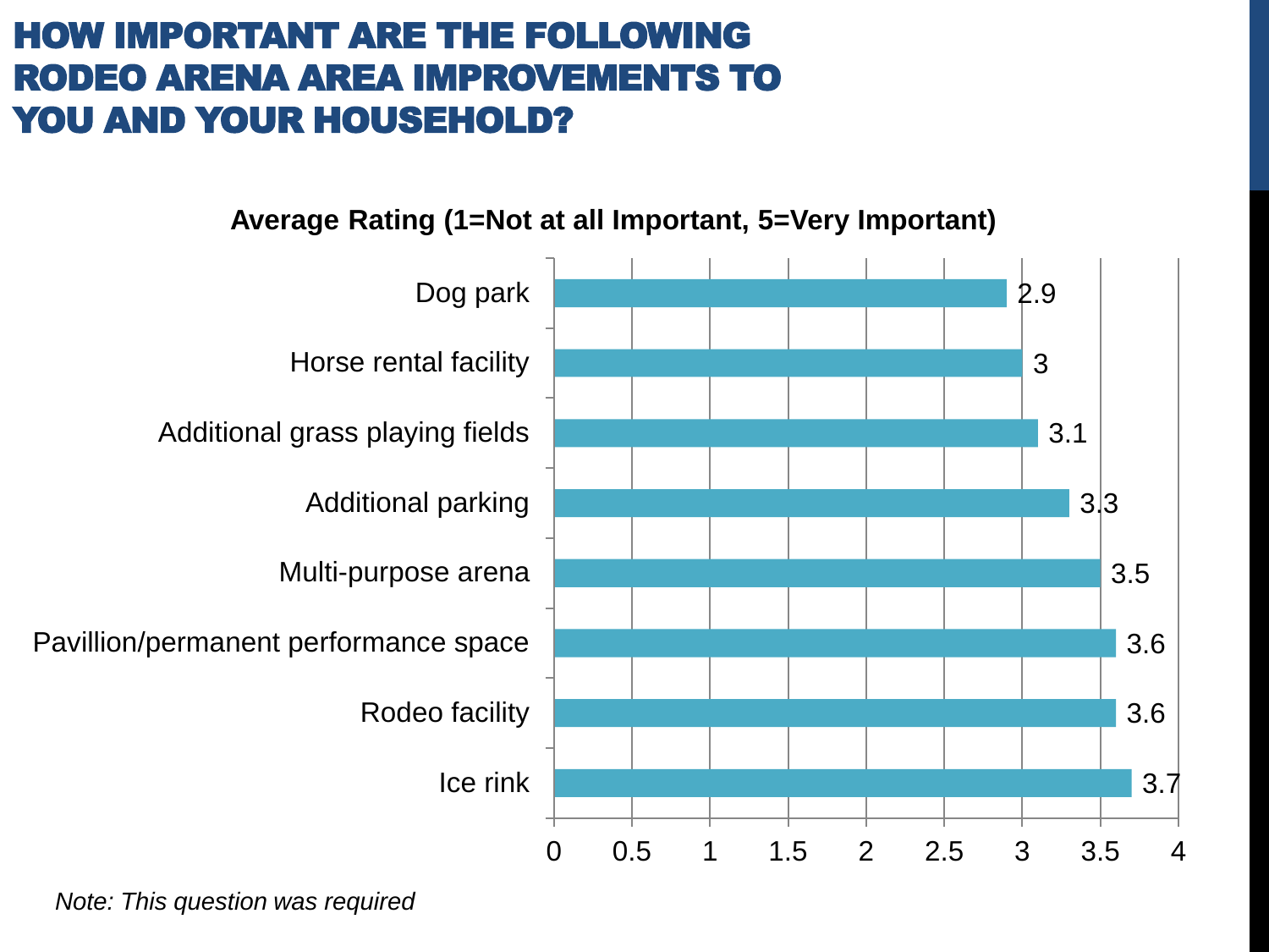# HOW IMPORTANT ARE THE FOLLOWING RODEO ARENA AREA IMPROVEMENTS TO YOU AND YOUR HOUSEHOLD?

**Average Rating (1=Not at all Important, 5=Very Important)**

| Improvement | Average Rating |
|---|---|
| Dog park | 2.9 |
| Horse rental facility | 3 |
| Additional grass playing fields | 3.1 |
| Additional parking | 3.3 |
| Multi-purpose arena | 3.5 |
| Pavillion/permanent performance space | 3.6 |
| Rodeo facility | 3.6 |
| Ice rink | 3.7 |

*Note: This question was required*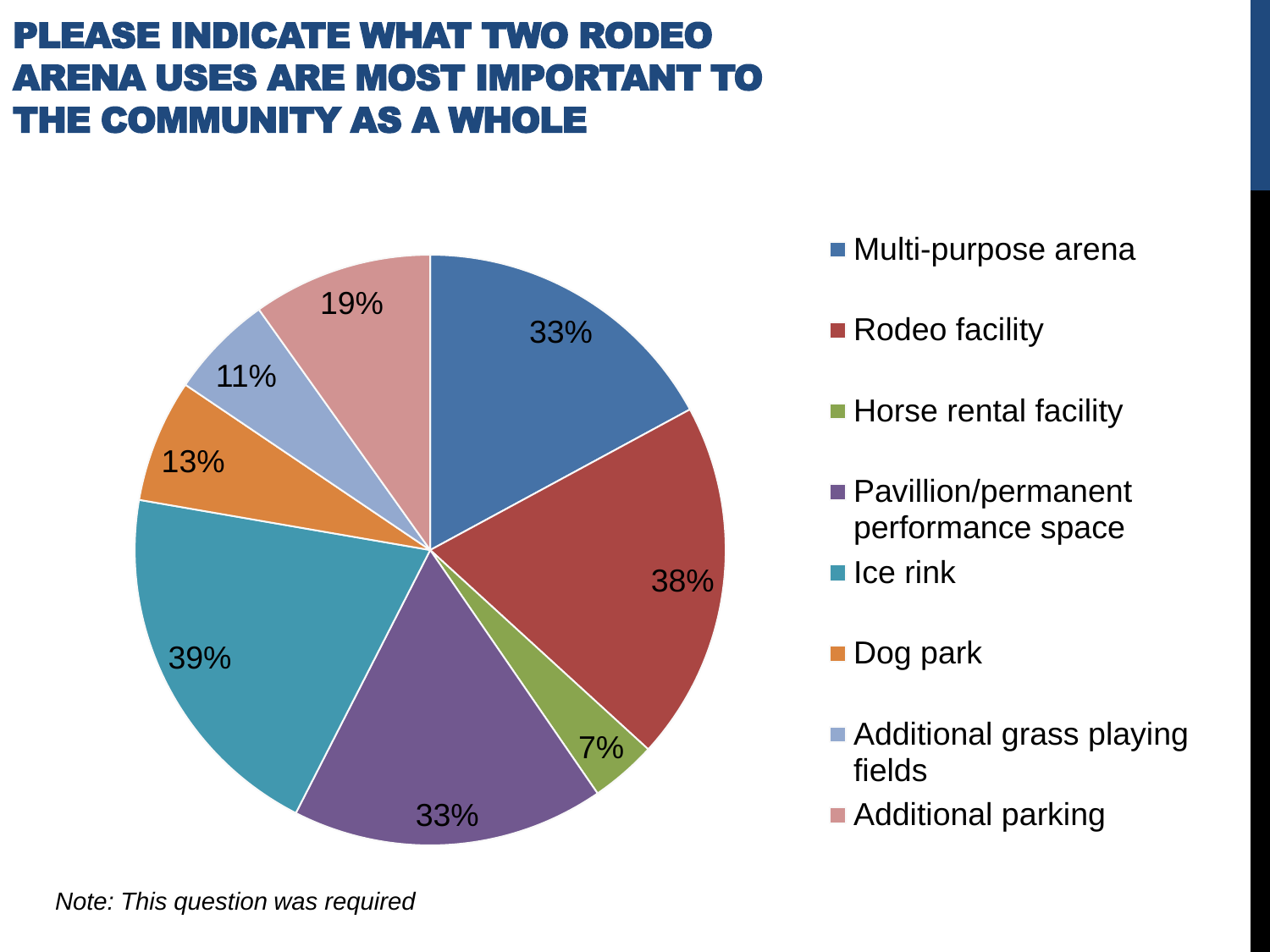# PLEASE INDICATE WHAT TWO RODEO ARENA USES ARE MOST IMPORTANT TO THE COMMUNITY AS A WHOLE

| Use | Percent |
| --- | --- |
| Multi-purpose arena | 33% |
| Rodeo facility | 38% |
| Horse rental facility | 7% |
| Pavillion/permanent performance space | 33% |
| Ice rink | 39% |
| Dog park | 13% |
| Additional grass playing fields | 11% |
| Additional parking | 19% |

*Note: This question was required*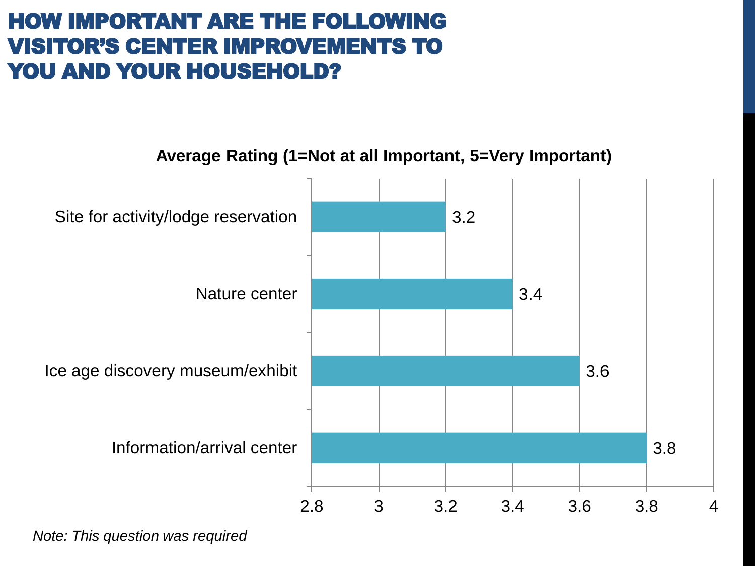# HOW IMPORTANT ARE THE FOLLOWING VISITOR'S CENTER IMPROVEMENTS TO YOU AND YOUR HOUSEHOLD?

**Average Rating (1=Not at all Important, 5=Very Important)**

| Improvement | Average Rating |
| --- | --- |
| Site for activity/lodge reservation | 3.2 |
| Nature center | 3.4 |
| Ice age discovery museum/exhibit | 3.6 |
| Information/arrival center | 3.8 |

*Note: This question was required*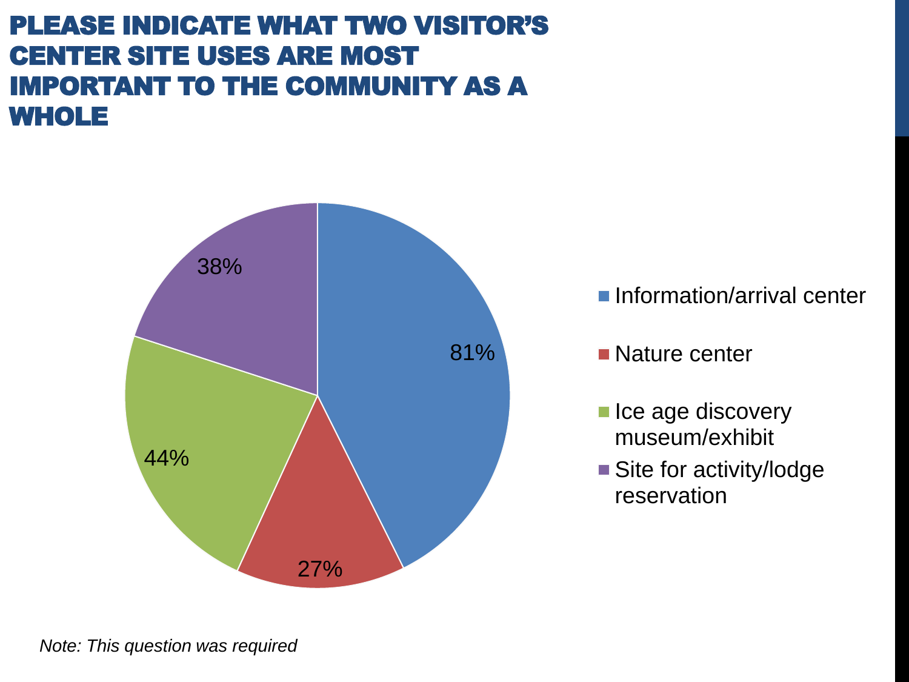# PLEASE INDICATE WHAT TWO VISITOR'S CENTER SITE USES ARE MOST IMPORTANT TO THE COMMUNITY AS A WHOLE

| Site use | Percent |
| --- | --- |
| Information/arrival center | 81% |
| Nature center | 27% |
| Ice age discovery museum/exhibit | 44% |
| Site for activity/lodge reservation | 38% |

*Note: This question was required*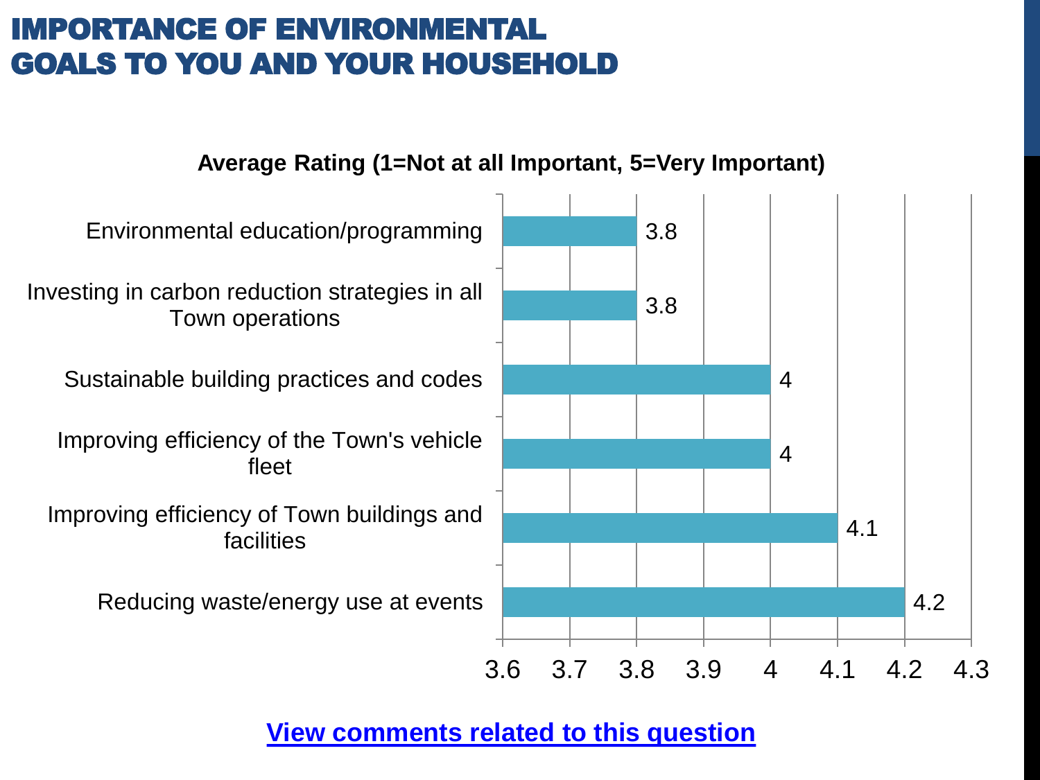# IMPORTANCE OF ENVIRONMENTAL GOALS TO YOU AND YOUR HOUSEHOLD

**Average Rating (1=Not at all Important, 5=Very Important)**

| Goal | Average Rating |
| --- | --- |
| Environmental education/programming | 3.8 |
| Investing in carbon reduction strategies in all Town operations | 3.8 |
| Sustainable building practices and codes | 4 |
| Improving efficiency of the Town's vehicle fleet | 4 |
| Improving efficiency of Town buildings and facilities | 4.1 |
| Reducing waste/energy use at events | 4.2 |

**View comments related to this question**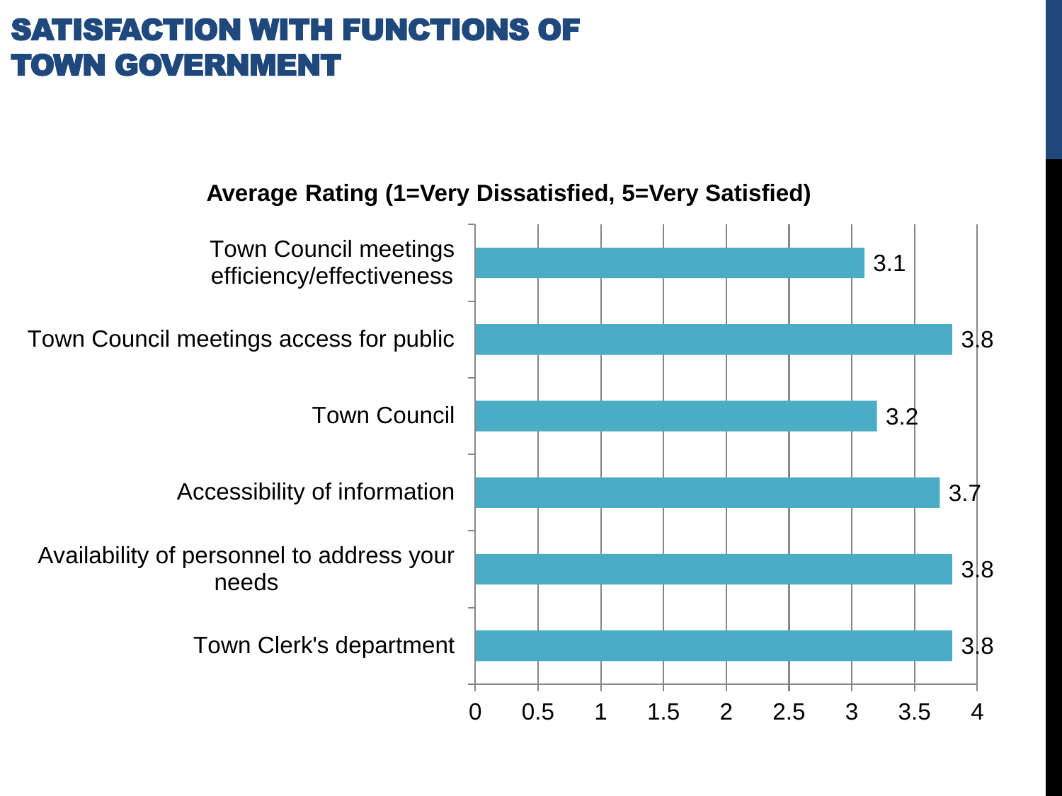# SATISFACTION WITH FUNCTIONS OF TOWN GOVERNMENT

**Average Rating (1=Very Dissatisfied, 5=Very Satisfied)**

| Function | Average Rating |
| --- | --- |
| Town Council meetings efficiency/effectiveness | 3.1 |
| Town Council meetings access for public | 3.8 |
| Town Council | 3.2 |
| Accessibility of information | 3.7 |
| Availability of personnel to address your needs | 3.8 |
| Town Clerk's department | 3.8 |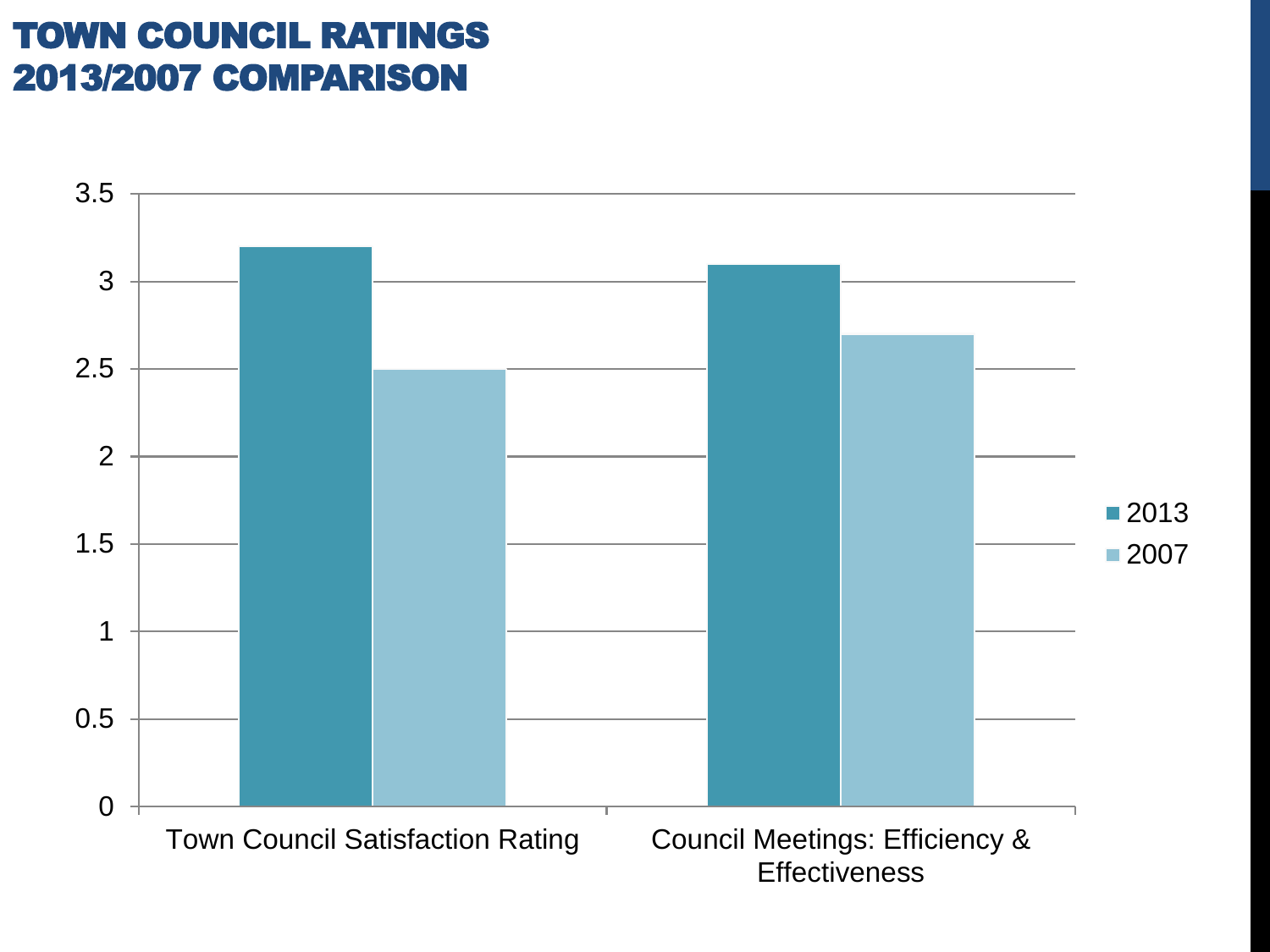# TOWN COUNCIL RATINGS
# 2013/2007 COMPARISON

| | 2013 | 2007 |
|---|---|---|
| Town Council Satisfaction Rating | 3.2 | 2.5 |
| Council Meetings: Efficiency & Effectiveness | 3.1 | 2.7 |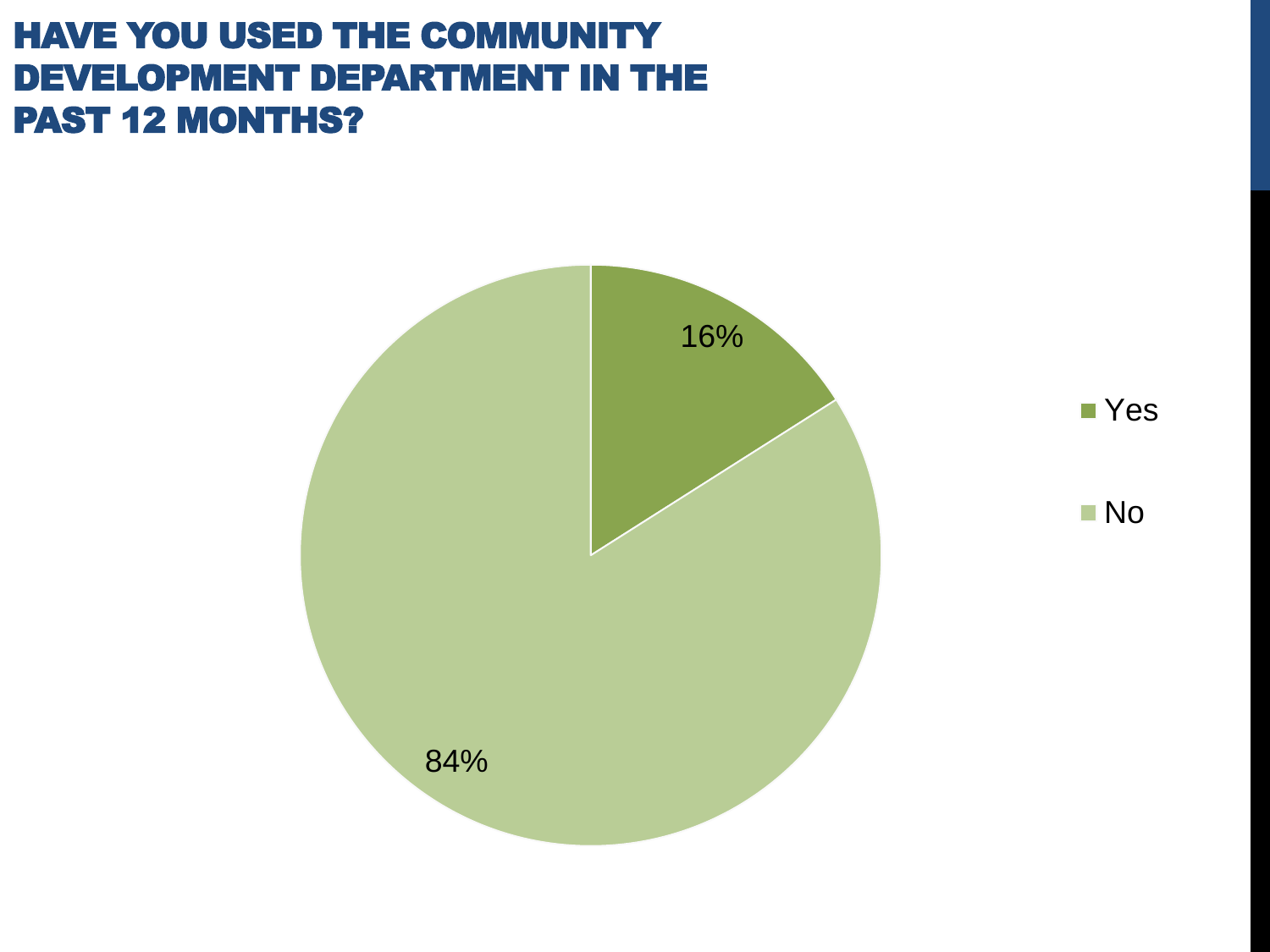# HAVE YOU USED THE COMMUNITY DEVELOPMENT DEPARTMENT IN THE PAST 12 MONTHS?

| Response | Percentage |
|---|---|
| Yes | 16% |
| No | 84% |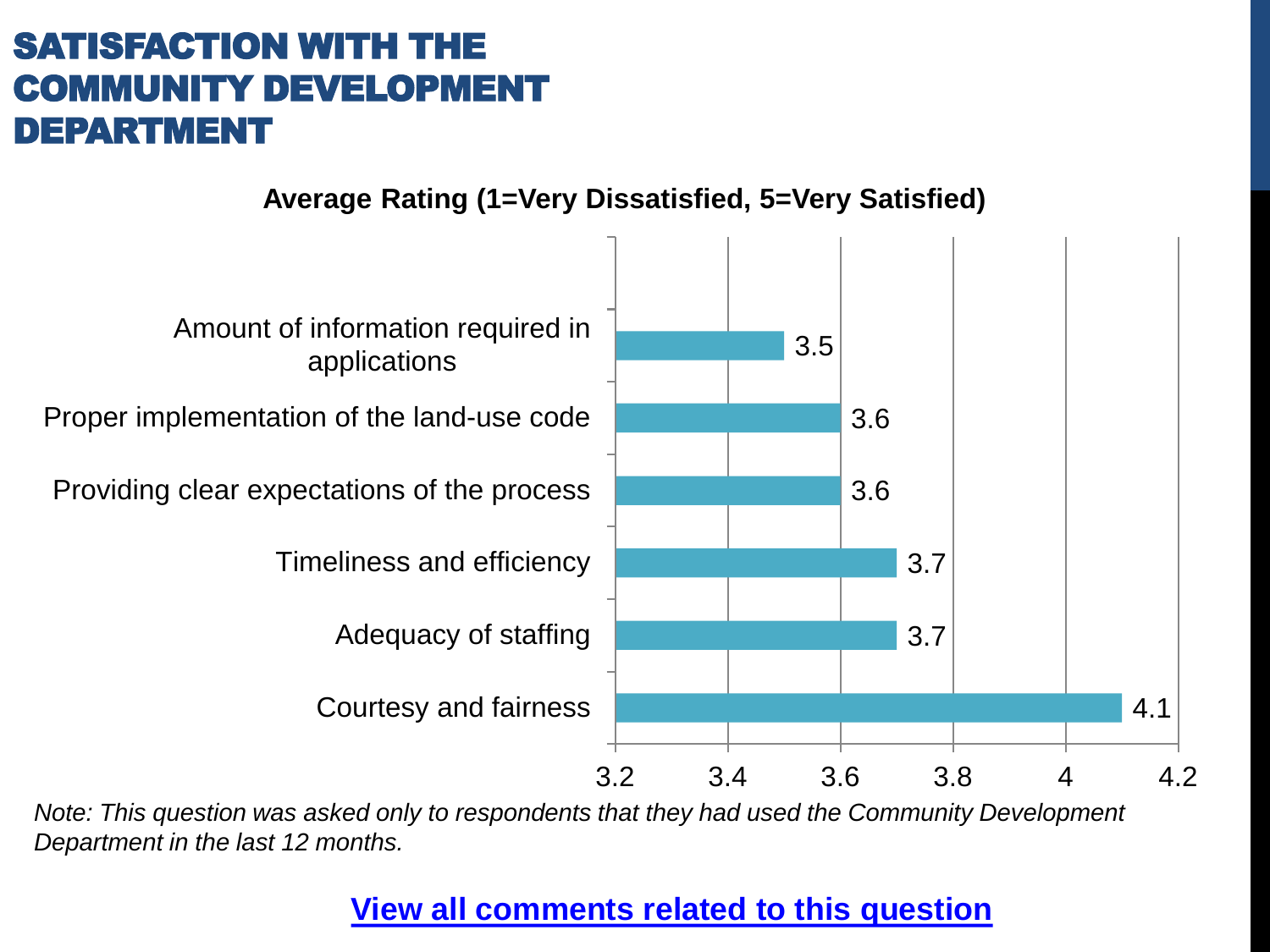# SATISFACTION WITH THE COMMUNITY DEVELOPMENT DEPARTMENT

**Average Rating (1=Very Dissatisfied, 5=Very Satisfied)**

| Item | Average Rating |
|---|---|
| Amount of information required in applications | 3.5 |
| Proper implementation of the land-use code | 3.6 |
| Providing clear expectations of the process | 3.6 |
| Timeliness and efficiency | 3.7 |
| Adequacy of staffing | 3.7 |
| Courtesy and fairness | 4.1 |

*Note: This question was asked only to respondents that they had used the Community Development Department in the last 12 months.*

**View all comments related to this question**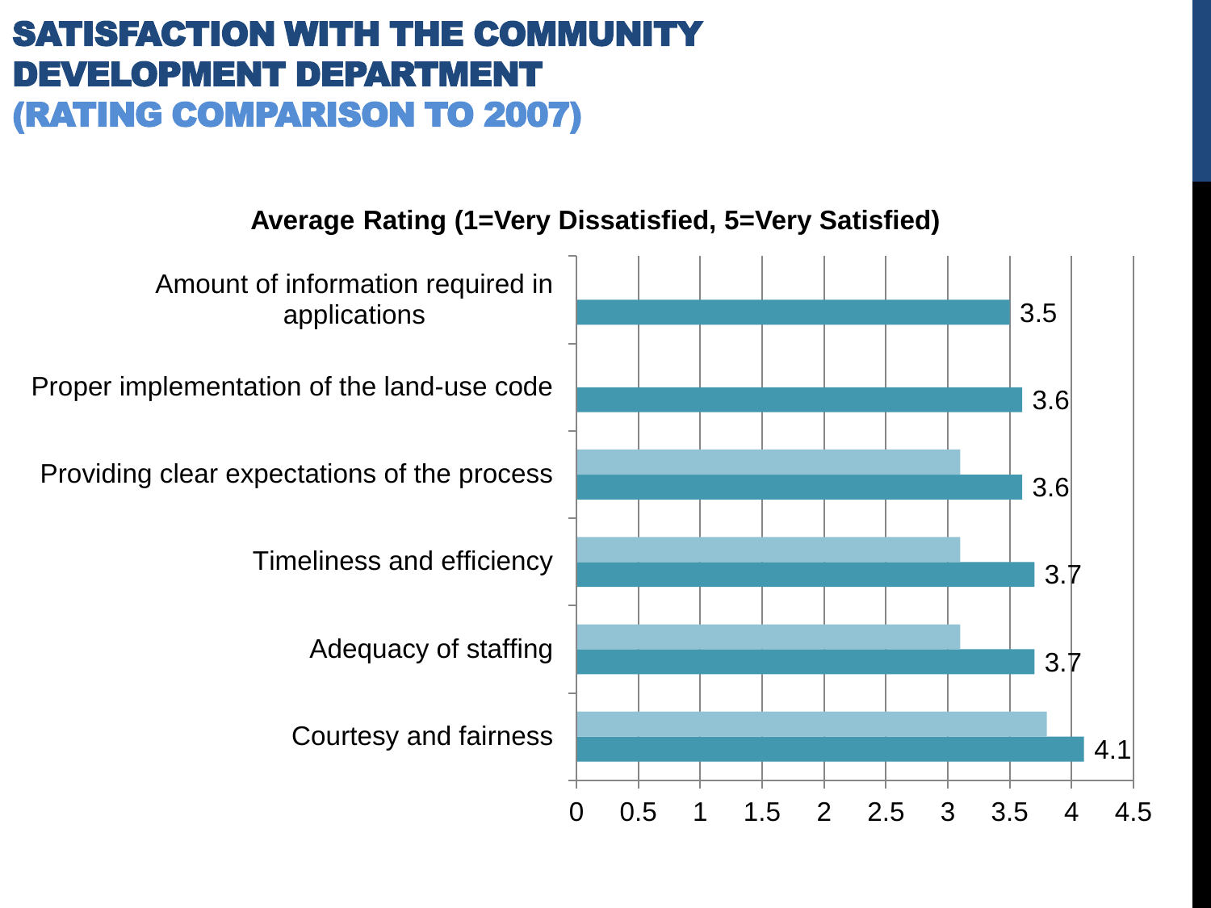# SATISFACTION WITH THE COMMUNITY DEVELOPMENT DEPARTMENT (RATING COMPARISON TO 2007)

**Average Rating (1=Very Dissatisfied, 5=Very Satisfied)**

| Item | Rating |
|---|---|
| Amount of information required in applications | 3.5 |
| Proper implementation of the land-use code | 3.6 |
| Providing clear expectations of the process | 3.6 |
| Timeliness and efficiency | 3.7 |
| Adequacy of staffing | 3.7 |
| Courtesy and fairness | 4.1 |

0 0.5 1 1.5 2 2.5 3 3.5 4 4.5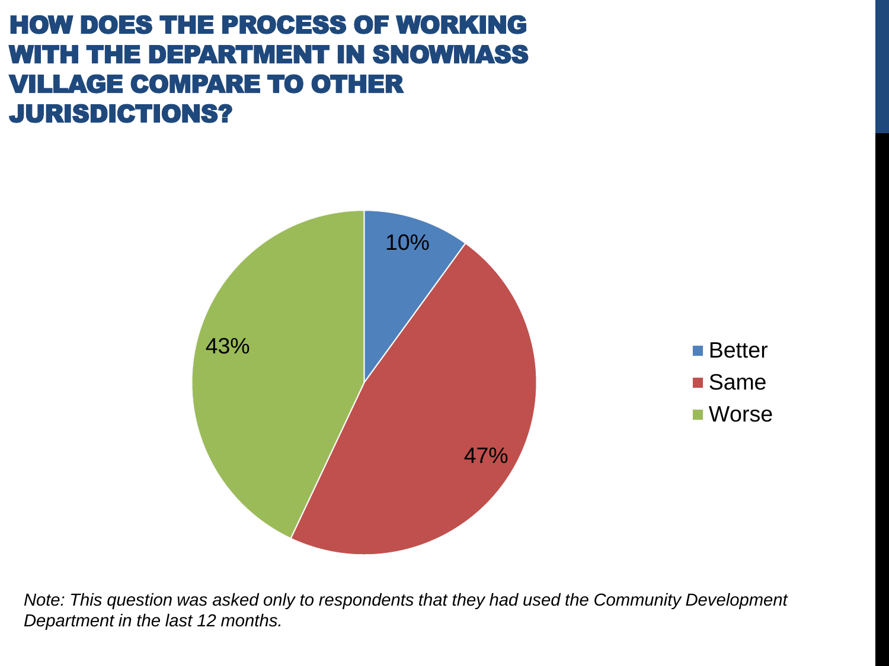# HOW DOES THE PROCESS OF WORKING WITH THE DEPARTMENT IN SNOWMASS VILLAGE COMPARE TO OTHER JURISDICTIONS?

| Response | Percentage |
|---|---|
| Better | 10% |
| Same | 47% |
| Worse | 43% |

*Note: This question was asked only to respondents that they had used the Community Development Department in the last 12 months.*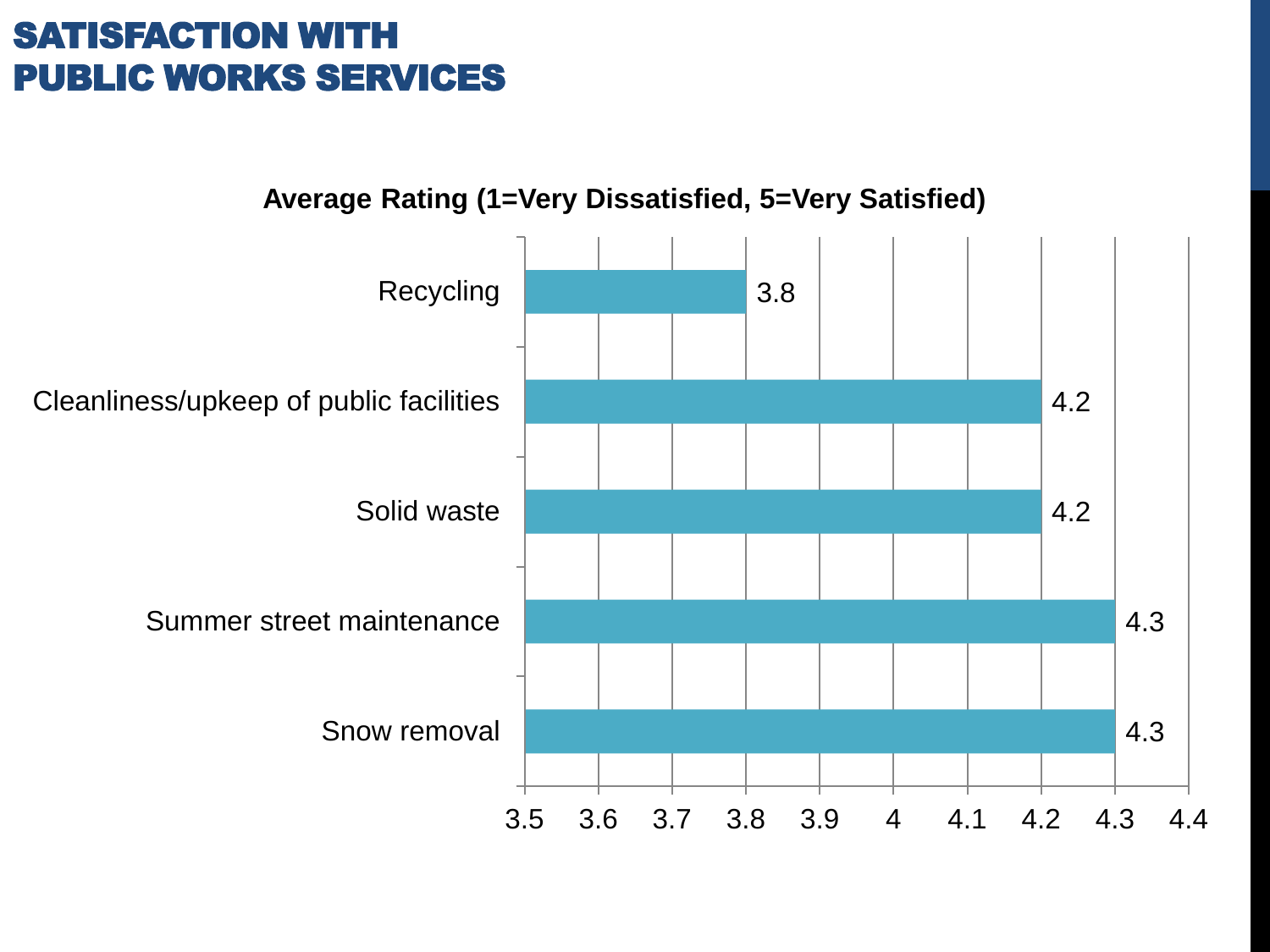# SATISFACTION WITH PUBLIC WORKS SERVICES

**Average Rating (1=Very Dissatisfied, 5=Very Satisfied)**

| Service | Average Rating |
|---|---|
| Recycling | 3.8 |
| Cleanliness/upkeep of public facilities | 4.2 |
| Solid waste | 4.2 |
| Summer street maintenance | 4.3 |
| Snow removal | 4.3 |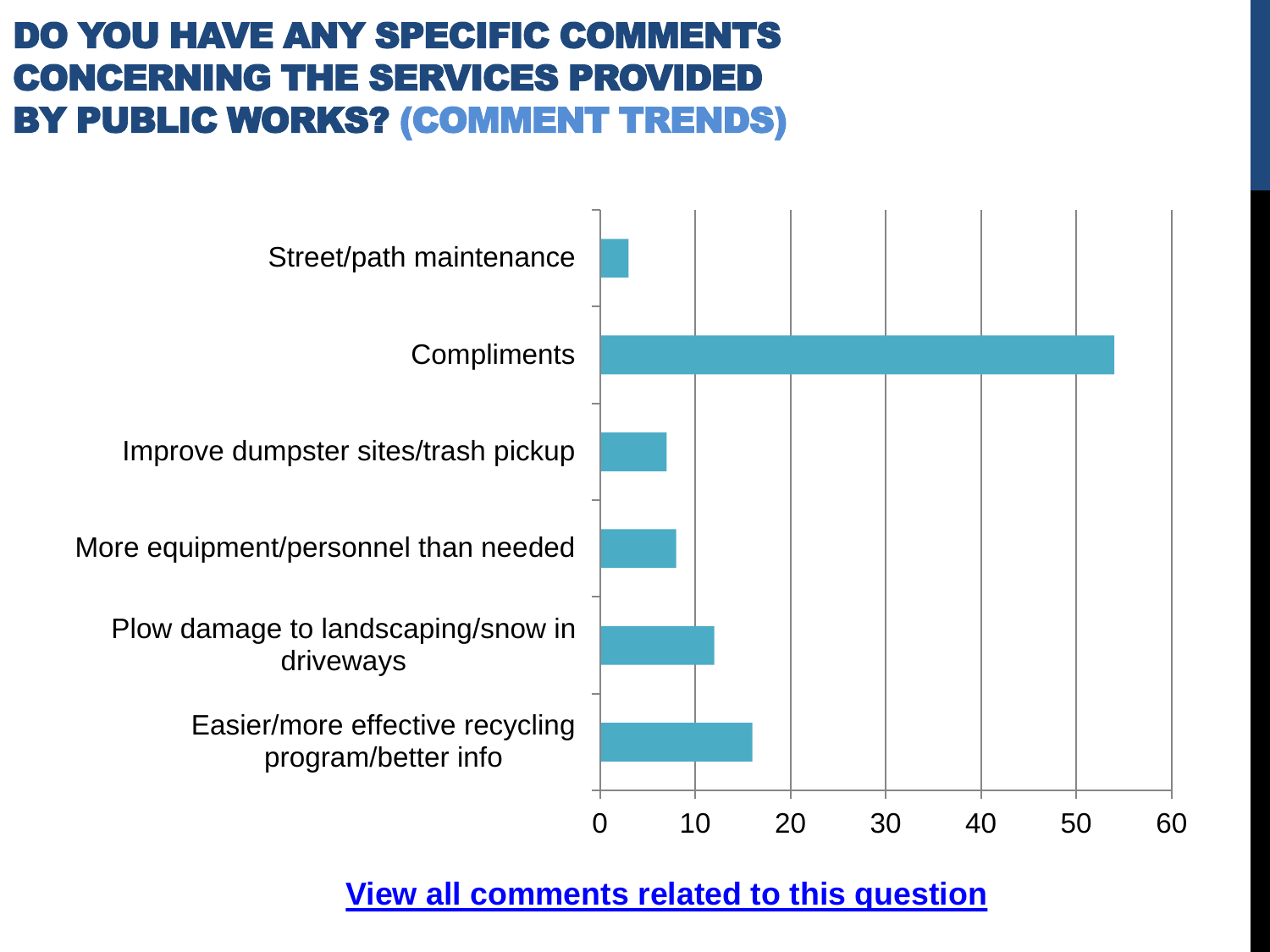# DO YOU HAVE ANY SPECIFIC COMMENTS CONCERNING THE SERVICES PROVIDED BY PUBLIC WORKS? (COMMENT TRENDS)

| Comment trend | Count (approx.) |
| --- | --- |
| Street/path maintenance | 3 |
| Compliments | 54 |
| Improve dumpster sites/trash pickup | 7 |
| More equipment/personnel than needed | 8 |
| Plow damage to landscaping/snow in driveways | 12 |
| Easier/more effective recycling program/better info | 16 |

Axis: 0, 10, 20, 30, 40, 50, 60

**View all comments related to this question**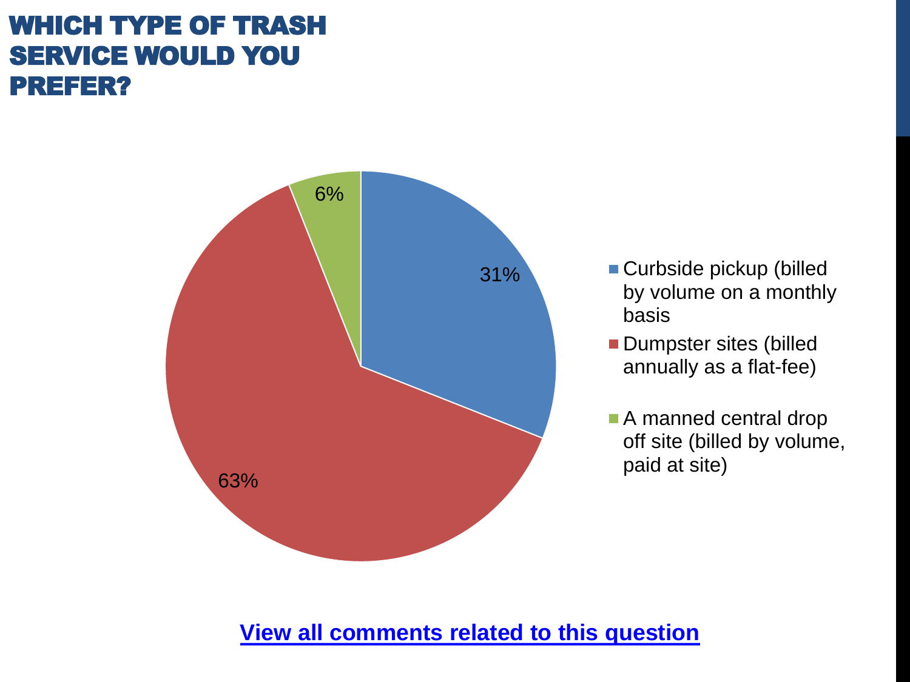# WHICH TYPE OF TRASH SERVICE WOULD YOU PREFER?

| Option | Percentage |
| --- | --- |
| Curbside pickup (billed by volume on a monthly basis | 31% |
| Dumpster sites (billed annually as a flat-fee) | 63% |
| A manned central drop off site (billed by volume, paid at site) | 6% |

[View all comments related to this question]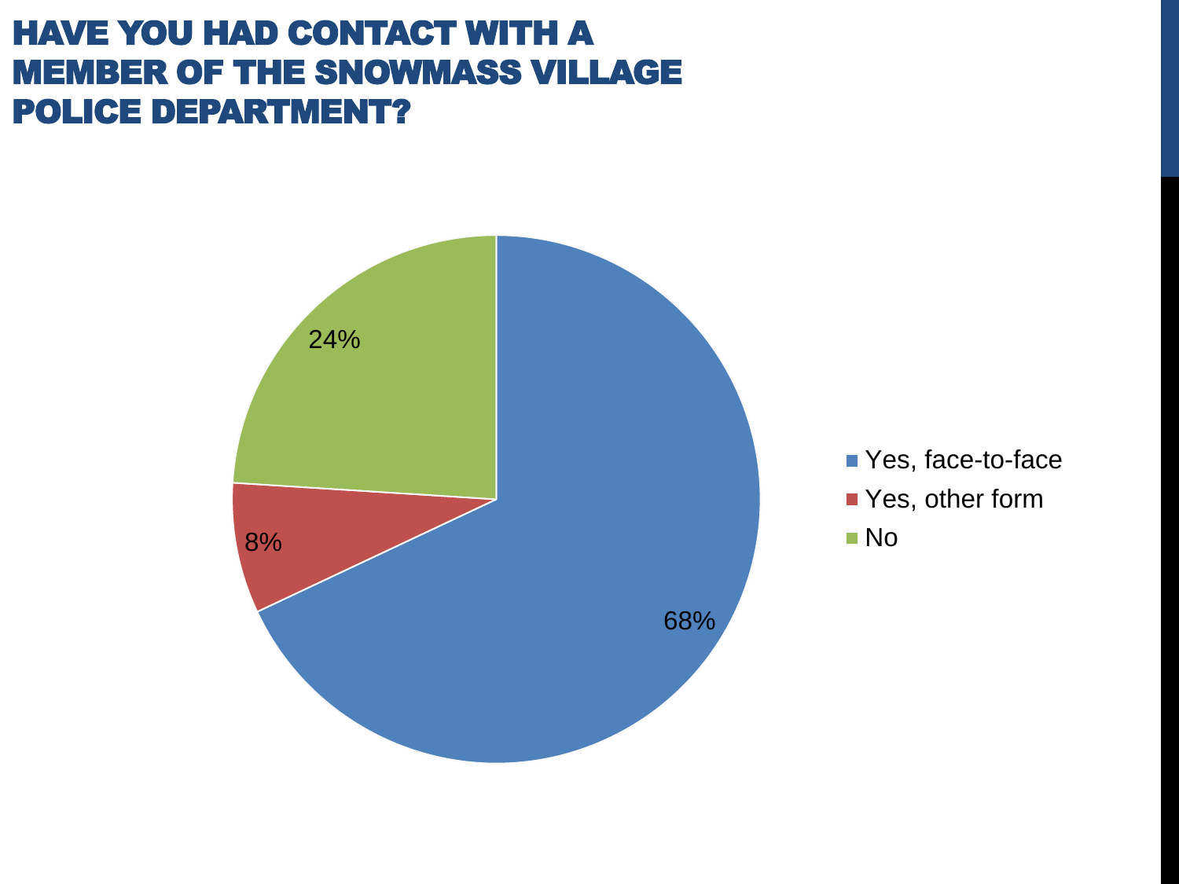# HAVE YOU HAD CONTACT WITH A MEMBER OF THE SNOWMASS VILLAGE POLICE DEPARTMENT?

| Response | Percentage |
| --- | --- |
| Yes, face-to-face | 68% |
| Yes, other form | 8% |
| No | 24% |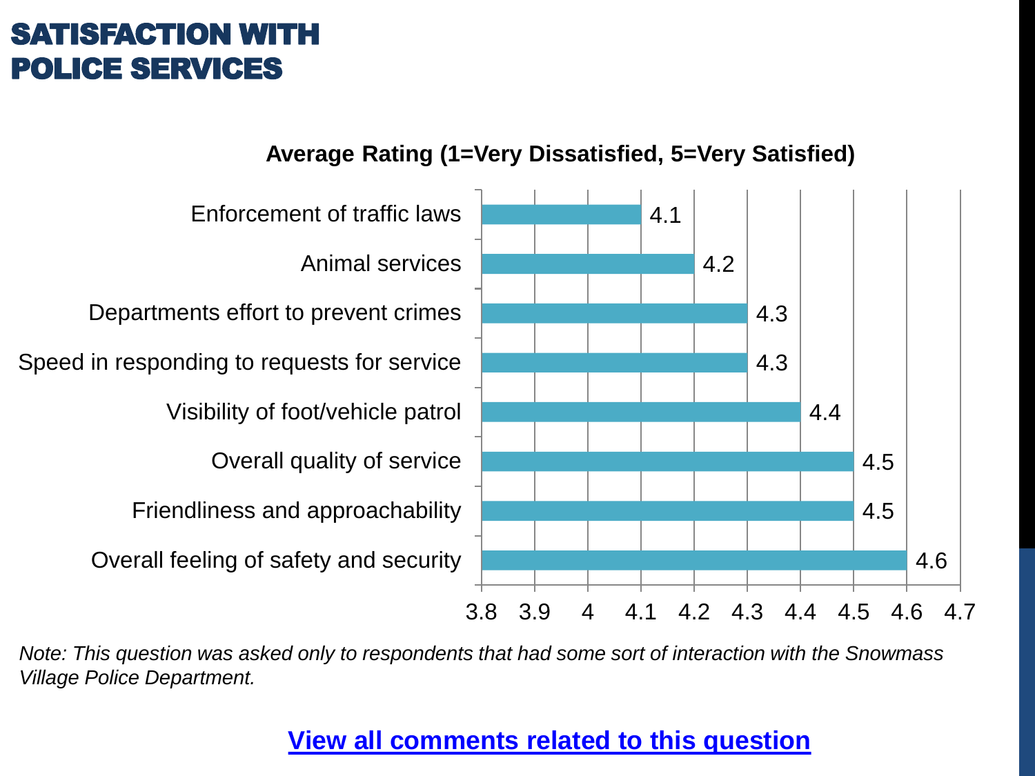# SATISFACTION WITH POLICE SERVICES

**Average Rating (1=Very Dissatisfied, 5=Very Satisfied)**

| Item | Average Rating |
| --- | --- |
| Enforcement of traffic laws | 4.1 |
| Animal services | 4.2 |
| Departments effort to prevent crimes | 4.3 |
| Speed in responding to requests for service | 4.3 |
| Visibility of foot/vehicle patrol | 4.4 |
| Overall quality of service | 4.5 |
| Friendliness and approachability | 4.5 |
| Overall feeling of safety and security | 4.6 |

*Note: This question was asked only to respondents that had some sort of interaction with the Snowmass Village Police Department.*

**View all comments related to this question**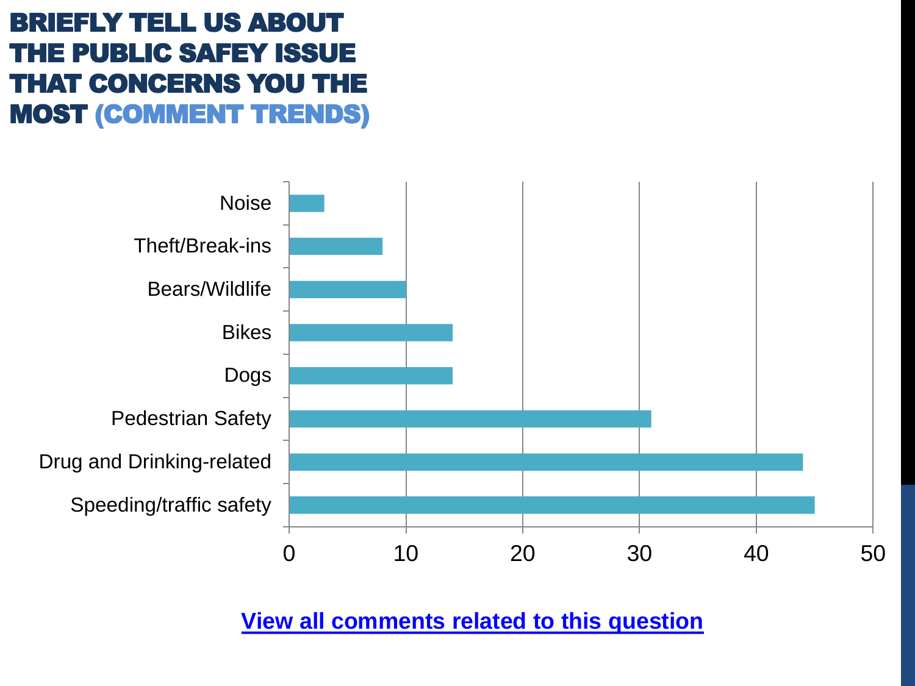# BRIEFLY TELL US ABOUT THE PUBLIC SAFEY ISSUE THAT CONCERNS YOU THE MOST (COMMENT TRENDS)

| Category | Count |
| --- | --- |
| Noise | 3 |
| Theft/Break-ins | 8 |
| Bears/Wildlife | 10 |
| Bikes | 14 |
| Dogs | 14 |
| Pedestrian Safety | 31 |
| Drug and Drinking-related | 44 |
| Speeding/traffic safety | 45 |

**View all comments related to this question**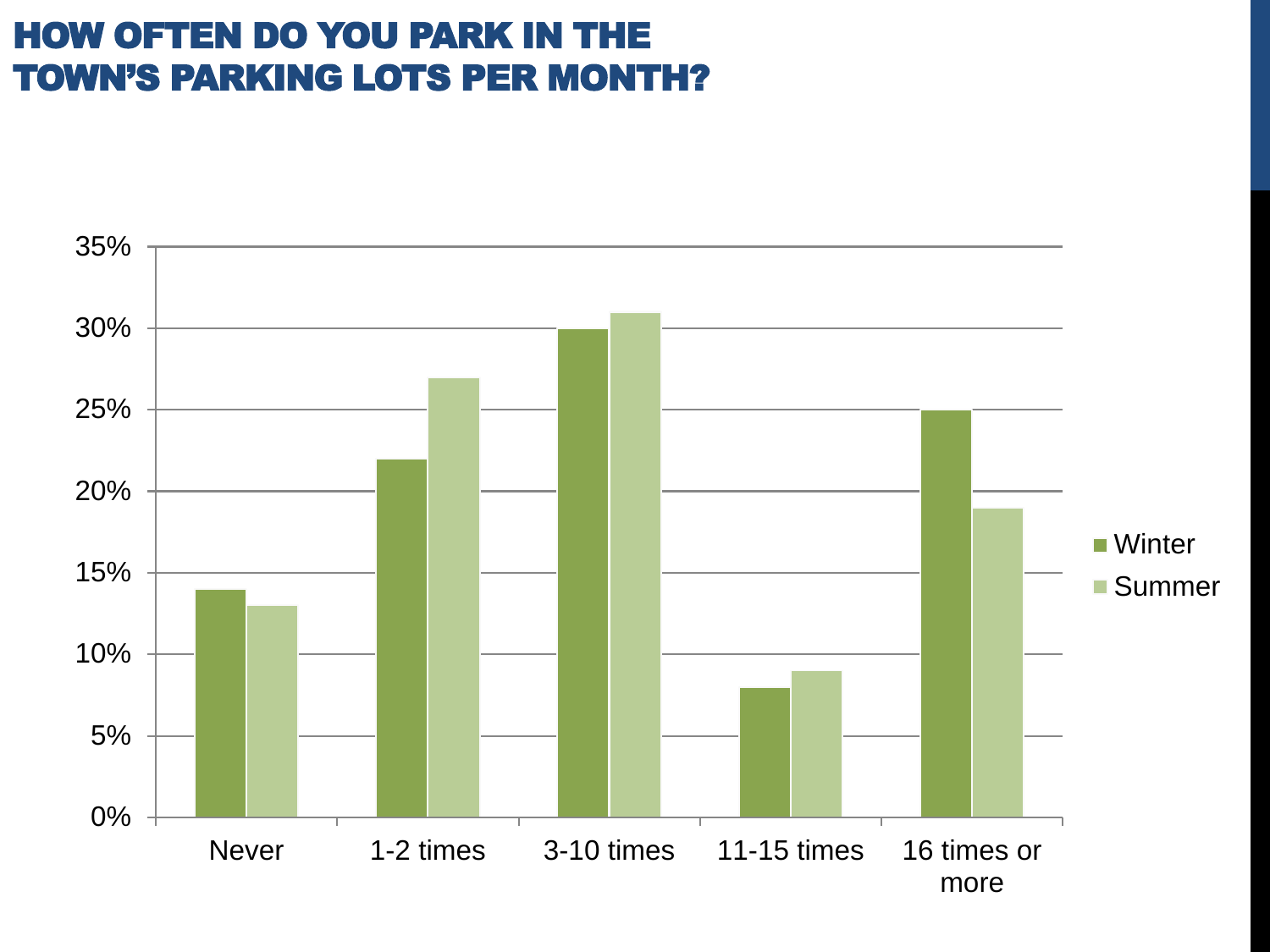# HOW OFTEN DO YOU PARK IN THE TOWN'S PARKING LOTS PER MONTH?

| | Winter | Summer |
|---|---|---|
| Never | 14% | 13% |
| 1-2 times | 22% | 27% |
| 3-10 times | 30% | 31% |
| 11-15 times | 8% | 9% |
| 16 times or more | 25% | 19% |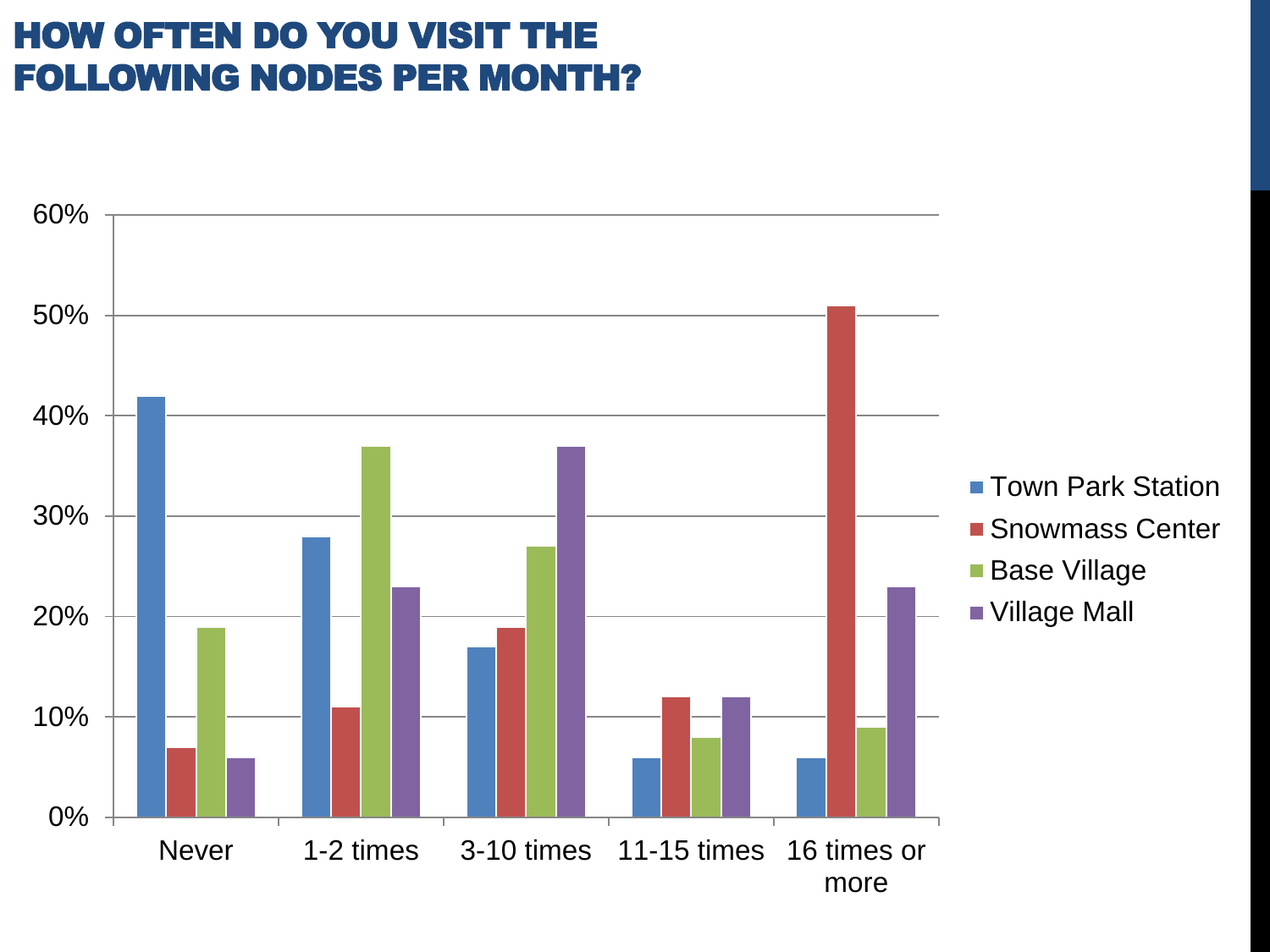# HOW OFTEN DO YOU VISIT THE FOLLOWING NODES PER MONTH?

| | Never | 1-2 times | 3-10 times | 11-15 times | 16 times or more |
|---|---|---|---|---|---|
| Town Park Station | 42% | 28% | 17% | 6% | 6% |
| Snowmass Center | 7% | 11% | 19% | 12% | 51% |
| Base Village | 19% | 37% | 27% | 8% | 9% |
| Village Mall | 6% | 23% | 37% | 12% | 23% |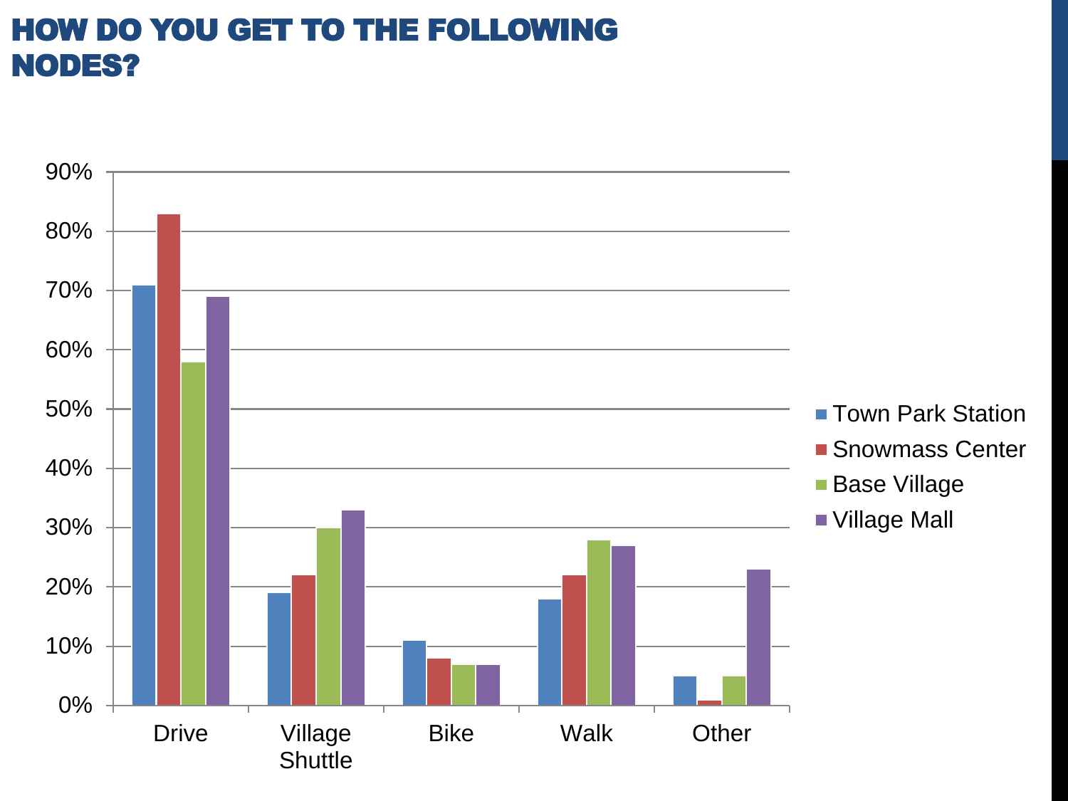# HOW DO YOU GET TO THE FOLLOWING NODES?

| | Town Park Station | Snowmass Center | Base Village | Village Mall |
|---|---|---|---|---|
| Drive | 71% | 83% | 58% | 69% |
| Village Shuttle | 19% | 22% | 30% | 33% |
| Bike | 11% | 8% | 7% | 7% |
| Walk | 18% | 22% | 28% | 27% |
| Other | 5% | 1% | 5% | 23% |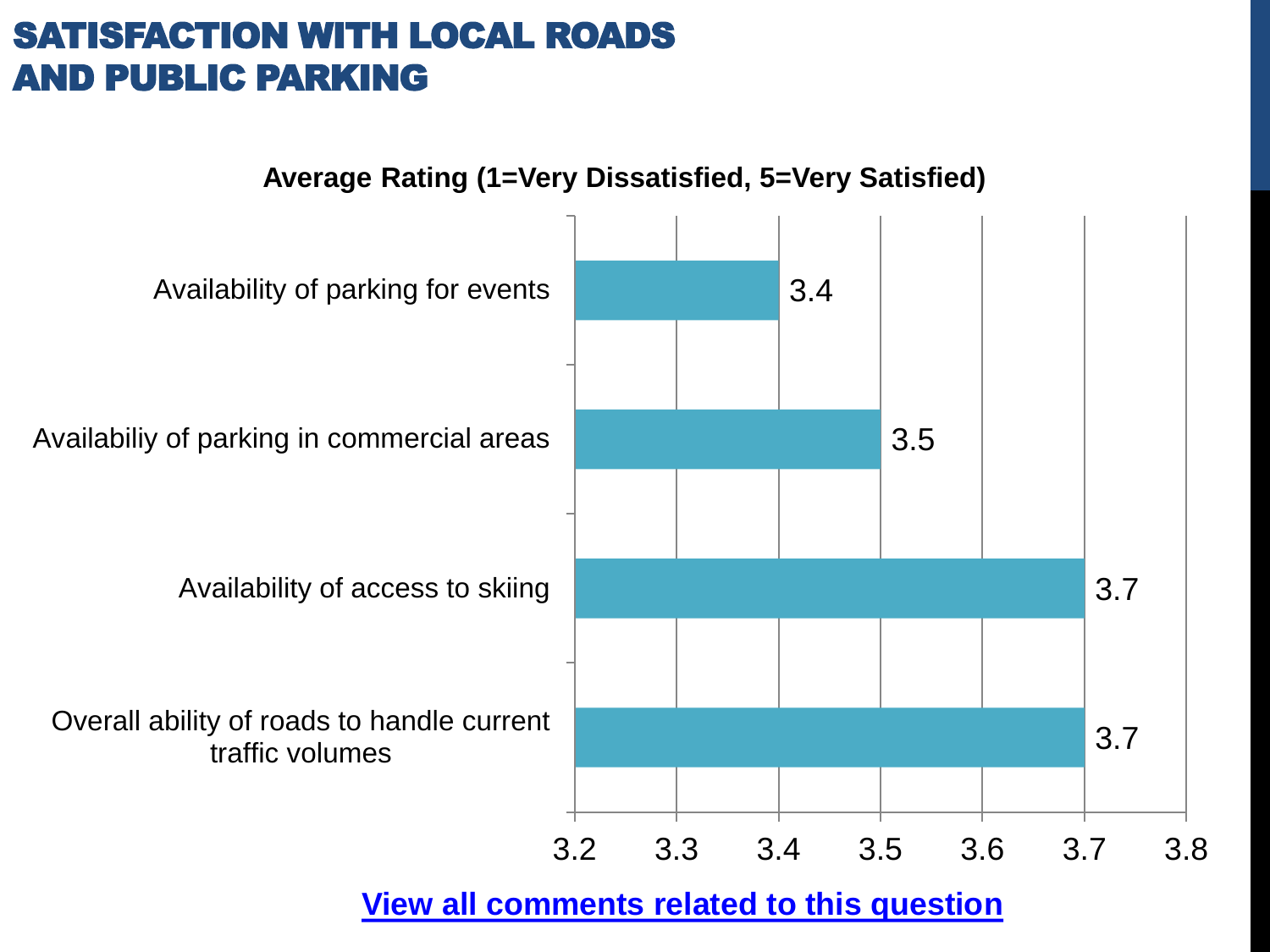# SATISFACTION WITH LOCAL ROADS AND PUBLIC PARKING

**Average Rating (1=Very Dissatisfied, 5=Very Satisfied)**

| Item | Average Rating |
|---|---|
| Availability of parking for events | 3.4 |
| Availabiliy of parking in commercial areas | 3.5 |
| Availability of access to skiing | 3.7 |
| Overall ability of roads to handle current traffic volumes | 3.7 |

View all comments related to this question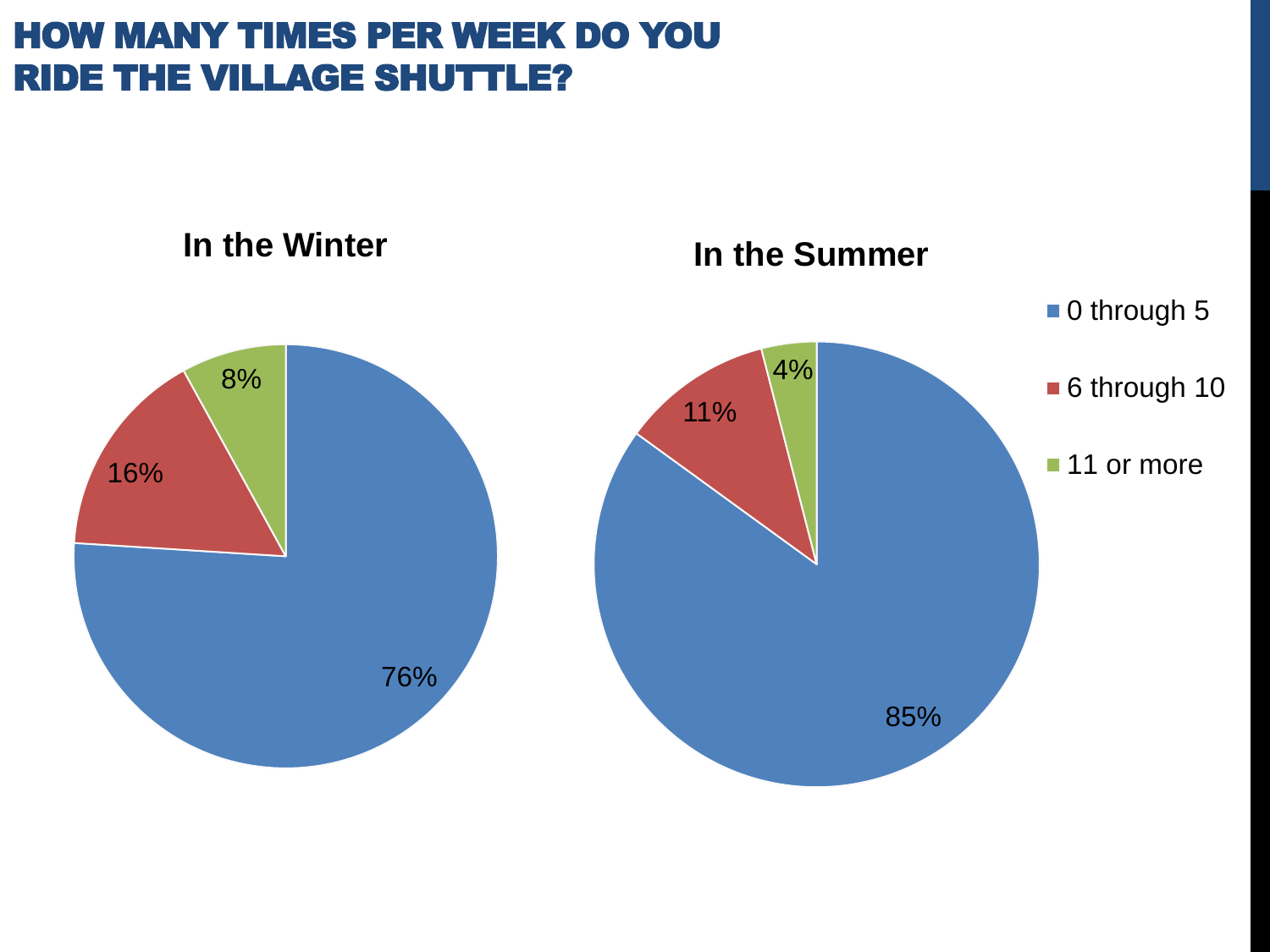# HOW MANY TIMES PER WEEK DO YOU RIDE THE VILLAGE SHUTTLE?

**In the Winter**

| Response | Percent |
|---|---|
| 0 through 5 | 76% |
| 6 through 10 | 16% |
| 11 or more | 8% |

**In the Summer**

| Response | Percent |
|---|---|
| 0 through 5 | 85% |
| 6 through 10 | 11% |
| 11 or more | 4% |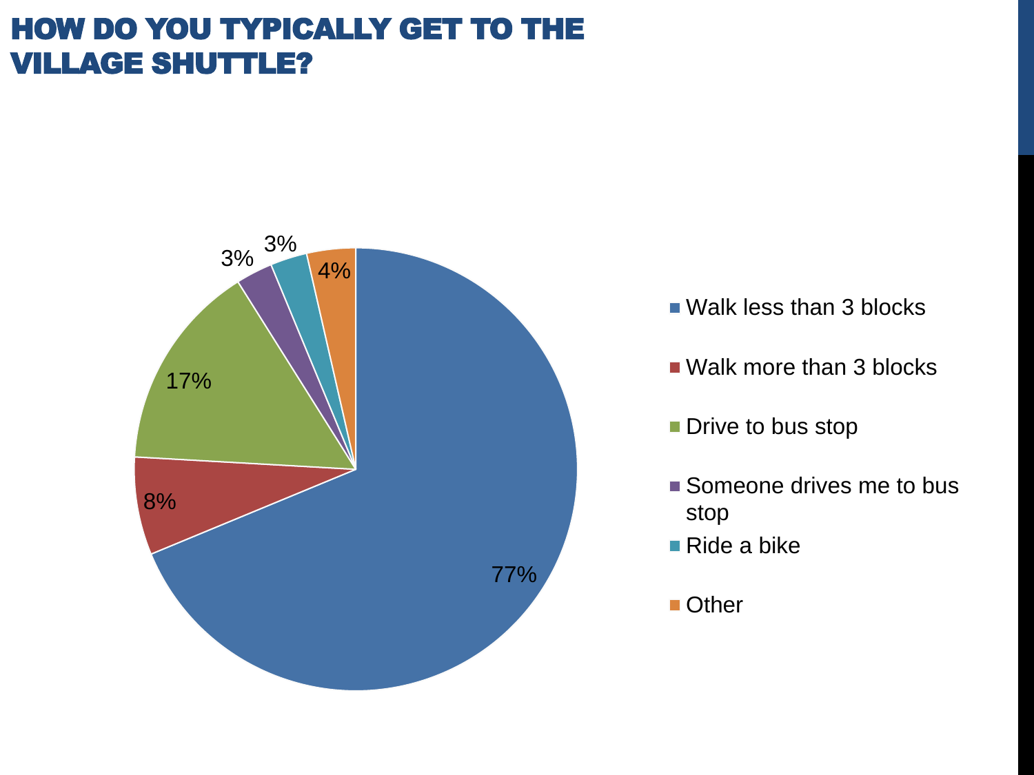# HOW DO YOU TYPICALLY GET TO THE VILLAGE SHUTTLE?

| Response | Percent |
|---|---|
| Walk less than 3 blocks | 77% |
| Walk more than 3 blocks | 8% |
| Drive to bus stop | 17% |
| Someone drives me to bus stop | 3% |
| Ride a bike | 3% |
| Other | 4% |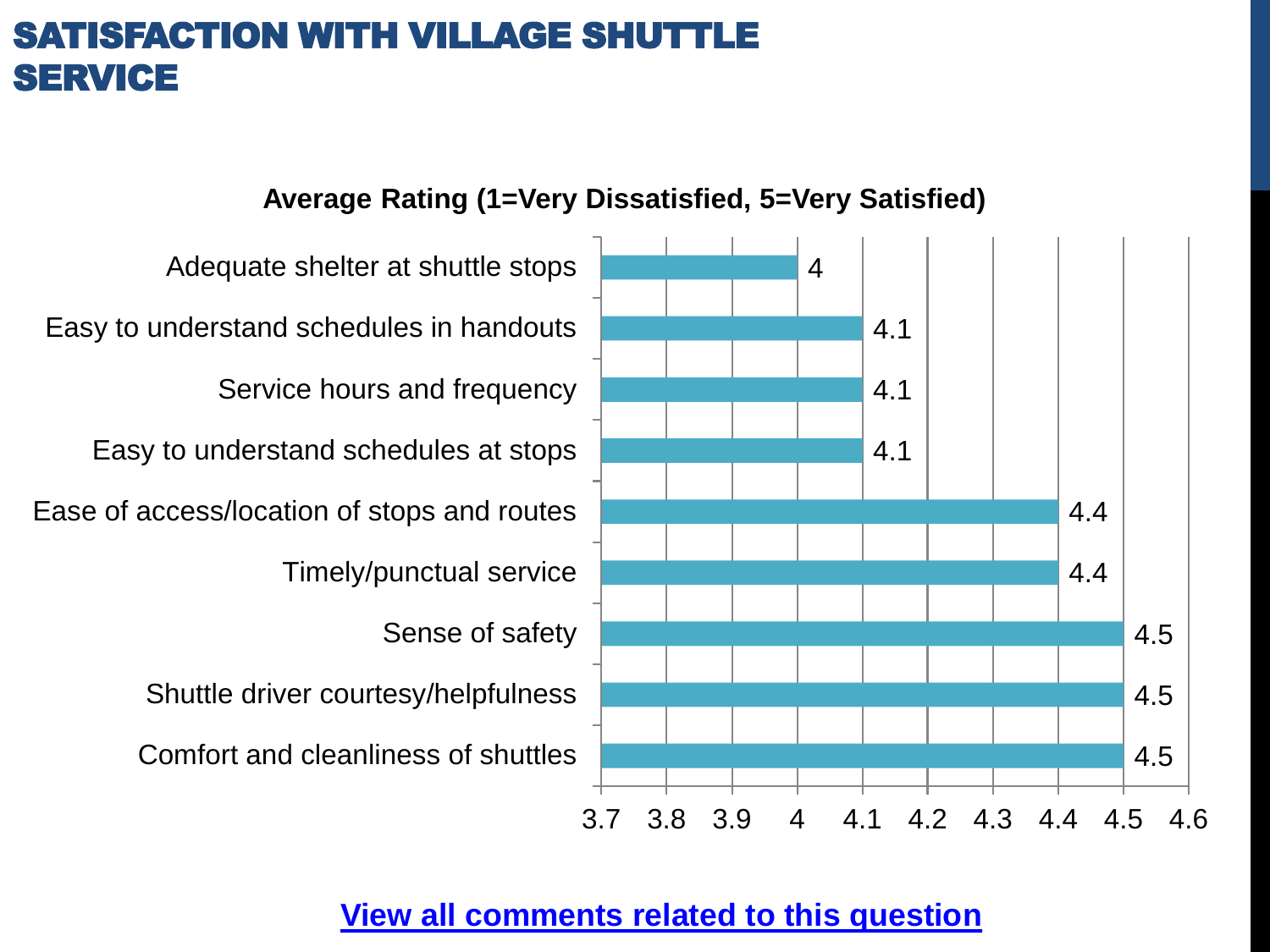# SATISFACTION WITH VILLAGE SHUTTLE SERVICE

**Average Rating (1=Very Dissatisfied, 5=Very Satisfied)**

| Item | Average Rating |
| --- | --- |
| Adequate shelter at shuttle stops | 4 |
| Easy to understand schedules in handouts | 4.1 |
| Service hours and frequency | 4.1 |
| Easy to understand schedules at stops | 4.1 |
| Ease of access/location of stops and routes | 4.4 |
| Timely/punctual service | 4.4 |
| Sense of safety | 4.5 |
| Shuttle driver courtesy/helpfulness | 4.5 |
| Comfort and cleanliness of shuttles | 4.5 |

[View all comments related to this question]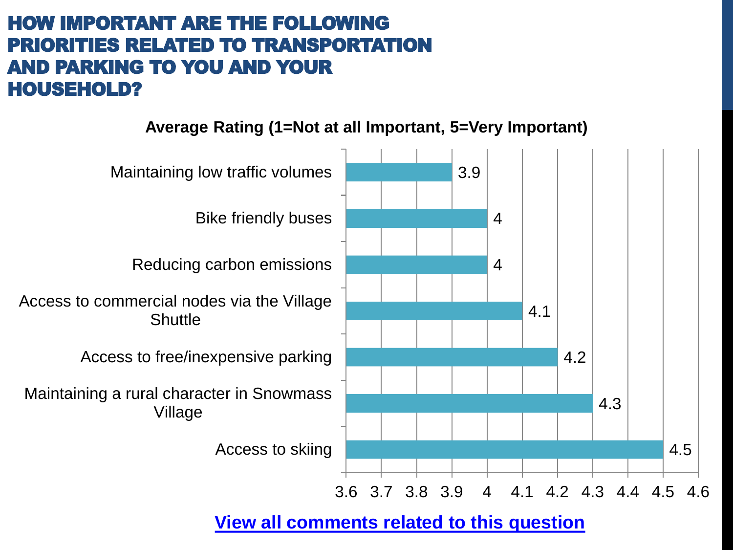# HOW IMPORTANT ARE THE FOLLOWING PRIORITIES RELATED TO TRANSPORTATION AND PARKING TO YOU AND YOUR HOUSEHOLD?

**Average Rating (1=Not at all Important, 5=Very Important)**

| Priority | Average Rating |
|---|---|
| Maintaining low traffic volumes | 3.9 |
| Bike friendly buses | 4 |
| Reducing carbon emissions | 4 |
| Access to commercial nodes via the Village Shuttle | 4.1 |
| Access to free/inexpensive parking | 4.2 |
| Maintaining a rural character in Snowmass Village | 4.3 |
| Access to skiing | 4.5 |

View all comments related to this question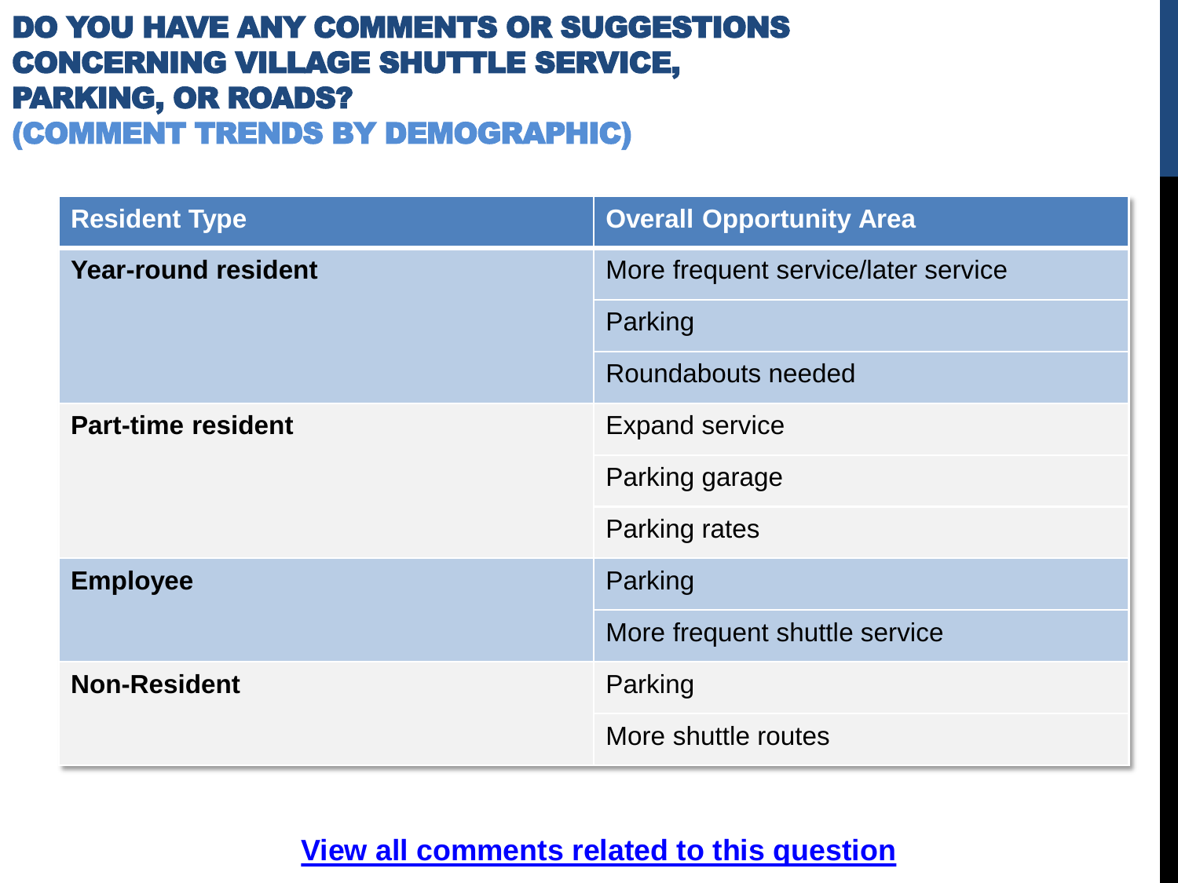# DO YOU HAVE ANY COMMENTS OR SUGGESTIONS CONCERNING VILLAGE SHUTTLE SERVICE, PARKING, OR ROADS?
## (COMMENT TRENDS BY DEMOGRAPHIC)

| Resident Type | Overall Opportunity Area |
| --- | --- |
| **Year-round resident** | More frequent service/later service |
| | Parking |
| | Roundabouts needed |
| **Part-time resident** | Expand service |
| | Parking garage |
| | Parking rates |
| **Employee** | Parking |
| | More frequent shuttle service |
| **Non-Resident** | Parking |
| | More shuttle routes |

View all comments related to this question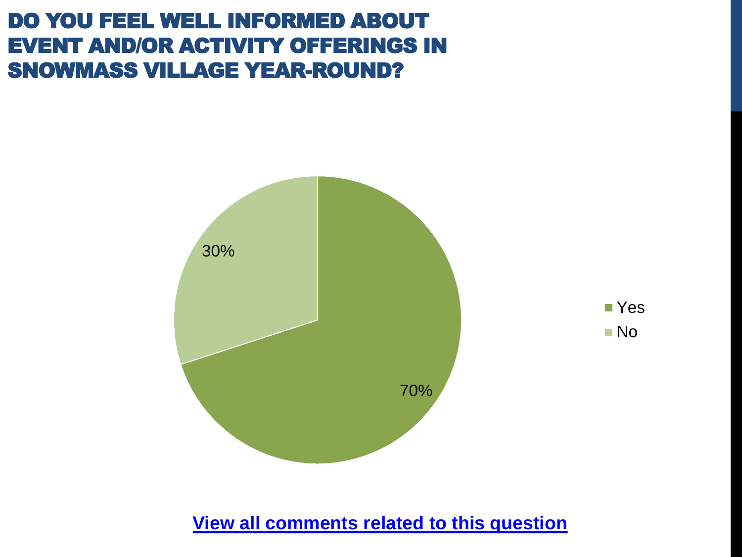# DO YOU FEEL WELL INFORMED ABOUT EVENT AND/OR ACTIVITY OFFERINGS IN SNOWMASS VILLAGE YEAR-ROUND?

| Response | Percentage |
| --- | --- |
| Yes | 70% |
| No | 30% |

[View all comments related to this question]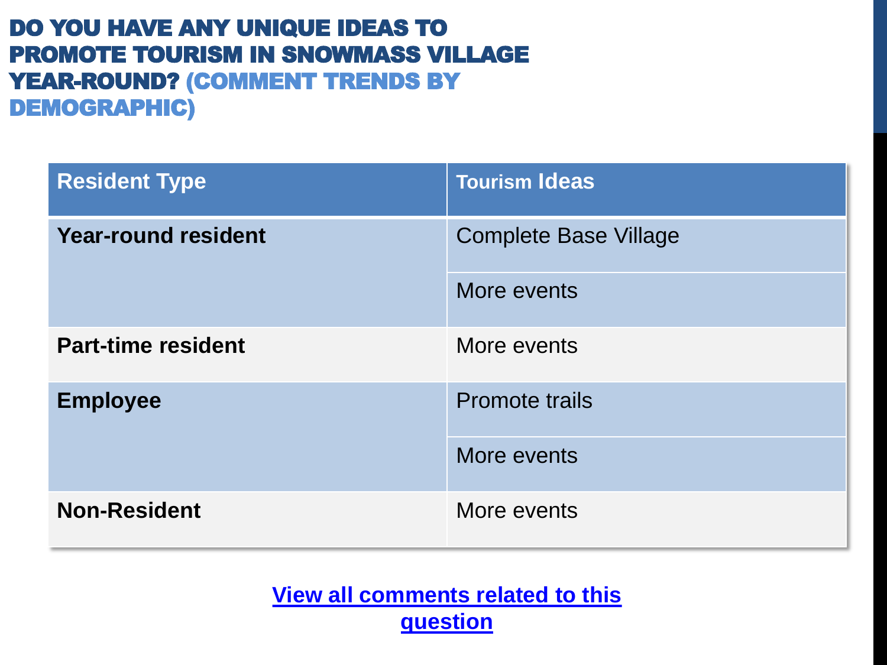# DO YOU HAVE ANY UNIQUE IDEAS TO PROMOTE TOURISM IN SNOWMASS VILLAGE YEAR-ROUND? (COMMENT TRENDS BY DEMOGRAPHIC)

| Resident Type | Tourism Ideas |
| --- | --- |
| **Year-round resident** | Complete Base Village |
| | More events |
| **Part-time resident** | More events |
| **Employee** | Promote trails |
| | More events |
| **Non-Resident** | More events |

View all comments related to this question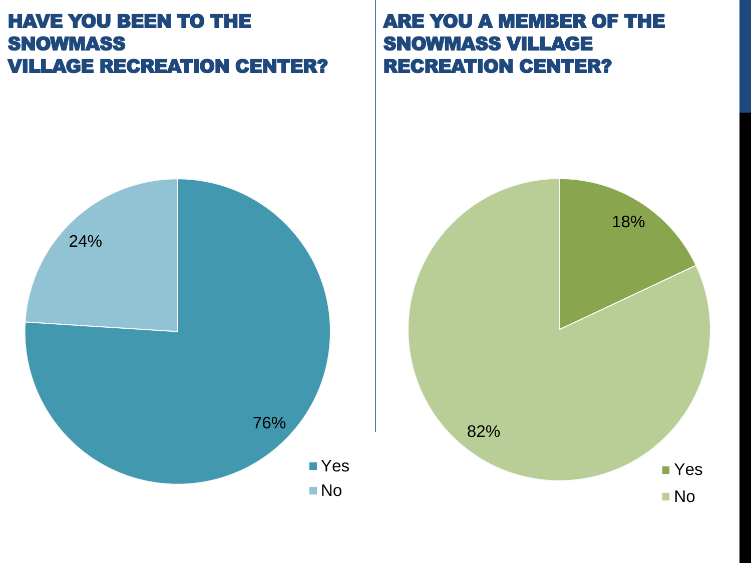## HAVE YOU BEEN TO THE SNOWMASS VILLAGE RECREATION CENTER?

| Response | Percent |
|---|---|
| Yes | 76% |
| No | 24% |

## ARE YOU A MEMBER OF THE SNOWMASS VILLAGE RECREATION CENTER?

| Response | Percent |
|---|---|
| Yes | 18% |
| No | 82% |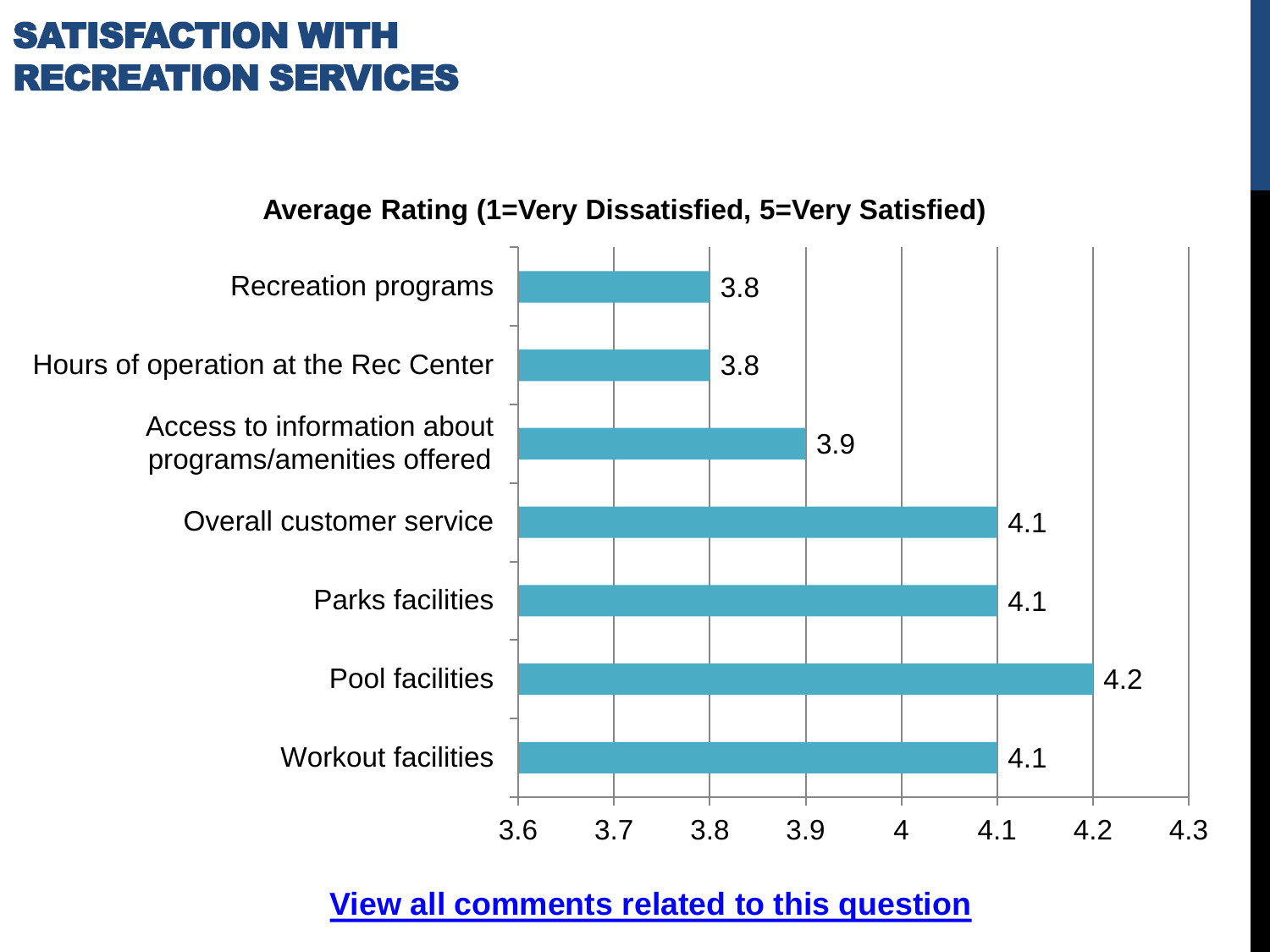# SATISFACTION WITH RECREATION SERVICES

**Average Rating (1=Very Dissatisfied, 5=Very Satisfied)**

| Service | Average Rating |
| --- | --- |
| Recreation programs | 3.8 |
| Hours of operation at the Rec Center | 3.8 |
| Access to information about programs/amenities offered | 3.9 |
| Overall customer service | 4.1 |
| Parks facilities | 4.1 |
| Pool facilities | 4.2 |
| Workout facilities | 4.1 |

[View all comments related to this question]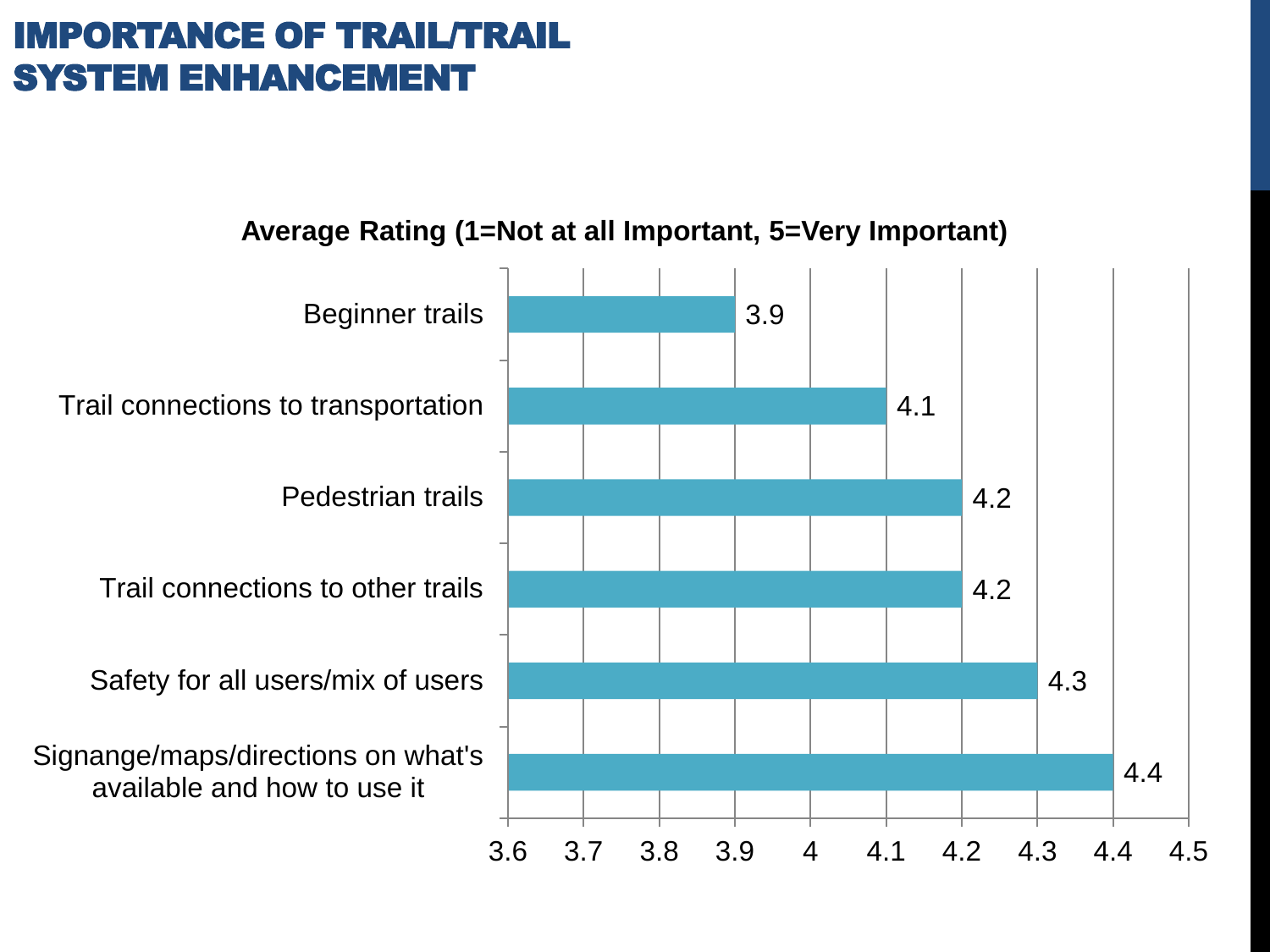# IMPORTANCE OF TRAIL/TRAIL SYSTEM ENHANCEMENT

**Average Rating (1=Not at all Important, 5=Very Important)**

| Item | Average Rating |
| --- | --- |
| Beginner trails | 3.9 |
| Trail connections to transportation | 4.1 |
| Pedestrian trails | 4.2 |
| Trail connections to other trails | 4.2 |
| Safety for all users/mix of users | 4.3 |
| Signange/maps/directions on what's available and how to use it | 4.4 |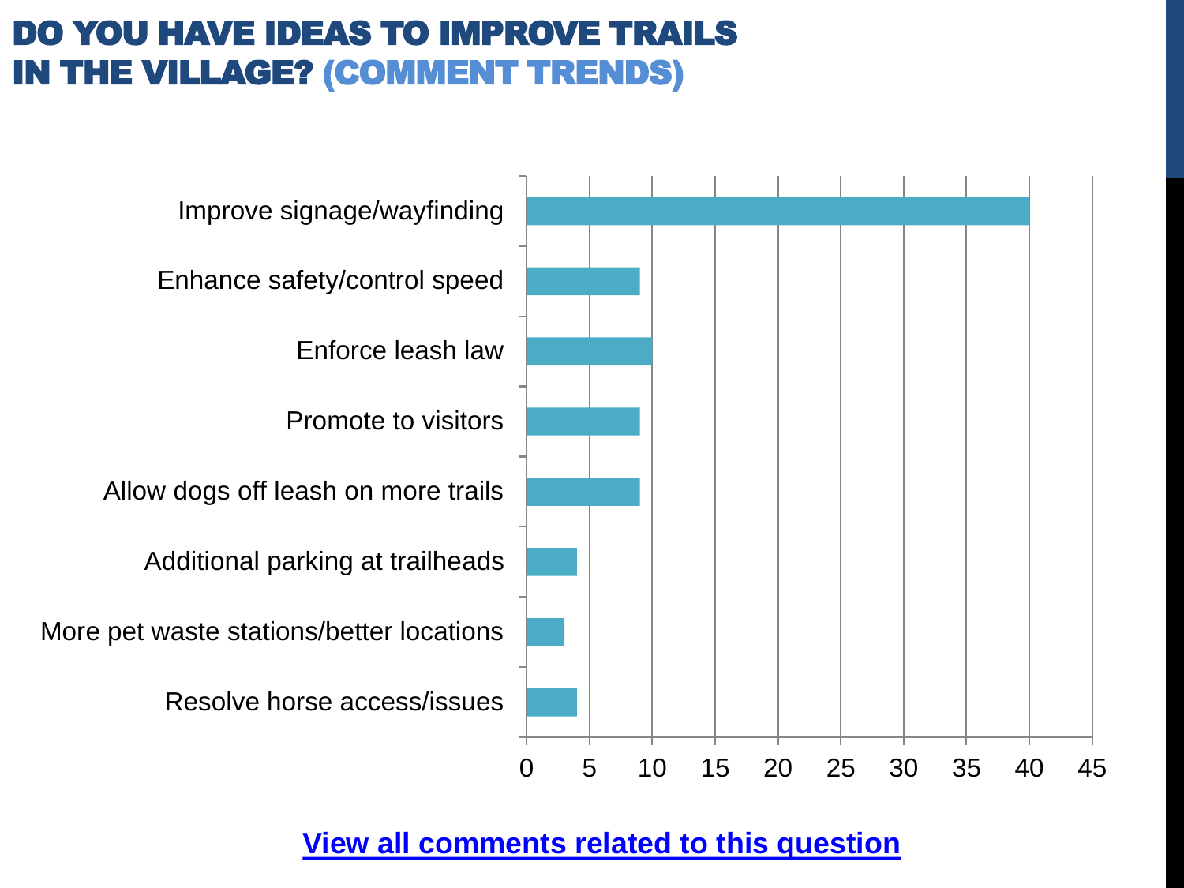# DO YOU HAVE IDEAS TO IMPROVE TRAILS IN THE VILLAGE? (COMMENT TRENDS)

| Comment Trend | Count |
|---|---|
| Improve signage/wayfinding | 40 |
| Enhance safety/control speed | 9 |
| Enforce leash law | 10 |
| Promote to visitors | 9 |
| Allow dogs off leash on more trails | 9 |
| Additional parking at trailheads | 4 |
| More pet waste stations/better locations | 3 |
| Resolve horse access/issues | 4 |

[View all comments related to this question]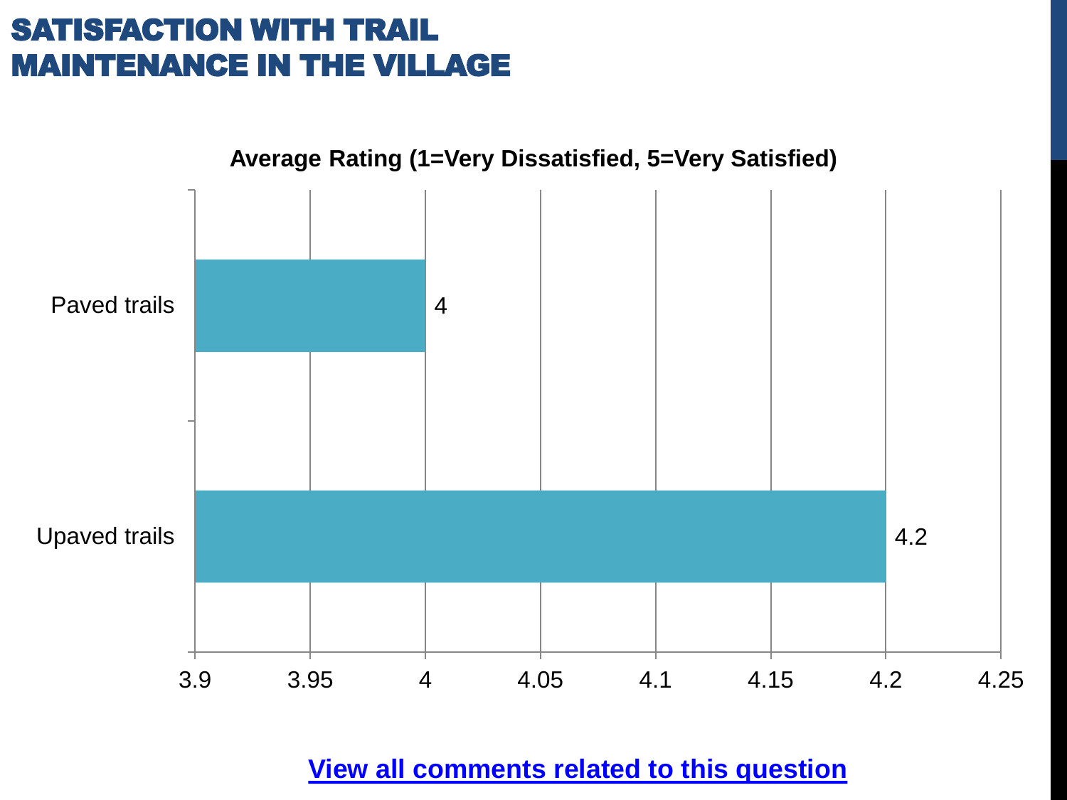# SATISFACTION WITH TRAIL MAINTENANCE IN THE VILLAGE

**Average Rating (1=Very Dissatisfied, 5=Very Satisfied)**

| Trail type | Average Rating |
|---|---|
| Paved trails | 4 |
| Upaved trails | 4.2 |

View all comments related to this question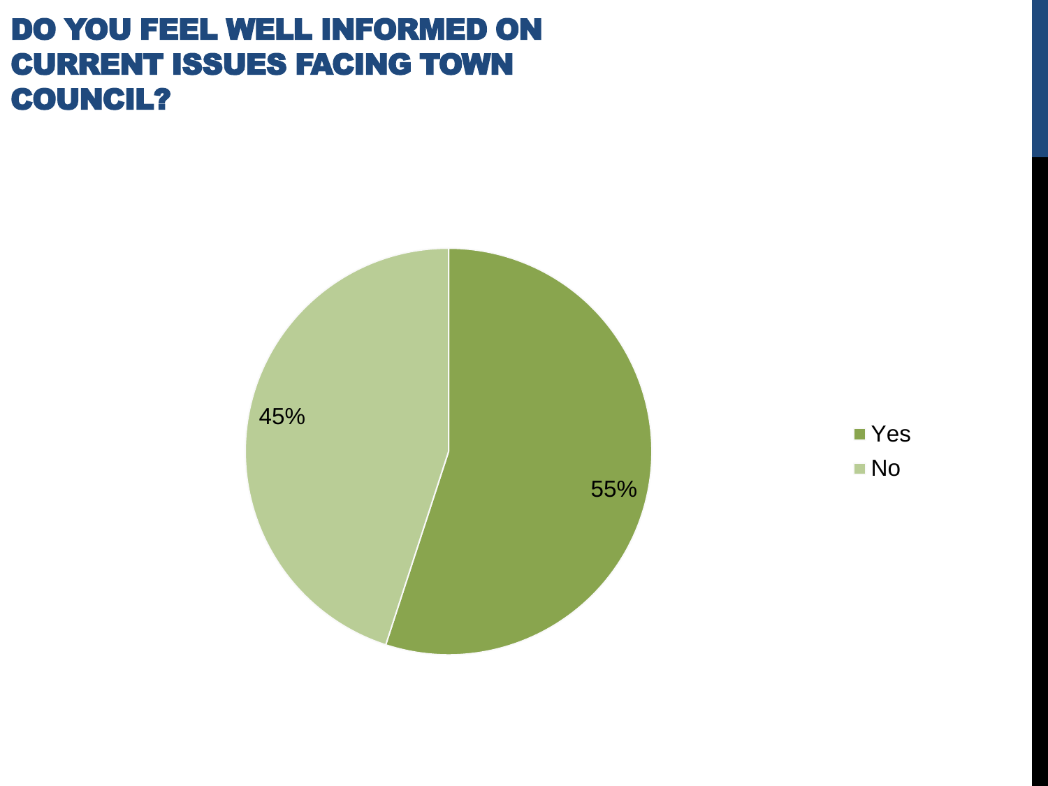# DO YOU FEEL WELL INFORMED ON CURRENT ISSUES FACING TOWN COUNCIL?

| Response | Percentage |
| --- | --- |
| Yes | 55% |
| No | 45% |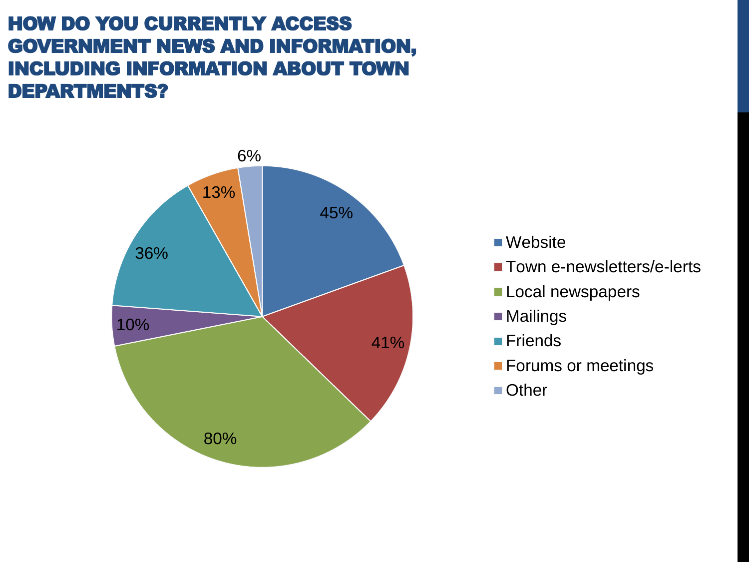# HOW DO YOU CURRENTLY ACCESS GOVERNMENT NEWS AND INFORMATION, INCLUDING INFORMATION ABOUT TOWN DEPARTMENTS?

| Source | Percentage |
|---|---|
| Website | 45% |
| Town e-newsletters/e-lerts | 41% |
| Local newspapers | 80% |
| Mailings | 10% |
| Friends | 36% |
| Forums or meetings | 13% |
| Other | 6% |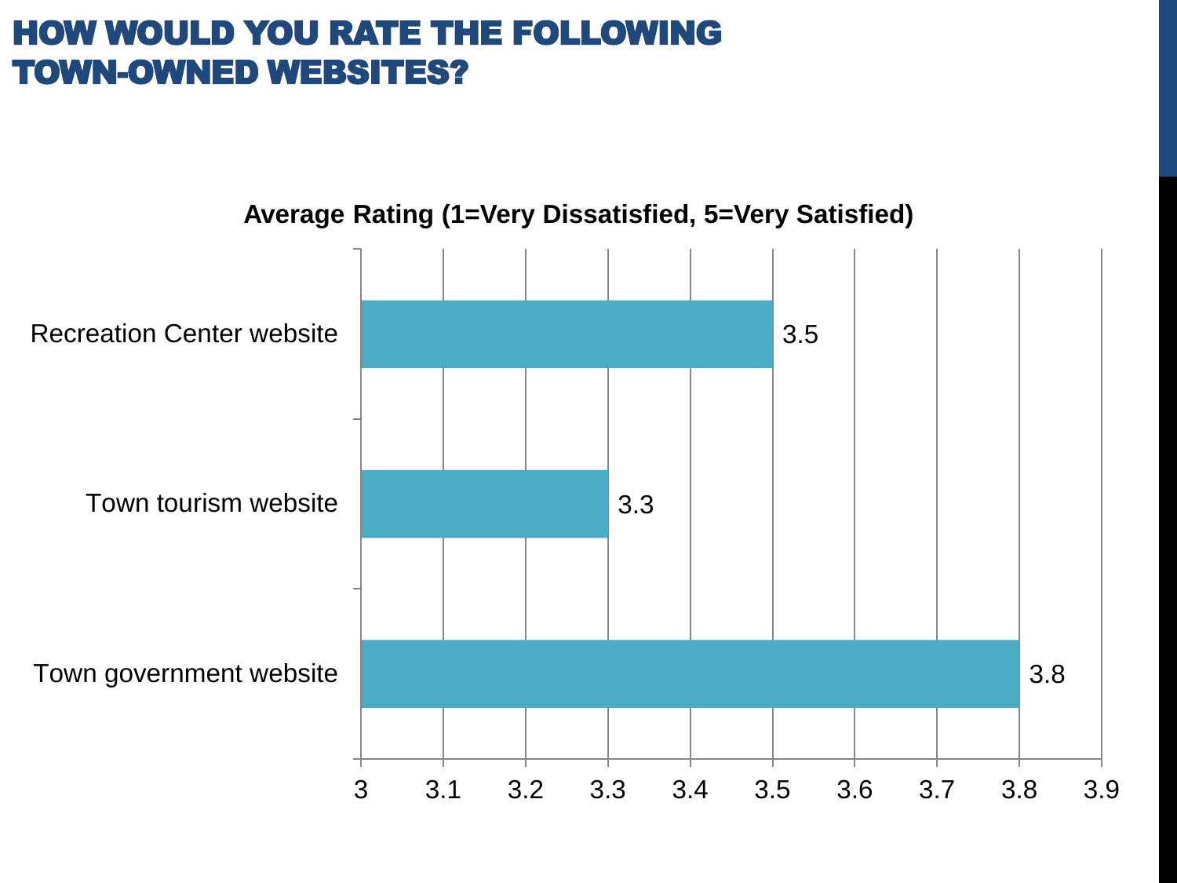# HOW WOULD YOU RATE THE FOLLOWING TOWN-OWNED WEBSITES?

**Average Rating (1=Very Dissatisfied, 5=Very Satisfied)**

| Website | Average Rating |
| --- | --- |
| Recreation Center website | 3.5 |
| Town tourism website | 3.3 |
| Town government website | 3.8 |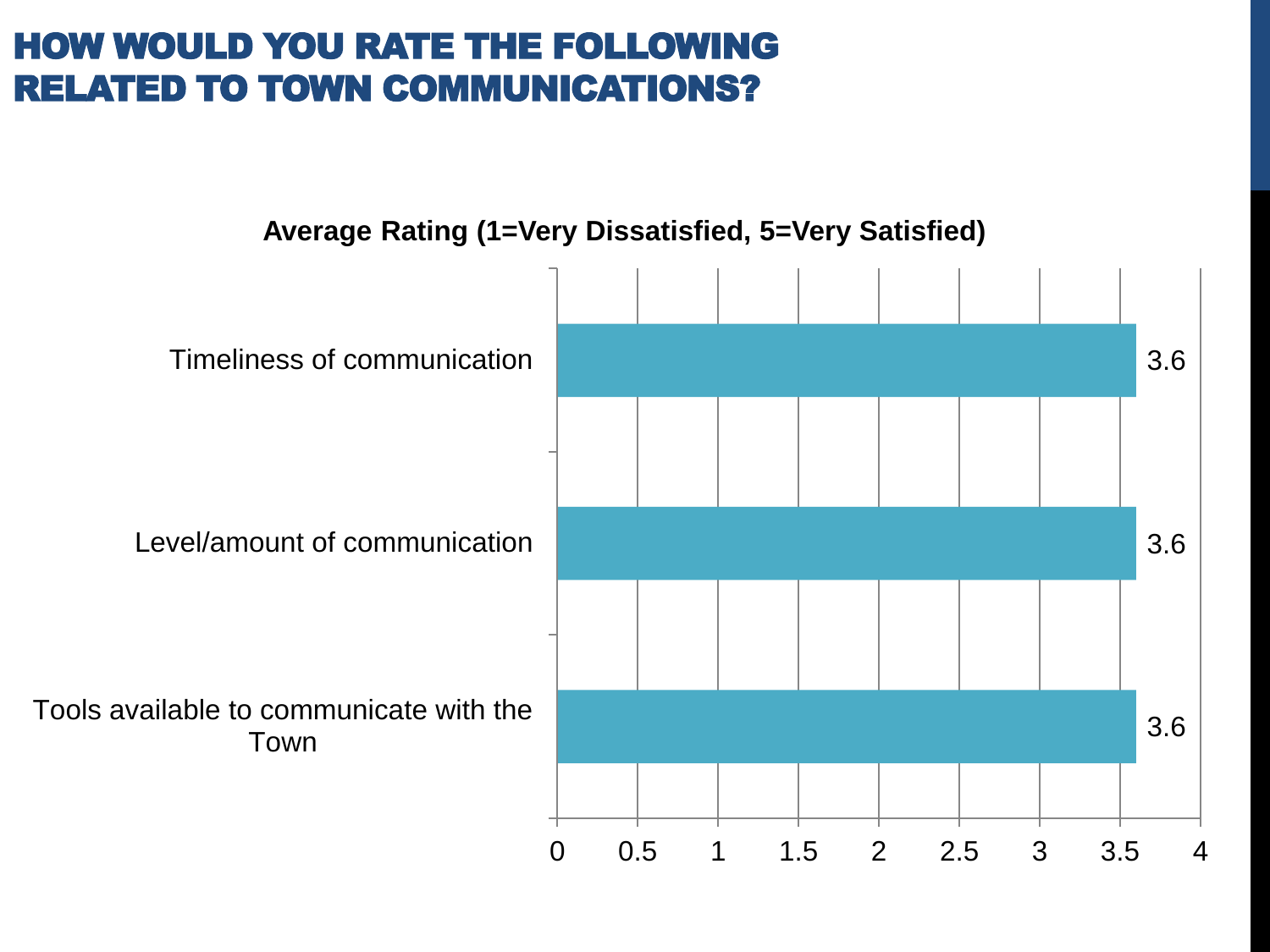# HOW WOULD YOU RATE THE FOLLOWING RELATED TO TOWN COMMUNICATIONS?

**Average Rating (1=Very Dissatisfied, 5=Very Satisfied)**

| Item | Average Rating |
| --- | --- |
| Timeliness of communication | 3.6 |
| Level/amount of communication | 3.6 |
| Tools available to communicate with the Town | 3.6 |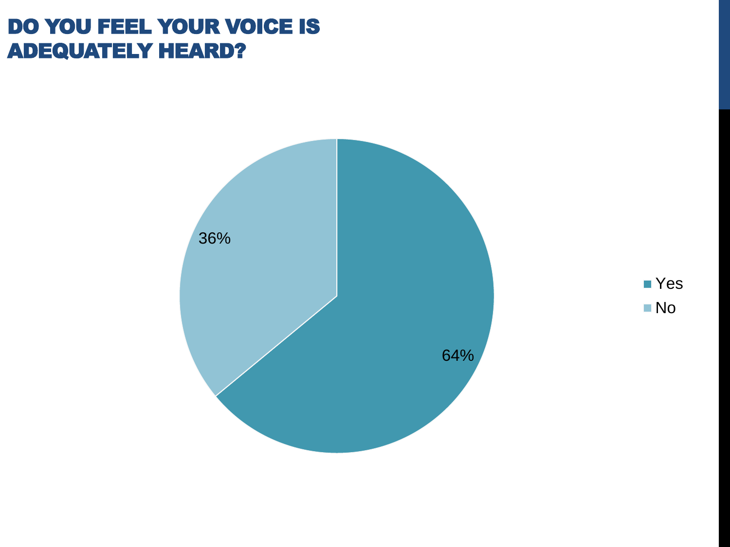# DO YOU FEEL YOUR VOICE IS ADEQUATELY HEARD?

| Response | Percentage |
|---|---|
| Yes | 64% |
| No | 36% |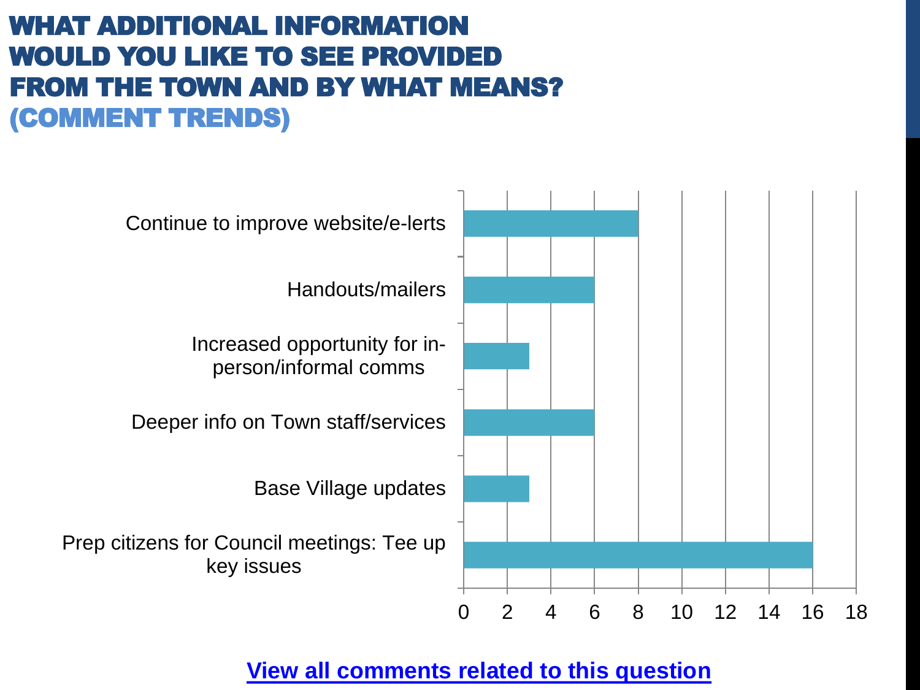# WHAT ADDITIONAL INFORMATION WOULD YOU LIKE TO SEE PROVIDED FROM THE TOWN AND BY WHAT MEANS? (COMMENT TRENDS)

| Comment Trend | Count |
| --- | --- |
| Continue to improve website/e-lerts | 8 |
| Handouts/mailers | 6 |
| Increased opportunity for in-person/informal comms | 3 |
| Deeper info on Town staff/services | 6 |
| Base Village updates | 3 |
| Prep citizens for Council meetings: Tee up key issues | 16 |

**View all comments related to this question**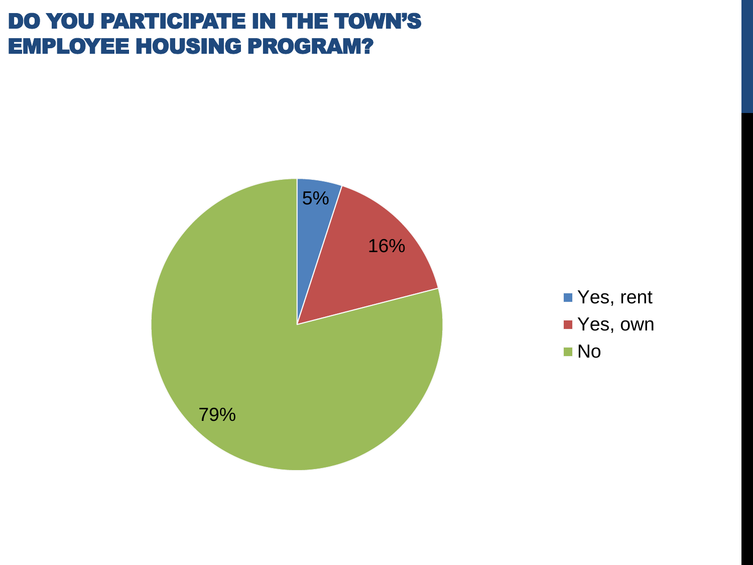# DO YOU PARTICIPATE IN THE TOWN'S EMPLOYEE HOUSING PROGRAM?

| Response | Percent |
| --- | --- |
| Yes, rent | 5% |
| Yes, own | 16% |
| No | 79% |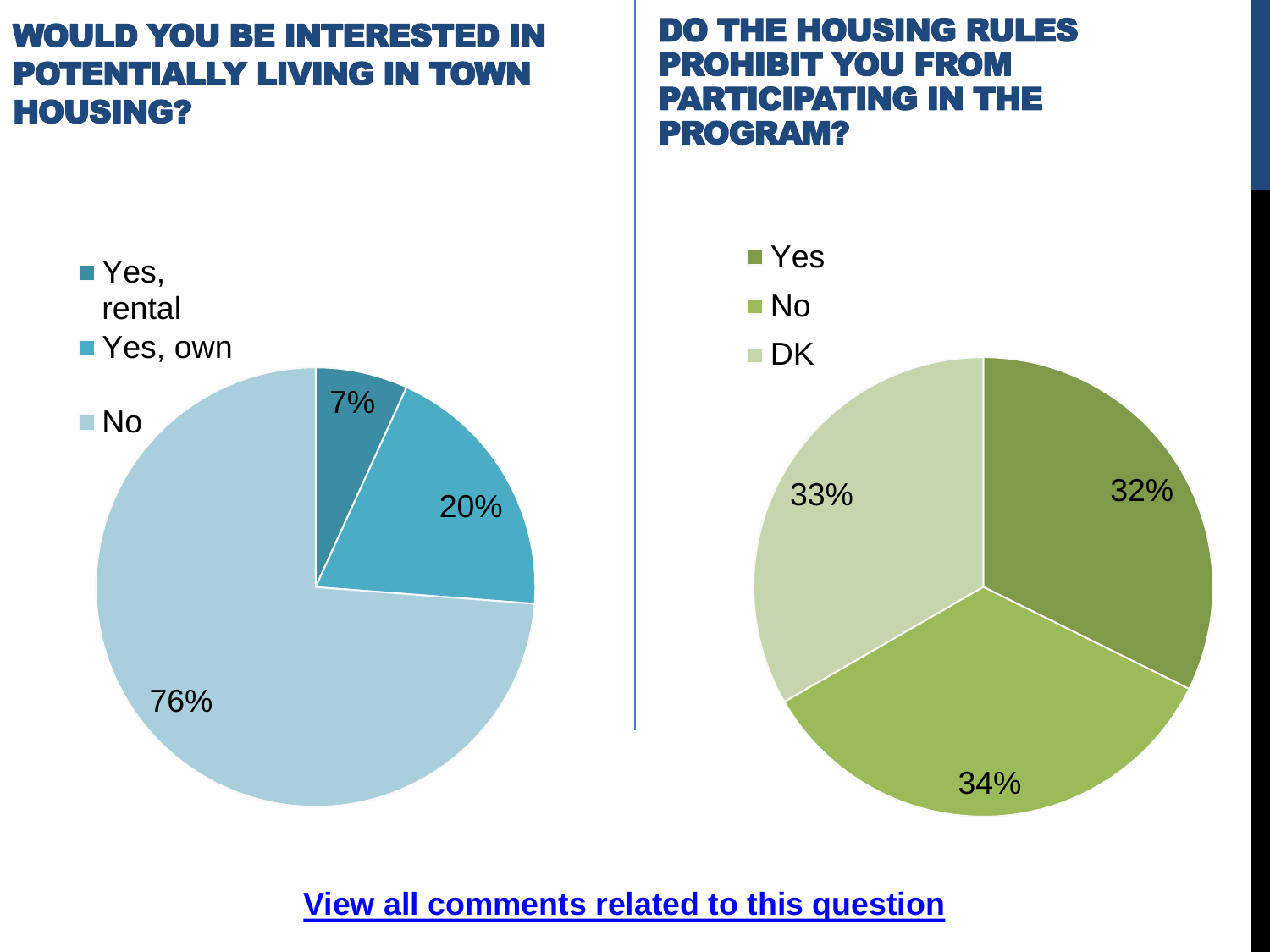## WOULD YOU BE INTERESTED IN POTENTIALLY LIVING IN TOWN HOUSING?

| Response | Percentage |
| --- | --- |
| Yes, rental | 7% |
| Yes, own | 20% |
| No | 76% |

## DO THE HOUSING RULES PROHIBIT YOU FROM PARTICIPATING IN THE PROGRAM?

| Response | Percentage |
| --- | --- |
| Yes | 32% |
| No | 34% |
| DK | 33% |

[View all comments related to this question]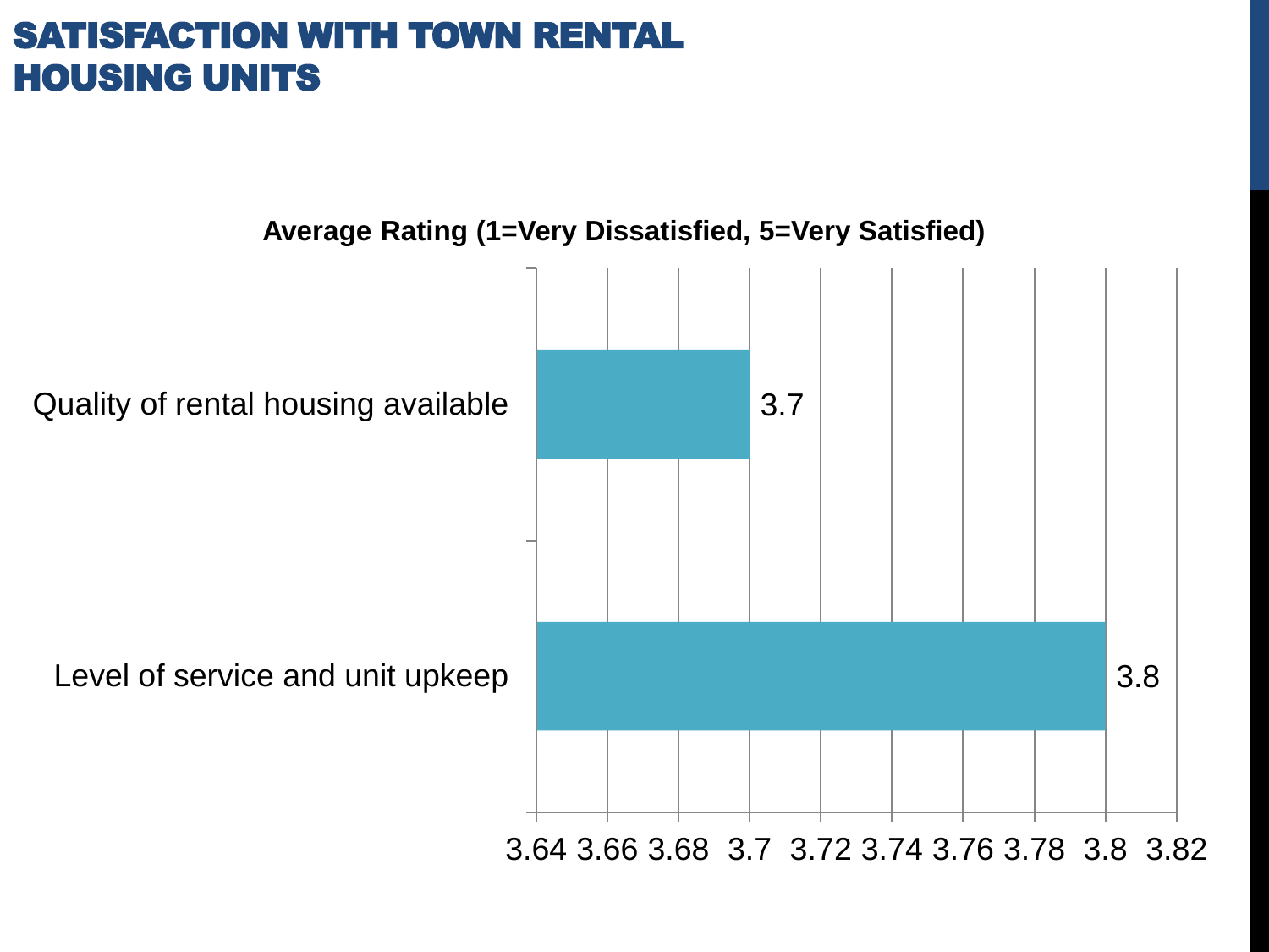# SATISFACTION WITH TOWN RENTAL HOUSING UNITS

**Average Rating (1=Very Dissatisfied, 5=Very Satisfied)**

| Item | Average Rating |
| --- | --- |
| Quality of rental housing available | 3.7 |
| Level of service and unit upkeep | 3.8 |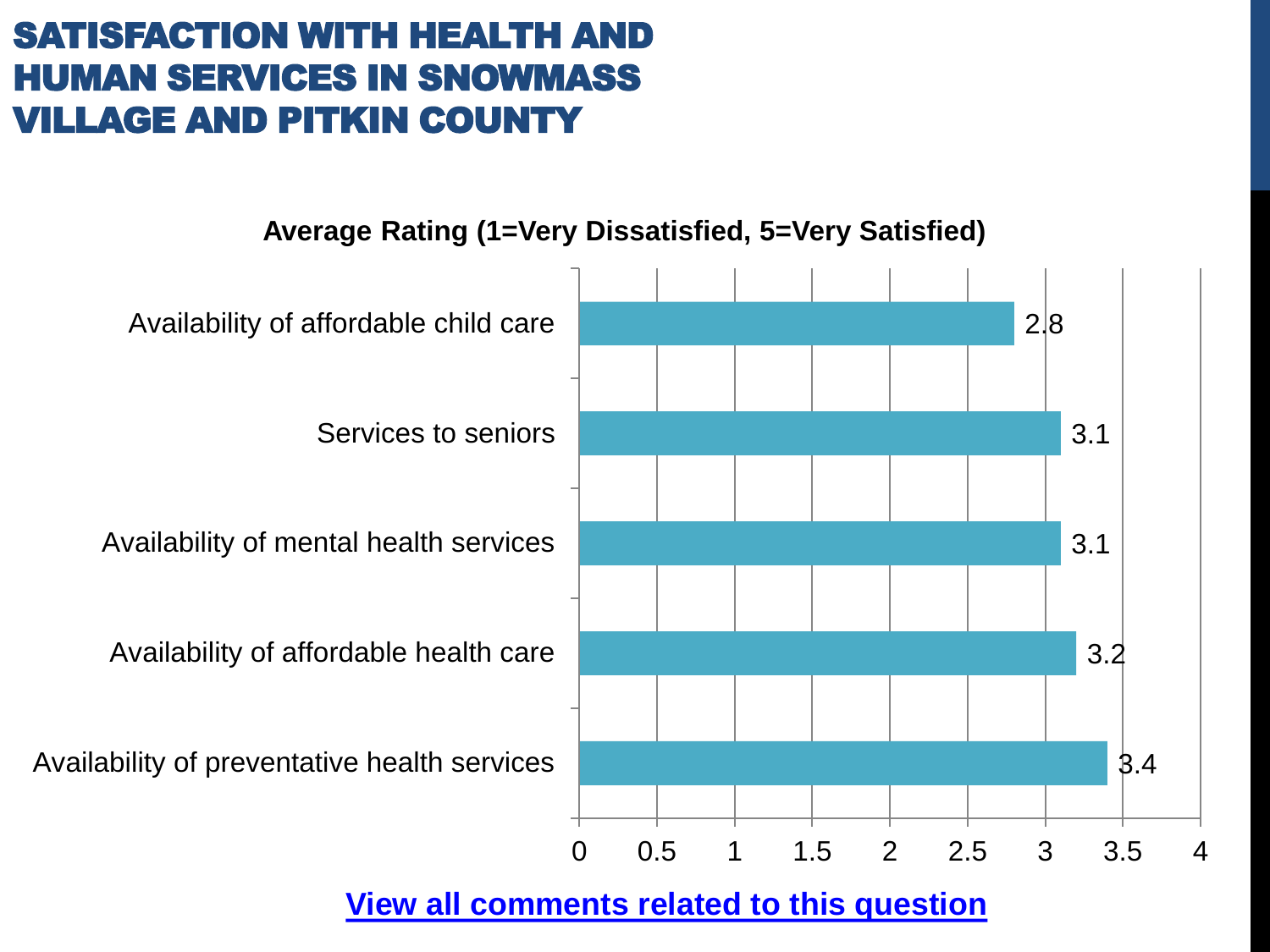# SATISFACTION WITH HEALTH AND HUMAN SERVICES IN SNOWMASS VILLAGE AND PITKIN COUNTY

**Average Rating (1=Very Dissatisfied, 5=Very Satisfied)**

| Service | Average Rating |
|---|---|
| Availability of affordable child care | 2.8 |
| Services to seniors | 3.1 |
| Availability of mental health services | 3.1 |
| Availability of affordable health care | 3.2 |
| Availability of preventative health services | 3.4 |

**View all comments related to this question**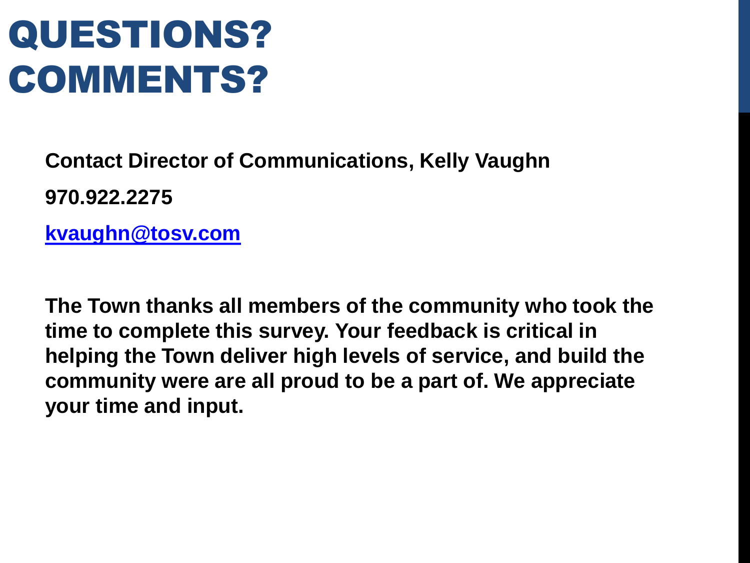# QUESTIONS? COMMENTS?

**Contact Director of Communications, Kelly Vaughn**

**970.922.2275**

**kvaughn@tosv.com**

**The Town thanks all members of the community who took the time to complete this survey. Your feedback is critical in helping the Town deliver high levels of service, and build the community were are all proud to be a part of. We appreciate your time and input.**